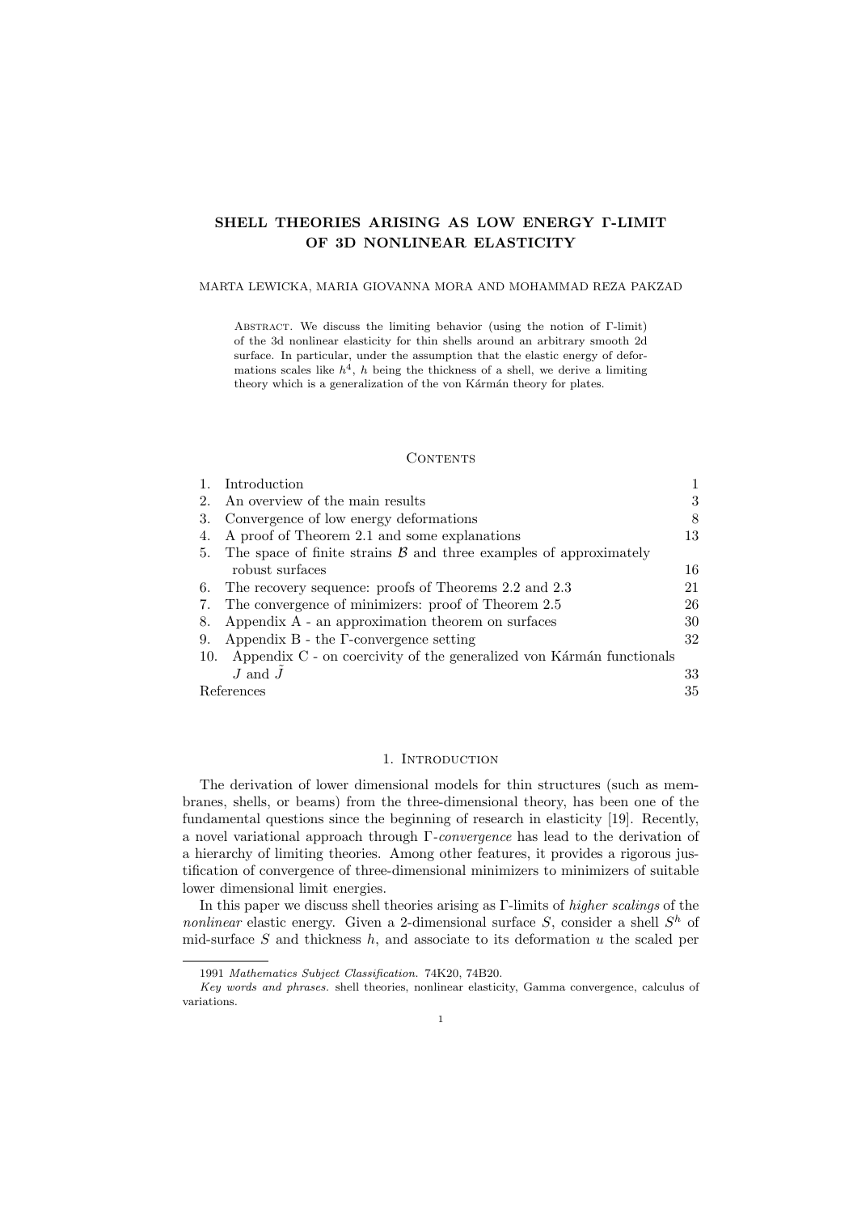# SHELL THEORIES ARISING AS LOW ENERGY Γ-LIMIT OF 3D NONLINEAR ELASTICITY

MARTA LEWICKA, MARIA GIOVANNA MORA AND MOHAMMAD REZA PAKZAD

Abstract. We discuss the limiting behavior (using the notion of Γ-limit) of the 3d nonlinear elasticity for thin shells around an arbitrary smooth 2d surface. In particular, under the assumption that the elastic energy of deformations scales like $h^4$, $h$ being the thickness of a shell, we derive a limiting theory which is a generalization of the von Kármán theory for plates.

## Contents

| | | |
|---|---|---|
| 1. | Introduction | 1 |
| 2. | An overview of the main results | 3 |
| 3. | Convergence of low energy deformations | 8 |
| 4. | A proof of Theorem 2.1 and some explanations | 13 |
| 5. | The space of finite strains $\mathcal{B}$ and three examples of approximately robust surfaces | 16 |
| 6. | The recovery sequence: proofs of Theorems 2.2 and 2.3 | 21 |
| 7. | The convergence of minimizers: proof of Theorem 2.5 | 26 |
| 8. | Appendix A - an approximation theorem on surfaces | 30 |
| 9. | Appendix B - the Γ-convergence setting | 32 |
| 10. | Appendix C - on coercivity of the generalized von Kármán functionals $J$ and $\tilde{J}$ | 33 |
| | References | 35 |

## 1. Introduction

The derivation of lower dimensional models for thin structures (such as membranes, shells, or beams) from the three-dimensional theory, has been one of the fundamental questions since the beginning of research in elasticity [19]. Recently, a novel variational approach through Γ-*convergence* has lead to the derivation of a hierarchy of limiting theories. Among other features, it provides a rigorous justification of convergence of three-dimensional minimizers to minimizers of suitable lower dimensional limit energies.

In this paper we discuss shell theories arising as Γ-limits of *higher scalings* of the *nonlinear* elastic energy. Given a 2-dimensional surface $S$, consider a shell $S^h$ of mid-surface $S$ and thickness $h$, and associate to its deformation $u$ the scaled per

1991 *Mathematics Subject Classification.* 74K20, 74B20.

*Key words and phrases.* shell theories, nonlinear elasticity, Gamma convergence, calculus of variations.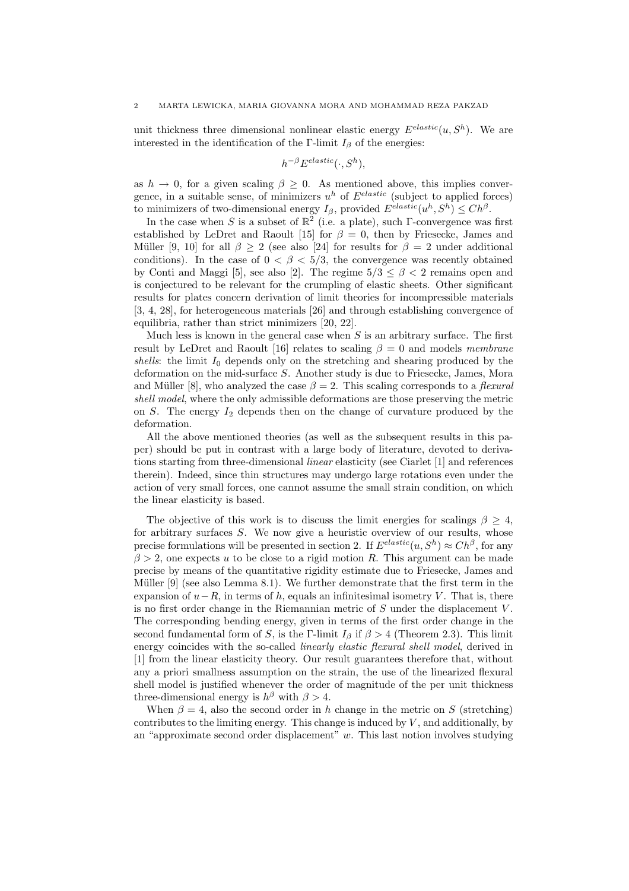unit thickness three dimensional nonlinear elastic energy $E^{elastic}(u, S^h)$. We are interested in the identification of the Γ-limit $I_\beta$ of the energies:

$$h^{-\beta} E^{elastic}(\cdot, S^h),$$

as $h \to 0$, for a given scaling $\beta \geq 0$. As mentioned above, this implies convergence, in a suitable sense, of minimizers $u^h$ of $E^{elastic}$ (subject to applied forces) to minimizers of two-dimensional energy $I_\beta$, provided $E^{elastic}(u^h, S^h) \leq Ch^\beta$.

In the case when $S$ is a subset of $\mathbb{R}^2$ (i.e. a plate), such Γ-convergence was first established by LeDret and Raoult [15] for $\beta = 0$, then by Friesecke, James and Müller [9, 10] for all $\beta \geq 2$ (see also [24] for results for $\beta = 2$ under additional conditions). In the case of $0 < \beta < 5/3$, the convergence was recently obtained by Conti and Maggi [5], see also [2]. The regime $5/3 \leq \beta < 2$ remains open and is conjectured to be relevant for the crumpling of elastic sheets. Other significant results for plates concern derivation of limit theories for incompressible materials [3, 4, 28], for heterogeneous materials [26] and through establishing convergence of equilibria, rather than strict minimizers [20, 22].

Much less is known in the general case when $S$ is an arbitrary surface. The first result by LeDret and Raoult [16] relates to scaling $\beta = 0$ and models *membrane shells*: the limit $I_0$ depends only on the stretching and shearing produced by the deformation on the mid-surface $S$. Another study is due to Friesecke, James, Mora and Müller [8], who analyzed the case $\beta = 2$. This scaling corresponds to a *flexural shell model*, where the only admissible deformations are those preserving the metric on $S$. The energy $I_2$ depends then on the change of curvature produced by the deformation.

All the above mentioned theories (as well as the subsequent results in this paper) should be put in contrast with a large body of literature, devoted to derivations starting from three-dimensional *linear* elasticity (see Ciarlet [1] and references therein). Indeed, since thin structures may undergo large rotations even under the action of very small forces, one cannot assume the small strain condition, on which the linear elasticity is based.

The objective of this work is to discuss the limit energies for scalings $\beta \geq 4$, for arbitrary surfaces $S$. We now give a heuristic overview of our results, whose precise formulations will be presented in section 2. If $E^{elastic}(u, S^h) \approx Ch^\beta$, for any $\beta > 2$, one expects $u$ to be close to a rigid motion $R$. This argument can be made precise by means of the quantitative rigidity estimate due to Friesecke, James and Müller [9] (see also Lemma 8.1). We further demonstrate that the first term in the expansion of $u - R$, in terms of $h$, equals an infinitesimal isometry $V$. That is, there is no first order change in the Riemannian metric of $S$ under the displacement $V$. The corresponding bending energy, given in terms of the first order change in the second fundamental form of $S$, is the Γ-limit $I_\beta$ if $\beta > 4$ (Theorem 2.3). This limit energy coincides with the so-called *linearly elastic flexural shell model*, derived in [1] from the linear elasticity theory. Our result guarantees therefore that, without any a priori smallness assumption on the strain, the use of the linearized flexural shell model is justified whenever the order of magnitude of the per unit thickness three-dimensional energy is $h^\beta$ with $\beta > 4$.

When $\beta = 4$, also the second order in $h$ change in the metric on $S$ (stretching) contributes to the limiting energy. This change is induced by $V$, and additionally, by an "approximate second order displacement" $w$. This last notion involves studying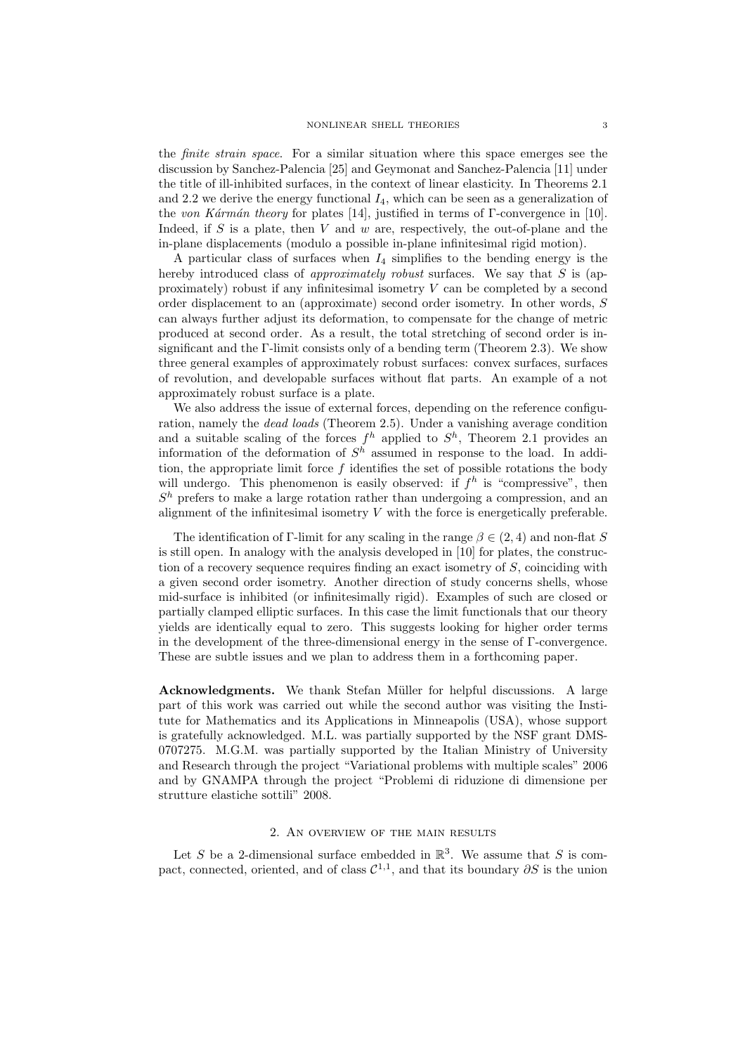the *finite strain space*. For a similar situation where this space emerges see the discussion by Sanchez-Palencia [25] and Geymonat and Sanchez-Palencia [11] under the title of ill-inhibited surfaces, in the context of linear elasticity. In Theorems 2.1 and 2.2 we derive the energy functional $I_4$, which can be seen as a generalization of the *von Kármán theory* for plates [14], justified in terms of Γ-convergence in [10]. Indeed, if $S$ is a plate, then $V$ and $w$ are, respectively, the out-of-plane and the in-plane displacements (modulo a possible in-plane infinitesimal rigid motion).

A particular class of surfaces when $I_4$ simplifies to the bending energy is the hereby introduced class of *approximately robust* surfaces. We say that $S$ is (approximately) robust if any infinitesimal isometry $V$ can be completed by a second order displacement to an (approximate) second order isometry. In other words, $S$ can always further adjust its deformation, to compensate for the change of metric produced at second order. As a result, the total stretching of second order is insignificant and the Γ-limit consists only of a bending term (Theorem 2.3). We show three general examples of approximately robust surfaces: convex surfaces, surfaces of revolution, and developable surfaces without flat parts. An example of a not approximately robust surface is a plate.

We also address the issue of external forces, depending on the reference configuration, namely the *dead loads* (Theorem 2.5). Under a vanishing average condition and a suitable scaling of the forces $f^h$ applied to $S^h$, Theorem 2.1 provides an information of the deformation of $S^h$ assumed in response to the load. In addition, the appropriate limit force $f$ identifies the set of possible rotations the body will undergo. This phenomenon is easily observed: if $f^h$ is "compressive", then $S^h$ prefers to make a large rotation rather than undergoing a compression, and an alignment of the infinitesimal isometry $V$ with the force is energetically preferable.

The identification of Γ-limit for any scaling in the range $\beta \in (2, 4)$ and non-flat $S$ is still open. In analogy with the analysis developed in [10] for plates, the construction of a recovery sequence requires finding an exact isometry of $S$, coinciding with a given second order isometry. Another direction of study concerns shells, whose mid-surface is inhibited (or infinitesimally rigid). Examples of such are closed or partially clamped elliptic surfaces. In this case the limit functionals that our theory yields are identically equal to zero. This suggests looking for higher order terms in the development of the three-dimensional energy in the sense of Γ-convergence. These are subtle issues and we plan to address them in a forthcoming paper.

**Acknowledgments.** We thank Stefan Müller for helpful discussions. A large part of this work was carried out while the second author was visiting the Institute for Mathematics and its Applications in Minneapolis (USA), whose support is gratefully acknowledged. M.L. was partially supported by the NSF grant DMS-0707275. M.G.M. was partially supported by the Italian Ministry of University and Research through the project "Variational problems with multiple scales" 2006 and by GNAMPA through the project "Problemi di riduzione di dimensione per strutture elastiche sottili" 2008.

## 2. An overview of the main results

Let $S$ be a 2-dimensional surface embedded in $\mathbb{R}^3$. We assume that $S$ is compact, connected, oriented, and of class $\mathcal{C}^{1,1}$, and that its boundary $\partial S$ is the union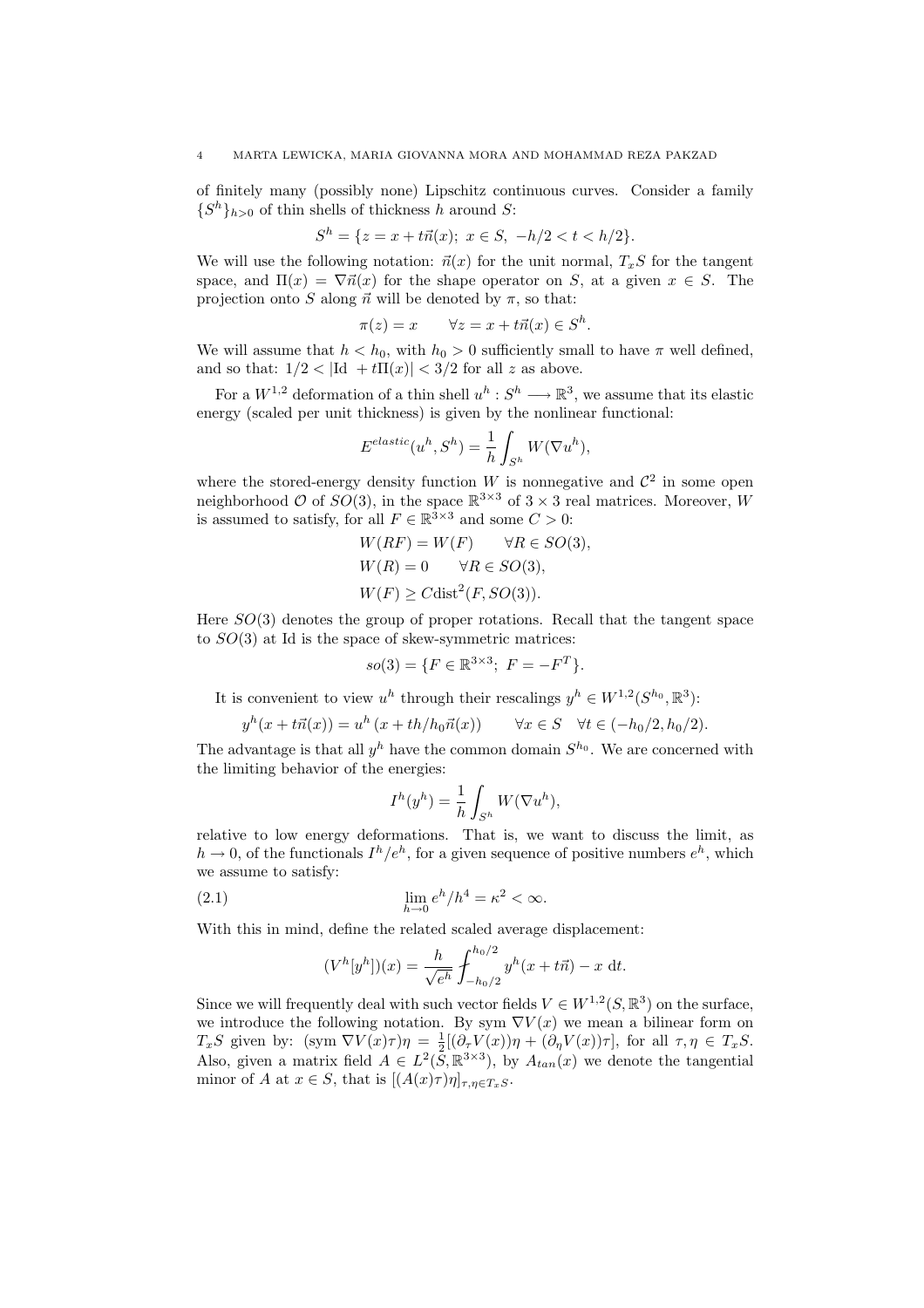of finitely many (possibly none) Lipschitz continuous curves. Consider a family $\{S^h\}_{h>0}$ of thin shells of thickness $h$ around $S$:

$$S^h = \{z = x + t\vec{n}(x);\ x \in S,\ -h/2 < t < h/2\}.$$

We will use the following notation: $\vec{n}(x)$ for the unit normal, $T_xS$ for the tangent space, and $\Pi(x) = \nabla\vec{n}(x)$ for the shape operator on $S$, at a given $x \in S$. The projection onto $S$ along $\vec{n}$ will be denoted by $\pi$, so that:

$$\pi(z) = x \qquad \forall z = x + t\vec{n}(x) \in S^h.$$

We will assume that $h < h_0$, with $h_0 > 0$ sufficiently small to have $\pi$ well defined, and so that: $1/2 < |\mathrm{Id}\ + t\Pi(x)| < 3/2$ for all $z$ as above.

For a $W^{1,2}$ deformation of a thin shell $u^h : S^h \longrightarrow \mathbb{R}^3$, we assume that its elastic energy (scaled per unit thickness) is given by the nonlinear functional:

$$E^{elastic}(u^h, S^h) = \frac{1}{h}\int_{S^h} W(\nabla u^h),$$

where the stored-energy density function $W$ is nonnegative and $\mathcal{C}^2$ in some open neighborhood $\mathcal{O}$ of $SO(3)$, in the space $\mathbb{R}^{3\times 3}$ of $3\times 3$ real matrices. Moreover, $W$ is assumed to satisfy, for all $F \in \mathbb{R}^{3\times 3}$ and some $C > 0$:

$$\begin{aligned}
&W(RF) = W(F) \qquad \forall R \in SO(3),\\
&W(R) = 0 \qquad \forall R \in SO(3),\\
&W(F) \geq C\mathrm{dist}^2(F, SO(3)).
\end{aligned}$$

Here $SO(3)$ denotes the group of proper rotations. Recall that the tangent space to $SO(3)$ at Id is the space of skew-symmetric matrices:

$$so(3) = \{F \in \mathbb{R}^{3\times 3};\ F = -F^T\}.$$

It is convenient to view $u^h$ through their rescalings $y^h \in W^{1,2}(S^{h_0}, \mathbb{R}^3)$:

$$y^h(x + t\vec{n}(x)) = u^h\left(x + th/h_0\vec{n}(x)\right) \qquad \forall x \in S \quad \forall t \in (-h_0/2, h_0/2).$$

The advantage is that all $y^h$ have the common domain $S^{h_0}$. We are concerned with the limiting behavior of the energies:

$$I^h(y^h) = \frac{1}{h}\int_{S^h} W(\nabla u^h),$$

relative to low energy deformations. That is, we want to discuss the limit, as $h \to 0$, of the functionals $I^h/e^h$, for a given sequence of positive numbers $e^h$, which we assume to satisfy:

$$\lim_{h\to 0} e^h/h^4 = \kappa^2 < \infty. \tag{2.1}$$

With this in mind, define the related scaled average displacement:

$$(V^h[y^h])(x) = \frac{h}{\sqrt{e^h}} \fint_{-h_0/2}^{h_0/2} y^h(x + t\vec{n}) - x \ \mathrm{d}t.$$

Since we will frequently deal with such vector fields $V \in W^{1,2}(S, \mathbb{R}^3)$ on the surface, we introduce the following notation. By sym $\nabla V(x)$ we mean a bilinear form on $T_xS$ given by: $(\mathrm{sym}\ \nabla V(x)\tau)\eta = \frac{1}{2}[(\partial_\tau V(x))\eta + (\partial_\eta V(x))\tau]$, for all $\tau, \eta \in T_xS$. Also, given a matrix field $A \in L^2(S, \mathbb{R}^{3\times 3})$, by $A_{tan}(x)$ we denote the tangential minor of $A$ at $x \in S$, that is $[(A(x)\tau)\eta]_{\tau,\eta\in T_xS}$.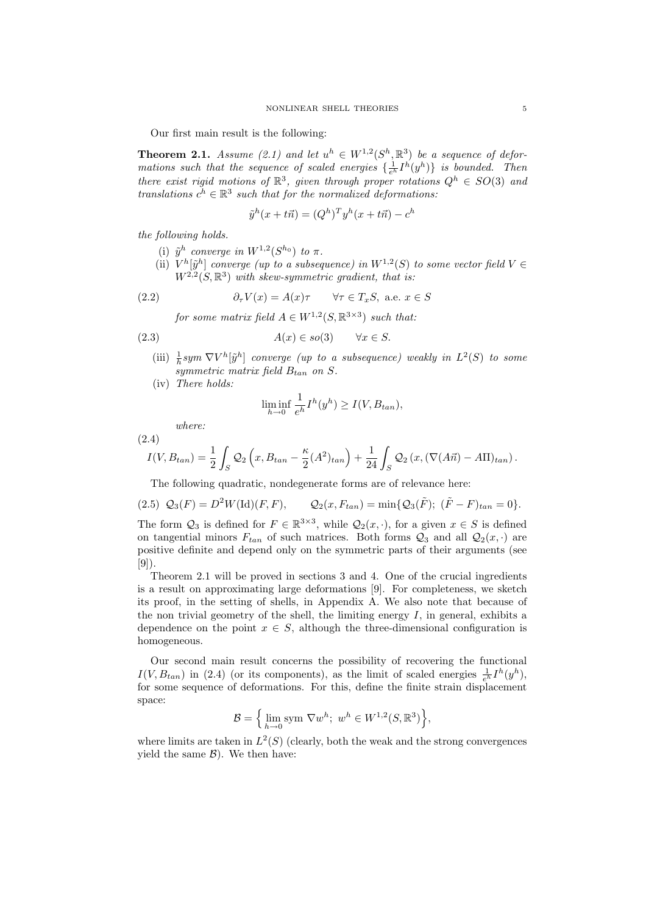Our first main result is the following:

**Theorem 2.1.** *Assume (2.1) and let $u^h \in W^{1,2}(S^h, \mathbb{R}^3)$ be a sequence of deformations such that the sequence of scaled energies $\{\frac{1}{e^h} I^h(y^h)\}$ is bounded. Then there exist rigid motions of $\mathbb{R}^3$, given through proper rotations $Q^h \in SO(3)$ and translations $c^h \in \mathbb{R}^3$ such that for the normalized deformations:*

$$\tilde{y}^h(x + t\vec{n}) = (Q^h)^T y^h(x + t\vec{n}) - c^h$$

*the following holds.*

- (i) *$\tilde{y}^h$ converge in $W^{1,2}(S^{h_0})$ to $\pi$.*
- (ii) *$V^h[\tilde{y}^h]$ converge (up to a subsequence) in $W^{1,2}(S)$ to some vector field $V \in W^{2,2}(S, \mathbb{R}^3)$ with skew-symmetric gradient, that is:*

$$\partial_\tau V(x) = A(x)\tau \qquad \forall \tau \in T_x S, \text{ a.e. } x \in S \tag{2.2}$$

*for some matrix field $A \in W^{1,2}(S, \mathbb{R}^{3\times 3})$ such that:*

$$A(x) \in so(3) \qquad \forall x \in S. \tag{2.3}$$

- (iii) *$\frac{1}{h} sym\ \nabla V^h[\tilde{y}^h]$ converge (up to a subsequence) weakly in $L^2(S)$ to some symmetric matrix field $B_{tan}$ on $S$.*
- (iv) *There holds:*

$$\liminf_{h\to 0} \frac{1}{e^h} I^h(y^h) \geq I(V, B_{tan}),$$

*where:*

$$I(V, B_{tan}) = \frac{1}{2}\int_S \mathcal{Q}_2\left(x, B_{tan} - \frac{\kappa}{2}(A^2)_{tan}\right) + \frac{1}{24}\int_S \mathcal{Q}_2\left(x, (\nabla(A\vec{n}) - A\Pi)_{tan}\right). \tag{2.4}$$

The following quadratic, nondegenerate forms are of relevance here:

$$\mathcal{Q}_3(F) = D^2W(\mathrm{Id})(F, F), \qquad \mathcal{Q}_2(x, F_{tan}) = \min\{\mathcal{Q}_3(\tilde{F});\ (\tilde{F} - F)_{tan} = 0\}. \tag{2.5}$$

The form $\mathcal{Q}_3$ is defined for $F \in \mathbb{R}^{3\times 3}$, while $\mathcal{Q}_2(x, \cdot)$, for a given $x \in S$ is defined on tangential minors $F_{tan}$ of such matrices. Both forms $\mathcal{Q}_3$ and all $\mathcal{Q}_2(x, \cdot)$ are positive definite and depend only on the symmetric parts of their arguments (see [9]).

Theorem 2.1 will be proved in sections 3 and 4. One of the crucial ingredients is a result on approximating large deformations [9]. For completeness, we sketch its proof, in the setting of shells, in Appendix A. We also note that because of the non trivial geometry of the shell, the limiting energy $I$, in general, exhibits a dependence on the point $x \in S$, although the three-dimensional configuration is homogeneous.

Our second main result concerns the possibility of recovering the functional $I(V, B_{tan})$ in (2.4) (or its components), as the limit of scaled energies $\frac{1}{e^h} I^h(y^h)$, for some sequence of deformations. For this, define the finite strain displacement space:

$$\mathcal{B} = \Big\{ \lim_{h\to 0} \mathrm{sym}\ \nabla w^h;\ w^h \in W^{1,2}(S, \mathbb{R}^3) \Big\},$$

where limits are taken in $L^2(S)$ (clearly, both the weak and the strong convergences yield the same $\mathcal{B}$). We then have: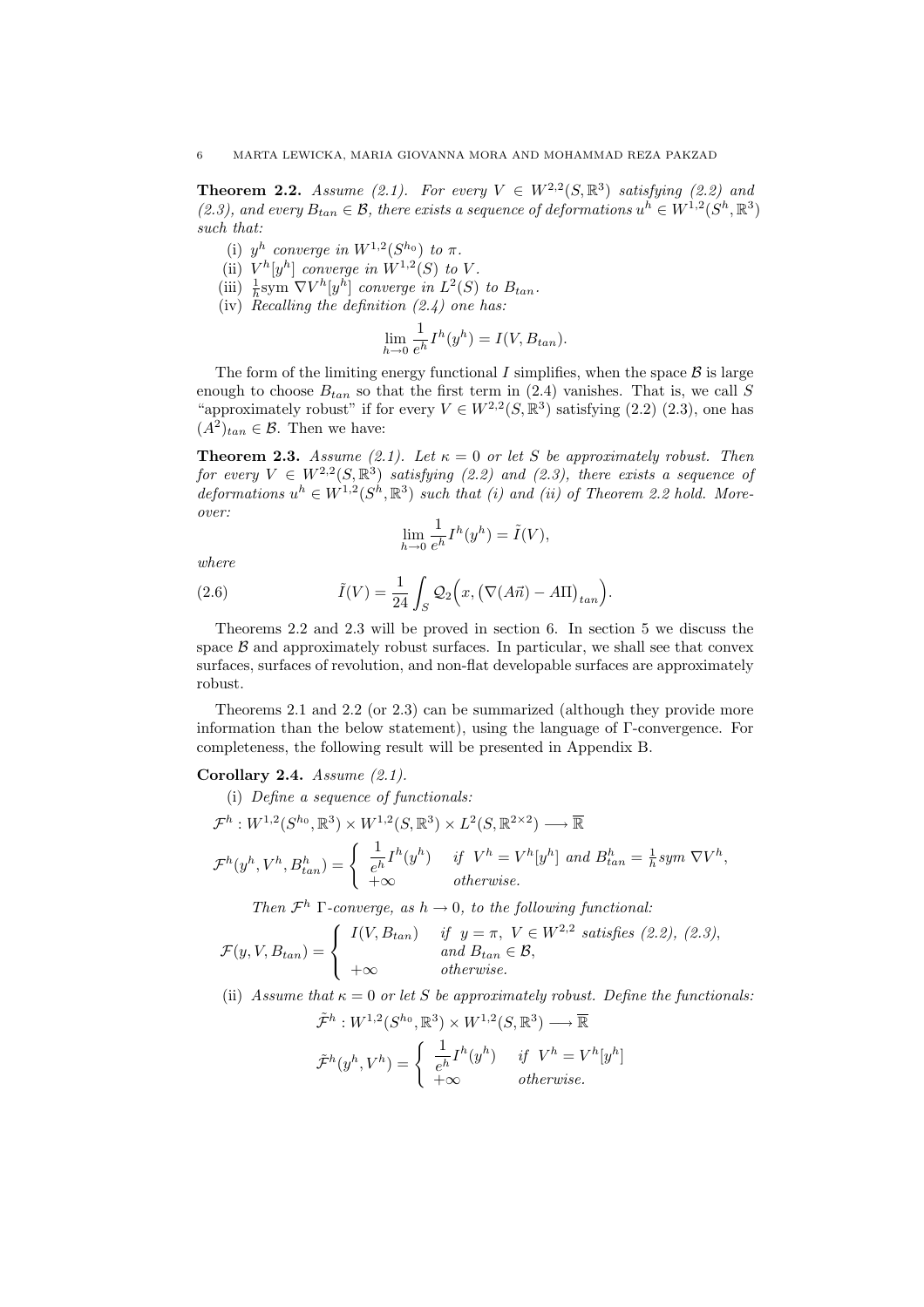**Theorem 2.2.** *Assume (2.1). For every $V \in W^{2,2}(S,\mathbb{R}^3)$ satisfying (2.2) and (2.3), and every $B_{tan} \in \mathcal{B}$, there exists a sequence of deformations $u^h \in W^{1,2}(S^h,\mathbb{R}^3)$ such that:*

- (i) *$y^h$ converge in $W^{1,2}(S^{h_0})$ to $\pi$.*
- (ii) *$V^h[y^h]$ converge in $W^{1,2}(S)$ to $V$.*
- (iii) *$\frac{1}{h}\mathrm{sym}\, \nabla V^h[y^h]$ converge in $L^2(S)$ to $B_{tan}$.*
- (iv) *Recalling the definition (2.4) one has:*

$$\lim_{h\to 0} \frac{1}{e^h} I^h(y^h) = I(V, B_{tan}).$$

The form of the limiting energy functional $I$ simplifies, when the space $\mathcal{B}$ is large enough to choose $B_{tan}$ so that the first term in (2.4) vanishes. That is, we call $S$ "approximately robust" if for every $V \in W^{2,2}(S,\mathbb{R}^3)$ satisfying (2.2) (2.3), one has $(A^2)_{tan} \in \mathcal{B}$. Then we have:

**Theorem 2.3.** *Assume (2.1). Let $\kappa = 0$ or let $S$ be approximately robust. Then for every $V \in W^{2,2}(S,\mathbb{R}^3)$ satisfying (2.2) and (2.3), there exists a sequence of deformations $u^h \in W^{1,2}(S^h,\mathbb{R}^3)$ such that (i) and (ii) of Theorem 2.2 hold. Moreover:*

$$\lim_{h\to 0} \frac{1}{e^h} I^h(y^h) = \tilde{I}(V),$$

*where*

$$\tilde{I}(V) = \frac{1}{24}\int_S \mathcal{Q}_2\Big(x, \big(\nabla(A\vec{n}) - A\Pi\big)_{tan}\Big). \tag{2.6}$$

Theorems 2.2 and 2.3 will be proved in section 6. In section 5 we discuss the space $\mathcal{B}$ and approximately robust surfaces. In particular, we shall see that convex surfaces, surfaces of revolution, and non-flat developable surfaces are approximately robust.

Theorems 2.1 and 2.2 (or 2.3) can be summarized (although they provide more information than the below statement), using the language of $\Gamma$-convergence. For completeness, the following result will be presented in Appendix B.

**Corollary 2.4.** *Assume (2.1).*

(i) *Define a sequence of functionals:*

$$\mathcal{F}^h : W^{1,2}(S^{h_0},\mathbb{R}^3)\times W^{1,2}(S,\mathbb{R}^3)\times L^2(S,\mathbb{R}^{2\times 2}) \longrightarrow \overline{\mathbb{R}}$$

$$\mathcal{F}^h(y^h, V^h, B^h_{tan}) = \begin{cases} \dfrac{1}{e^h} I^h(y^h) & \text{if } V^h = V^h[y^h] \text{ and } B^h_{tan} = \frac{1}{h}\mathrm{sym}\,\nabla V^h, \\ +\infty & \text{otherwise.} \end{cases}$$

*Then $\mathcal{F}^h$ $\Gamma$-converge, as $h \to 0$, to the following functional:*

$$\mathcal{F}(y, V, B_{tan}) = \begin{cases} I(V, B_{tan}) & \text{if } y = \pi,\ V \in W^{2,2} \text{ satisfies (2.2), (2.3),} \\ & \text{and } B_{tan} \in \mathcal{B}, \\ +\infty & \text{otherwise.} \end{cases}$$

(ii) *Assume that $\kappa = 0$ or let $S$ be approximately robust. Define the functionals:*

$$\tilde{\mathcal{F}}^h : W^{1,2}(S^{h_0},\mathbb{R}^3)\times W^{1,2}(S,\mathbb{R}^3) \longrightarrow \overline{\mathbb{R}}$$

$$\tilde{\mathcal{F}}^h(y^h, V^h) = \begin{cases} \dfrac{1}{e^h} I^h(y^h) & \text{if } V^h = V^h[y^h] \\ +\infty & \text{otherwise.} \end{cases}$$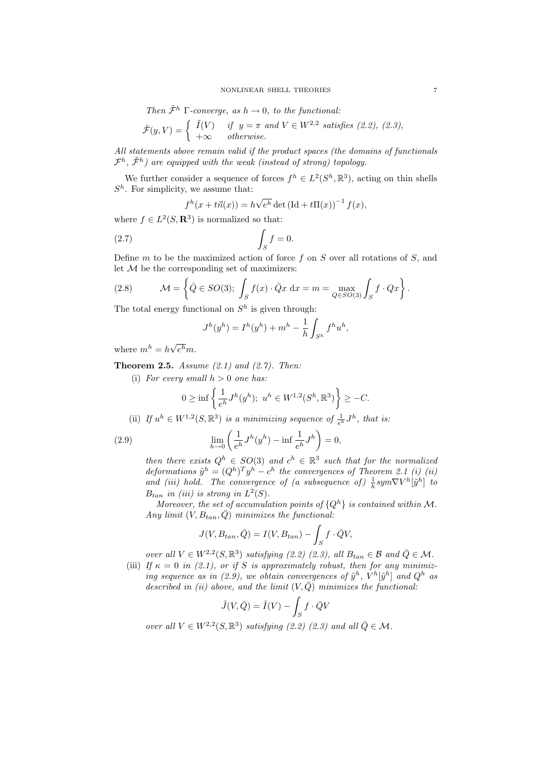*Then $\tilde{\mathcal{F}}^h$ $\Gamma$-converge, as $h \to 0$, to the functional:*

$$\tilde{\mathcal{F}}(y,V) = \begin{cases} \tilde{I}(V) & \text{if } \ y = \pi \text{ and } V \in W^{2,2} \text{ satisfies (2.2), (2.3),} \\ +\infty & \text{otherwise.} \end{cases}$$

*All statements above remain valid if the product spaces (the domains of functionals $\mathcal{F}^h$, $\tilde{\mathcal{F}}^h$) are equipped with the weak (instead of strong) topology.*

We further consider a sequence of forces $f^h \in L^2(S^h, \mathbb{R}^3)$, acting on thin shells $S^h$. For simplicity, we assume that:

$$f^h(x + t\vec{n}(x)) = h\sqrt{e^h}\det\left(\mathrm{Id} + t\Pi(x)\right)^{-1} f(x),$$

where $f \in L^2(S, \mathbf{R}^3)$ is normalized so that:

$$\int_S f = 0. \tag{2.7}$$

Define $m$ to be the maximized action of force $f$ on $S$ over all rotations of $S$, and let $\mathcal{M}$ be the corresponding set of maximizers:

$$\mathcal{M} = \left\{\bar{Q} \in SO(3);\ \int_S f(x)\cdot \bar{Q}x \ \mathrm{d}x = m = \max_{Q\in SO(3)} \int_S f \cdot Qx \right\}. \tag{2.8}$$

The total energy functional on $S^h$ is given through:

$$J^h(y^h) = I^h(y^h) + m^h - \frac{1}{h}\int_{S^h} f^h u^h,$$

where $m^h = h\sqrt{e^h}m$.

**Theorem 2.5.** *Assume (2.1) and (2.7). Then:*

(i) *For every small $h > 0$ one has:*

$$0 \geq \inf\left\{\frac{1}{e^h}J^h(y^h);\ u^h \in W^{1,2}(S^h,\mathbb{R}^3)\right\} \geq -C.$$

(ii) *If $u^h \in W^{1,2}(S,\mathbb{R}^3)$ is a minimizing sequence of $\frac{1}{e^h}J^h$, that is:*

$$\lim_{h\to 0}\left(\frac{1}{e^h}J^h(y^h) - \inf \frac{1}{e^h}J^h\right) = 0, \tag{2.9}$$

*then there exists $Q^h \in SO(3)$ and $c^h \in \mathbb{R}^3$ such that for the normalized deformations $\tilde{y}^h = (Q^h)^T y^h - c^h$ the convergences of Theorem 2.1 (i) (ii) and (iii) hold. The convergence of (a subsequence of) $\frac{1}{h}\mathrm{sym}\nabla V^h[\tilde{y}^h]$ to $B_{tan}$ in (iii) is strong in $L^2(S)$.*

*Moreover, the set of accumulation points of $\{Q^h\}$ is contained within $\mathcal{M}$. Any limit $(V, B_{tan}, \bar{Q})$ minimizes the functional:*

$$J(V, B_{tan}, \bar{Q}) = I(V, B_{tan}) - \int_S f\cdot \bar{Q}V,$$

*over all $V \in W^{2,2}(S,\mathbb{R}^3)$ satisfying (2.2) (2.3), all $B_{tan} \in \mathcal{B}$ and $\bar{Q} \in \mathcal{M}$.*

(iii) *If $\kappa = 0$ in (2.1), or if $S$ is approximately robust, then for any minimizing sequence as in (2.9), we obtain convergences of $\tilde{y}^h$, $V^h[\tilde{y}^h]$ and $Q^h$ as described in (ii) above, and the limit $(V, \bar{Q})$ minimizes the functional:*

$$\tilde{J}(V,\bar{Q}) = \tilde{I}(V) - \int_S f\cdot\bar{Q}V$$

*over all $V \in W^{2,2}(S,\mathbb{R}^3)$ satisfying (2.2) (2.3) and all $\bar{Q} \in \mathcal{M}$.*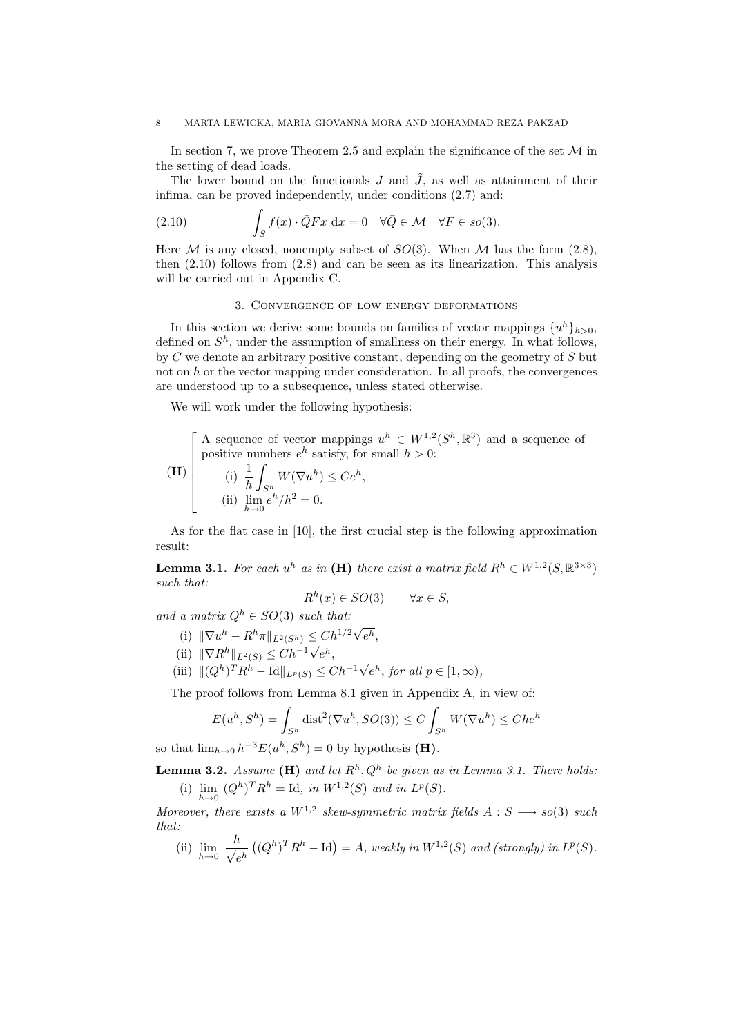In section 7, we prove Theorem 2.5 and explain the significance of the set $\mathcal{M}$ in the setting of dead loads.

The lower bound on the functionals $J$ and $\tilde{J}$, as well as attainment of their infima, can be proved independently, under conditions (2.7) and:

$$\int_S f(x) \cdot \bar{Q}Fx \, \mathrm{d}x = 0 \quad \forall \bar{Q} \in \mathcal{M} \quad \forall F \in so(3). \tag{2.10}$$

Here $\mathcal{M}$ is any closed, nonempty subset of $SO(3)$. When $\mathcal{M}$ has the form (2.8), then (2.10) follows from (2.8) and can be seen as its linearization. This analysis will be carried out in Appendix C.

## 3. Convergence of low energy deformations

In this section we derive some bounds on families of vector mappings $\{u^h\}_{h>0}$, defined on $S^h$, under the assumption of smallness on their energy. In what follows, by $C$ we denote an arbitrary positive constant, depending on the geometry of $S$ but not on $h$ or the vector mapping under consideration. In all proofs, the convergences are understood up to a subsequence, unless stated otherwise.

We will work under the following hypothesis:

**(H)** A sequence of vector mappings $u^h \in W^{1,2}(S^h, \mathbb{R}^3)$ and a sequence of positive numbers $e^h$ satisfy, for small $h > 0$:

(i) $\displaystyle \frac{1}{h}\int_{S^h} W(\nabla u^h) \leq Ce^h$,

(ii) $\displaystyle \lim_{h\to 0} e^h/h^2 = 0$.

As for the flat case in [10], the first crucial step is the following approximation result:

**Lemma 3.1.** *For each $u^h$ as in* **(H)** *there exist a matrix field $R^h \in W^{1,2}(S, \mathbb{R}^{3\times 3})$ such that:*

$$R^h(x) \in SO(3) \qquad \forall x \in S,$$

*and a matrix $Q^h \in SO(3)$ such that:*

(i) $\|\nabla u^h - R^h \pi\|_{L^2(S^h)} \leq Ch^{1/2}\sqrt{e^h}$,

(ii) $\|\nabla R^h\|_{L^2(S)} \leq Ch^{-1}\sqrt{e^h}$,

(iii) $\|(Q^h)^T R^h - \mathrm{Id}\|_{L^p(S)} \leq Ch^{-1}\sqrt{e^h}$, *for all $p \in [1, \infty)$,*

The proof follows from Lemma 8.1 given in Appendix A, in view of:

$$E(u^h, S^h) = \int_{S^h} \mathrm{dist}^2(\nabla u^h, SO(3)) \leq C\int_{S^h} W(\nabla u^h) \leq Che^h$$

so that $\lim_{h\to 0} h^{-3}E(u^h, S^h) = 0$ by hypothesis **(H)**.

**Lemma 3.2.** *Assume* **(H)** *and let $R^h, Q^h$ be given as in Lemma 3.1. There holds:*

(i) $\displaystyle \lim_{h\to 0} (Q^h)^T R^h = \mathrm{Id}$, *in $W^{1,2}(S)$ and in $L^p(S)$.*

*Moreover, there exists a $W^{1,2}$ skew-symmetric matrix fields $A : S \longrightarrow so(3)$ such that:*

(ii) $\displaystyle \lim_{h\to 0} \frac{h}{\sqrt{e^h}}\left((Q^h)^T R^h - \mathrm{Id}\right) = A$, *weakly in $W^{1,2}(S)$ and (strongly) in $L^p(S)$.*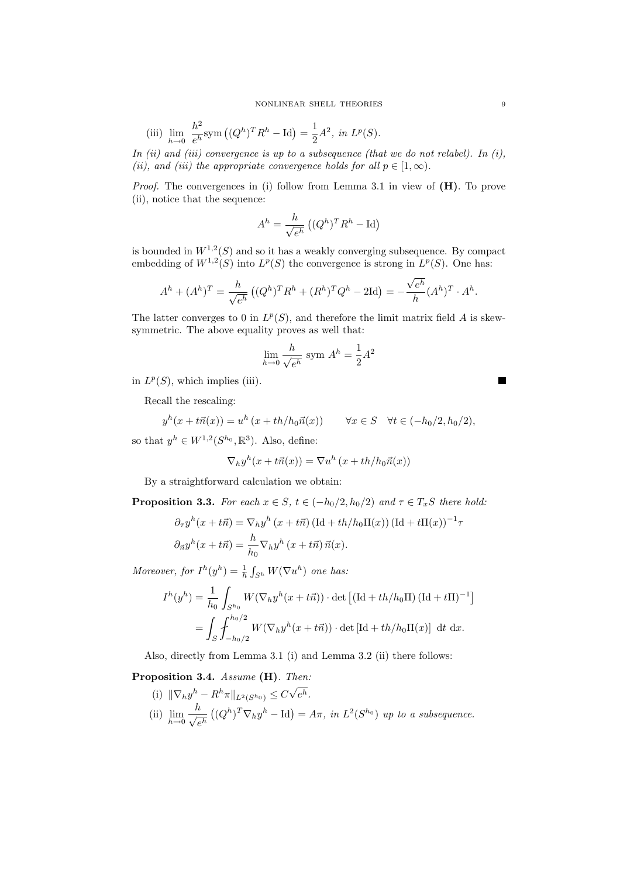(iii) $\lim_{h\to 0} \dfrac{h^2}{e^h}\mathrm{sym}\left((Q^h)^T R^h - \mathrm{Id}\right) = \dfrac{1}{2}A^2$, *in* $L^p(S)$.

*In (ii) and (iii) convergence is up to a subsequence (that we do not relabel). In (i), (ii), and (iii) the appropriate convergence holds for all* $p \in [1, \infty)$.

*Proof.* The convergences in (i) follow from Lemma 3.1 in view of **(H)**. To prove (ii), notice that the sequence:

$$A^h = \frac{h}{\sqrt{e^h}}\left((Q^h)^T R^h - \mathrm{Id}\right)$$

is bounded in $W^{1,2}(S)$ and so it has a weakly converging subsequence. By compact embedding of $W^{1,2}(S)$ into $L^p(S)$ the convergence is strong in $L^p(S)$. One has:

$$A^h + (A^h)^T = \frac{h}{\sqrt{e^h}}\left((Q^h)^T R^h + (R^h)^T Q^h - 2\mathrm{Id}\right) = -\frac{\sqrt{e^h}}{h}(A^h)^T \cdot A^h.$$

The latter converges to 0 in $L^p(S)$, and therefore the limit matrix field $A$ is skew-symmetric. The above equality proves as well that:

$$\lim_{h\to 0} \frac{h}{\sqrt{e^h}}\ \mathrm{sym}\ A^h = \frac{1}{2}A^2$$

in $L^p(S)$, which implies (iii). ■

Recall the rescaling:

$$y^h(x + t\vec{n}(x)) = u^h\left(x + th/h_0\vec{n}(x)\right) \qquad \forall x \in S \quad \forall t \in (-h_0/2, h_0/2),$$

so that $y^h \in W^{1,2}(S^{h_0}, \mathbb{R}^3)$. Also, define:

$$\nabla_h y^h(x + t\vec{n}(x)) = \nabla u^h\left(x + th/h_0\vec{n}(x)\right)$$

By a straightforward calculation we obtain:

**Proposition 3.3.** *For each* $x \in S$, $t \in (-h_0/2, h_0/2)$ *and* $\tau \in T_x S$ *there hold:*

$$\partial_\tau y^h(x + t\vec{n}) = \nabla_h y^h\left(x + t\vec{n}\right)\left(\mathrm{Id} + th/h_0\Pi(x)\right)\left(\mathrm{Id} + t\Pi(x)\right)^{-1}\tau$$

$$\partial_{\vec{n}} y^h(x + t\vec{n}) = \frac{h}{h_0}\nabla_h y^h\left(x + t\vec{n}\right)\vec{n}(x).$$

*Moreover, for* $I^h(y^h) = \frac{1}{h}\int_{S^h} W(\nabla u^h)$ *one has:*

$$\begin{aligned}
I^h(y^h) &= \frac{1}{h_0}\int_{S^{h_0}} W(\nabla_h y^h(x + t\vec{n})) \cdot \det\left[\left(\mathrm{Id} + th/h_0\Pi\right)\left(\mathrm{Id} + t\Pi\right)^{-1}\right] \\
&= \int_S \fint_{-h_0/2}^{h_0/2} W(\nabla_h y^h(x + t\vec{n})) \cdot \det\left[\mathrm{Id} + th/h_0\Pi(x)\right]\ \mathrm{d}t\ \mathrm{d}x.
\end{aligned}$$

Also, directly from Lemma 3.1 (i) and Lemma 3.2 (ii) there follows:

**Proposition 3.4.** *Assume* **(H)**. *Then:*

(i) $\|\nabla_h y^h - R^h \pi\|_{L^2(S^{h_0})} \le C\sqrt{e^h}$.

(ii) $\lim_{h\to 0} \dfrac{h}{\sqrt{e^h}}\left((Q^h)^T \nabla_h y^h - \mathrm{Id}\right) = A\pi$, *in* $L^2(S^{h_0})$ *up to a subsequence.*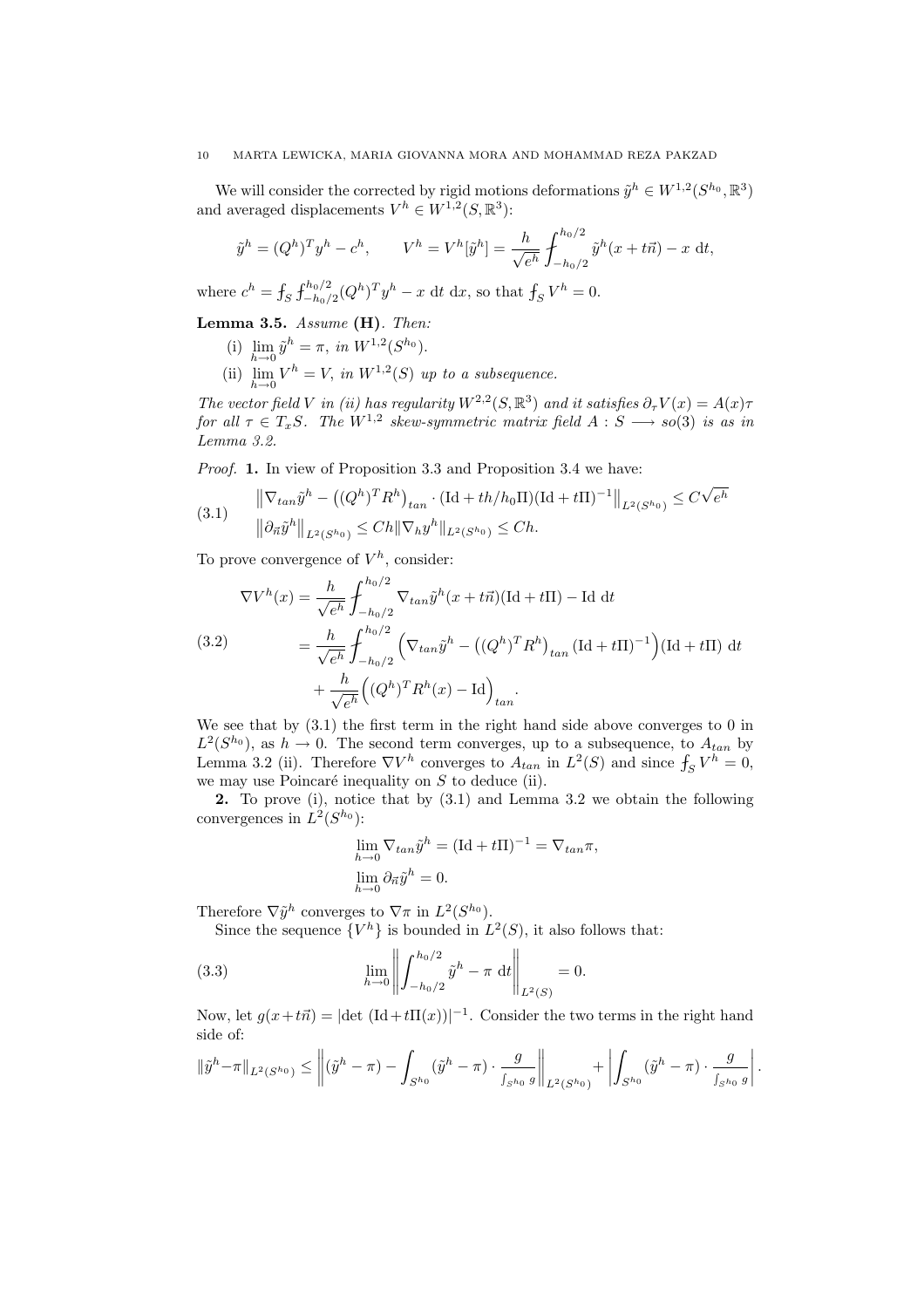We will consider the corrected by rigid motions deformations $\tilde{y}^h \in W^{1,2}(S^{h_0}, \mathbb{R}^3)$ and averaged displacements $V^h \in W^{1,2}(S, \mathbb{R}^3)$:

$$\tilde{y}^h = (Q^h)^T y^h - c^h, \qquad V^h = V^h[\tilde{y}^h] = \frac{h}{\sqrt{e^h}} \fint_{-h_0/2}^{h_0/2} \tilde{y}^h(x + t\vec{n}) - x \, \mathrm{d}t,$$

where $c^h = \fint_S \fint_{-h_0/2}^{h_0/2} (Q^h)^T y^h - x \, \mathrm{d}t \, \mathrm{d}x$, so that $\fint_S V^h = 0$.

**Lemma 3.5.** *Assume* **(H)**. *Then:*

(i) $\lim_{h\to 0} \tilde{y}^h = \pi$, *in* $W^{1,2}(S^{h_0})$.

(ii) $\lim_{h\to 0} V^h = V$, *in* $W^{1,2}(S)$ *up to a subsequence.*

*The vector field $V$ in (ii) has regularity $W^{2,2}(S, \mathbb{R}^3)$ and it satisfies $\partial_\tau V(x) = A(x)\tau$ for all $\tau \in T_x S$. The $W^{1,2}$ skew-symmetric matrix field $A : S \longrightarrow so(3)$ is as in Lemma 3.2.*

*Proof.* **1.** In view of Proposition 3.3 and Proposition 3.4 we have:

$$\begin{aligned}
&\left\| \nabla_{tan} \tilde{y}^h - \left((Q^h)^T R^h\right)_{tan} \cdot (\mathrm{Id} + th/h_0 \Pi)(\mathrm{Id} + t\Pi)^{-1} \right\|_{L^2(S^{h_0})} \leq C\sqrt{e^h} \\
&\left\| \partial_{\vec{n}} \tilde{y}^h \right\|_{L^2(S^{h_0})} \leq Ch \|\nabla_h y^h\|_{L^2(S^{h_0})} \leq Ch.
\end{aligned} \tag{3.1}$$

To prove convergence of $V^h$, consider:

$$\begin{aligned}
\nabla V^h(x) &= \frac{h}{\sqrt{e^h}} \fint_{-h_0/2}^{h_0/2} \nabla_{tan} \tilde{y}^h(x + t\vec{n})(\mathrm{Id} + t\Pi) - \mathrm{Id} \, \mathrm{d}t \\
&= \frac{h}{\sqrt{e^h}} \fint_{-h_0/2}^{h_0/2} \Big( \nabla_{tan} \tilde{y}^h - \left((Q^h)^T R^h\right)_{tan} (\mathrm{Id} + t\Pi)^{-1} \Big)(\mathrm{Id} + t\Pi) \, \mathrm{d}t \\
&\quad + \frac{h}{\sqrt{e^h}} \Big( (Q^h)^T R^h(x) - \mathrm{Id} \Big)_{tan}.
\end{aligned} \tag{3.2}$$

We see that by (3.1) the first term in the right hand side above converges to 0 in $L^2(S^{h_0})$, as $h \to 0$. The second term converges, up to a subsequence, to $A_{tan}$ by Lemma 3.2 (ii). Therefore $\nabla V^h$ converges to $A_{tan}$ in $L^2(S)$ and since $\fint_S V^h = 0$, we may use Poincaré inequality on $S$ to deduce (ii).

**2.** To prove (i), notice that by (3.1) and Lemma 3.2 we obtain the following convergences in $L^2(S^{h_0})$:

$$\begin{aligned}
&\lim_{h\to 0} \nabla_{tan} \tilde{y}^h = (\mathrm{Id} + t\Pi)^{-1} = \nabla_{tan} \pi, \\
&\lim_{h\to 0} \partial_{\vec{n}} \tilde{y}^h = 0.
\end{aligned}$$

Therefore $\nabla \tilde{y}^h$ converges to $\nabla \pi$ in $L^2(S^{h_0})$.

Since the sequence $\{V^h\}$ is bounded in $L^2(S)$, it also follows that:

$$\lim_{h\to 0} \left\| \int_{-h_0/2}^{h_0/2} \tilde{y}^h - \pi \, \mathrm{d}t \right\|_{L^2(S)} = 0. \tag{3.3}$$

Now, let $g(x + t\vec{n}) = |\det (\mathrm{Id} + t\Pi(x))|^{-1}$. Consider the two terms in the right hand side of:

$$\|\tilde{y}^h - \pi\|_{L^2(S^{h_0})} \leq \left\| (\tilde{y}^h - \pi) - \int_{S^{h_0}} (\tilde{y}^h - \pi) \cdot \frac{g}{\int_{S^{h_0}} g} \right\|_{L^2(S^{h_0})} + \left| \int_{S^{h_0}} (\tilde{y}^h - \pi) \cdot \frac{g}{\int_{S^{h_0}} g} \right|.$$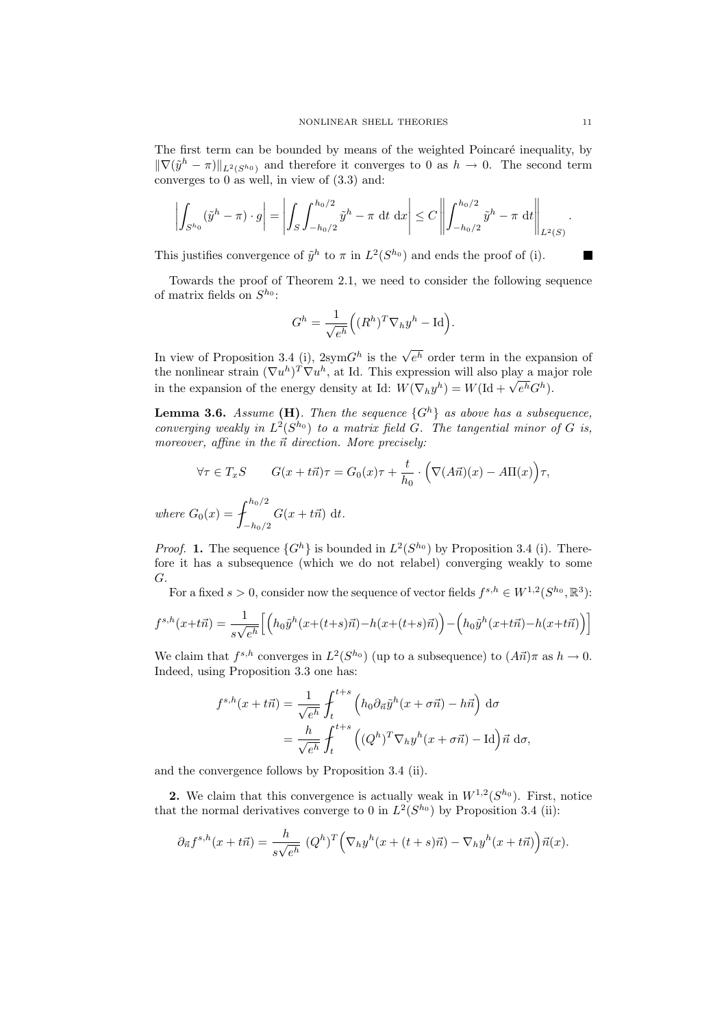The first term can be bounded by means of the weighted Poincaré inequality, by $\|\nabla(\tilde{y}^h - \pi)\|_{L^2(S^{h_0})}$ and therefore it converges to 0 as $h \to 0$. The second term converges to 0 as well, in view of (3.3) and:

$$\left| \int_{S^{h_0}} (\tilde{y}^h - \pi) \cdot g \right| = \left| \int_S \int_{-h_0/2}^{h_0/2} \tilde{y}^h - \pi \ \mathrm{d}t \ \mathrm{d}x \right| \leq C \left\| \int_{-h_0/2}^{h_0/2} \tilde{y}^h - \pi \ \mathrm{d}t \right\|_{L^2(S)}.$$

This justifies convergence of $\tilde{y}^h$ to $\pi$ in $L^2(S^{h_0})$ and ends the proof of (i). ■

Towards the proof of Theorem 2.1, we need to consider the following sequence of matrix fields on $S^{h_0}$:

$$G^h = \frac{1}{\sqrt{e^h}} \Big( (R^h)^T \nabla_h y^h - \mathrm{Id} \Big).$$

In view of Proposition 3.4 (i), $2\mathrm{sym} G^h$ is the $\sqrt{e^h}$ order term in the expansion of the nonlinear strain $(\nabla u^h)^T \nabla u^h$, at Id. This expression will also play a major role in the expansion of the energy density at Id: $W(\nabla_h y^h) = W(\mathrm{Id} + \sqrt{e^h} G^h)$.

**Lemma 3.6.** *Assume* **(H)**. *Then the sequence $\{G^h\}$ as above has a subsequence, converging weakly in $L^2(S^{h_0})$ to a matrix field $G$. The tangential minor of $G$ is, moreover, affine in the $\vec{n}$ direction. More precisely:*

$$\forall \tau \in T_x S \qquad G(x + t\vec{n})\tau = G_0(x)\tau + \frac{t}{h_0} \cdot \Big( \nabla(A\vec{n})(x) - A\Pi(x) \Big)\tau,$$

*where* $G_0(x) = \fint_{-h_0/2}^{h_0/2} G(x + t\vec{n}) \ \mathrm{d}t$.

*Proof.* **1.** The sequence $\{G^h\}$ is bounded in $L^2(S^{h_0})$ by Proposition 3.4 (i). Therefore it has a subsequence (which we do not relabel) converging weakly to some $G$.

For a fixed $s > 0$, consider now the sequence of vector fields $f^{s,h} \in W^{1,2}(S^{h_0}, \mathbb{R}^3)$:

$$f^{s,h}(x+t\vec{n}) = \frac{1}{s\sqrt{e^h}} \Big[ \Big( h_0 \tilde{y}^h(x+(t+s)\vec{n}) - h(x+(t+s)\vec{n}) \Big) - \Big( h_0 \tilde{y}^h(x+t\vec{n}) - h(x+t\vec{n}) \Big) \Big]$$

We claim that $f^{s,h}$ converges in $L^2(S^{h_0})$ (up to a subsequence) to $(A\vec{n})\pi$ as $h \to 0$. Indeed, using Proposition 3.3 one has:

$$\begin{aligned} f^{s,h}(x + t\vec{n}) &= \frac{1}{\sqrt{e^h}} \fint_t^{t+s} \Big( h_0 \partial_{\vec{n}} \tilde{y}^h(x + \sigma\vec{n}) - h\vec{n} \Big) \ \mathrm{d}\sigma \\ &= \frac{h}{\sqrt{e^h}} \fint_t^{t+s} \Big( (Q^h)^T \nabla_h y^h(x + \sigma\vec{n}) - \mathrm{Id} \Big) \vec{n} \ \mathrm{d}\sigma, \end{aligned}$$

and the convergence follows by Proposition 3.4 (ii).

**2.** We claim that this convergence is actually weak in $W^{1,2}(S^{h_0})$. First, notice that the normal derivatives converge to 0 in $L^2(S^{h_0})$ by Proposition 3.4 (ii):

$$\partial_{\vec{n}} f^{s,h}(x + t\vec{n}) = \frac{h}{s\sqrt{e^h}} \ (Q^h)^T \Big( \nabla_h y^h(x + (t+s)\vec{n}) - \nabla_h y^h(x + t\vec{n}) \Big) \vec{n}(x).$$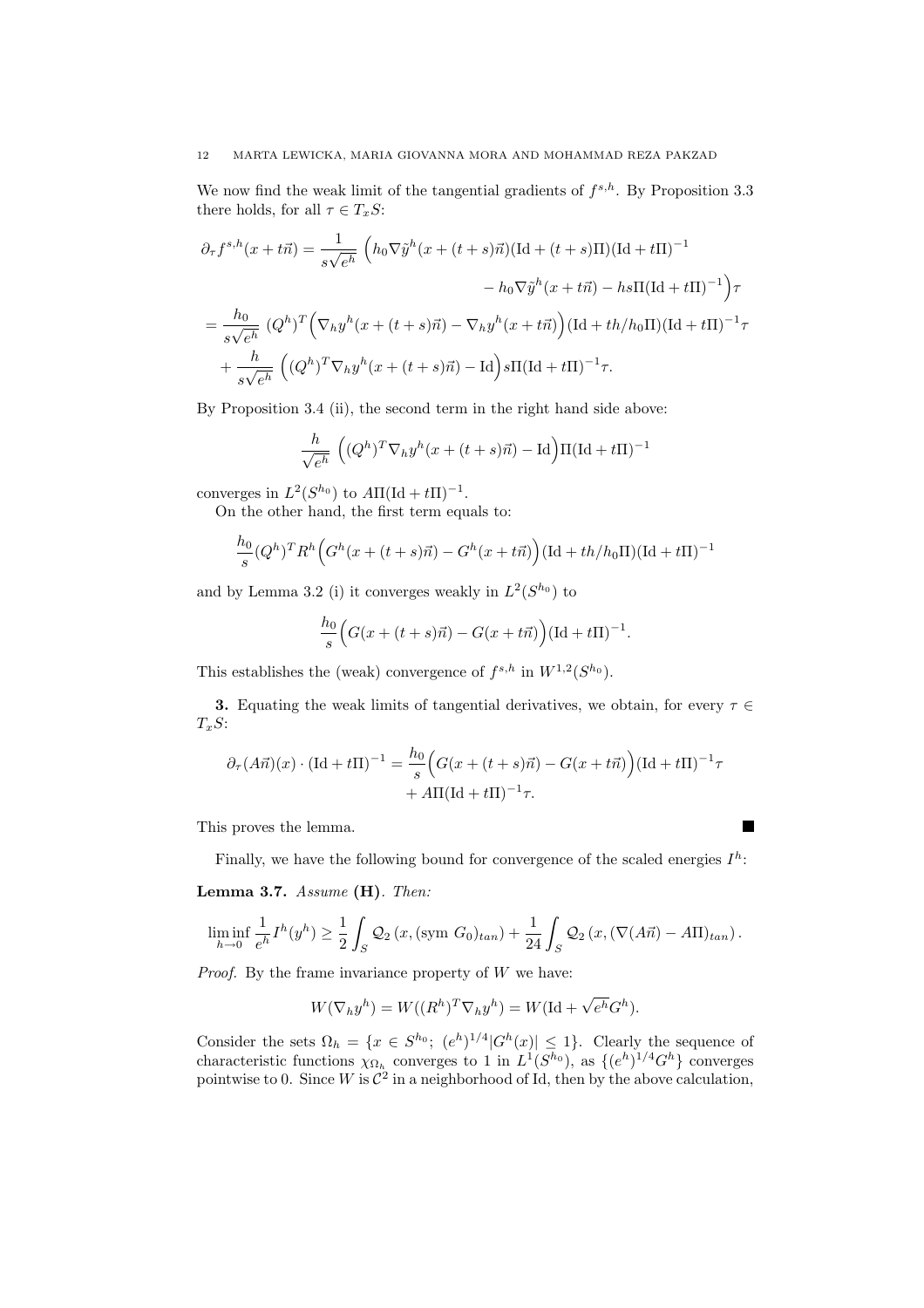We now find the weak limit of the tangential gradients of $f^{s,h}$. By Proposition 3.3 there holds, for all $\tau \in T_xS$:

$$
\begin{aligned}
\partial_\tau f^{s,h}(x+t\vec{n}) &= \frac{1}{s\sqrt{e^h}} \Big( h_0 \nabla \tilde{y}^h(x+(t+s)\vec{n})(\mathrm{Id}+(t+s)\Pi)(\mathrm{Id}+t\Pi)^{-1} \\
&\qquad\qquad - h_0 \nabla \tilde{y}^h(x+t\vec{n}) - hs\Pi(\mathrm{Id}+t\Pi)^{-1}\Big)\tau \\
&= \frac{h_0}{s\sqrt{e^h}}\,(Q^h)^T\Big(\nabla_h y^h(x+(t+s)\vec{n}) - \nabla_h y^h(x+t\vec{n})\Big)(\mathrm{Id}+th/h_0\Pi)(\mathrm{Id}+t\Pi)^{-1}\tau \\
&\quad + \frac{h}{s\sqrt{e^h}}\,\Big((Q^h)^T\nabla_h y^h(x+(t+s)\vec{n}) - \mathrm{Id}\Big)s\Pi(\mathrm{Id}+t\Pi)^{-1}\tau.
\end{aligned}
$$

By Proposition 3.4 (ii), the second term in the right hand side above:

$$
\frac{h}{\sqrt{e^h}}\,\Big((Q^h)^T\nabla_h y^h(x+(t+s)\vec{n}) - \mathrm{Id}\Big)\Pi(\mathrm{Id}+t\Pi)^{-1}
$$

converges in $L^2(S^{h_0})$ to $A\Pi(\mathrm{Id}+t\Pi)^{-1}$.

On the other hand, the first term equals to:

$$
\frac{h_0}{s}(Q^h)^T R^h\Big(G^h(x+(t+s)\vec{n}) - G^h(x+t\vec{n})\Big)(\mathrm{Id}+th/h_0\Pi)(\mathrm{Id}+t\Pi)^{-1}
$$

and by Lemma 3.2 (i) it converges weakly in $L^2(S^{h_0})$ to

$$
\frac{h_0}{s}\Big(G(x+(t+s)\vec{n}) - G(x+t\vec{n})\Big)(\mathrm{Id}+t\Pi)^{-1}.
$$

This establishes the (weak) convergence of $f^{s,h}$ in $W^{1,2}(S^{h_0})$.

**3.** Equating the weak limits of tangential derivatives, we obtain, for every $\tau \in T_xS$:

$$
\begin{aligned}
\partial_\tau(A\vec{n})(x)\cdot(\mathrm{Id}+t\Pi)^{-1} &= \frac{h_0}{s}\Big(G(x+(t+s)\vec{n}) - G(x+t\vec{n})\Big)(\mathrm{Id}+t\Pi)^{-1}\tau \\
&\quad + A\Pi(\mathrm{Id}+t\Pi)^{-1}\tau.
\end{aligned}
$$

This proves the lemma. ∎

Finally, we have the following bound for convergence of the scaled energies $I^h$:

**Lemma 3.7.** *Assume* **(H)**. *Then:*

$$
\liminf_{h\to 0}\frac{1}{e^h}I^h(y^h) \geq \frac{1}{2}\int_S \mathcal{Q}_2\left(x,(\mathrm{sym}\ G_0)_{tan}\right) + \frac{1}{24}\int_S \mathcal{Q}_2\left(x,(\nabla(A\vec{n}) - A\Pi)_{tan}\right).
$$

*Proof.* By the frame invariance property of $W$ we have:

$$
W(\nabla_h y^h) = W((R^h)^T\nabla_h y^h) = W(\mathrm{Id}+\sqrt{e^h}G^h).
$$

Consider the sets $\Omega_h = \{x\in S^{h_0};\ (e^h)^{1/4}|G^h(x)|\leq 1\}$. Clearly the sequence of characteristic functions $\chi_{\Omega_h}$ converges to 1 in $L^1(S^{h_0})$, as $\{(e^h)^{1/4}G^h\}$ converges pointwise to 0. Since $W$ is $\mathcal{C}^2$ in a neighborhood of Id, then by the above calculation,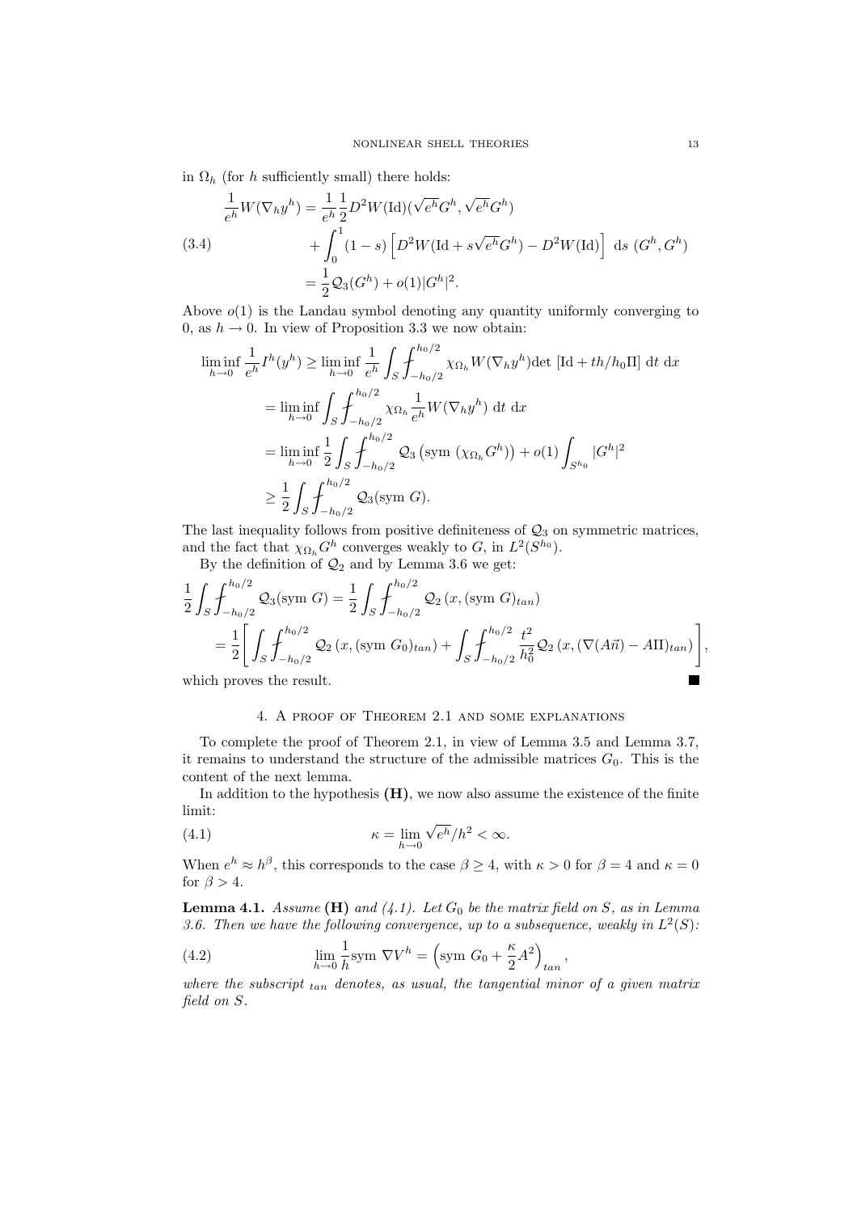in $\Omega_h$ (for $h$ sufficiently small) there holds:

$$
\begin{aligned}
\frac{1}{e^h} W(\nabla_h y^h) &= \frac{1}{e^h}\frac{1}{2} D^2 W(\mathrm{Id})(\sqrt{e^h}G^h, \sqrt{e^h}G^h) \\
&\quad + \int_0^1 (1-s)\left[D^2W(\mathrm{Id} + s\sqrt{e^h}G^h) - D^2W(\mathrm{Id})\right]\ \mathrm{d}s\ (G^h, G^h) \\
&= \frac{1}{2}\mathcal{Q}_3(G^h) + o(1)|G^h|^2.
\end{aligned}
\tag{3.4}
$$

Above $o(1)$ is the Landau symbol denoting any quantity uniformly converging to 0, as $h \to 0$. In view of Proposition 3.3 we now obtain:

$$
\begin{aligned}
\liminf_{h\to 0} \frac{1}{e^h} I^h(y^h) &\geq \liminf_{h\to 0} \frac{1}{e^h} \int_S \fint_{-h_0/2}^{h_0/2} \chi_{\Omega_h} W(\nabla_h y^h) \det\left[\mathrm{Id} + th/h_0 \Pi\right]\ \mathrm{d}t\ \mathrm{d}x \\
&= \liminf_{h\to 0} \int_S \fint_{-h_0/2}^{h_0/2} \chi_{\Omega_h} \frac{1}{e^h} W(\nabla_h y^h)\ \mathrm{d}t\ \mathrm{d}x \\
&= \liminf_{h\to 0} \frac{1}{2} \int_S \fint_{-h_0/2}^{h_0/2} \mathcal{Q}_3\left(\mathrm{sym}\ (\chi_{\Omega_h} G^h)\right) + o(1) \int_{S^{h_0}} |G^h|^2 \\
&\geq \frac{1}{2} \int_S \fint_{-h_0/2}^{h_0/2} \mathcal{Q}_3(\mathrm{sym}\ G).
\end{aligned}
$$

The last inequality follows from positive definiteness of $\mathcal{Q}_3$ on symmetric matrices, and the fact that $\chi_{\Omega_h} G^h$ converges weakly to $G$, in $L^2(S^{h_0})$.

By the definition of $\mathcal{Q}_2$ and by Lemma 3.6 we get:

$$
\begin{aligned}
\frac{1}{2}\int_S \fint_{-h_0/2}^{h_0/2} \mathcal{Q}_3(\mathrm{sym}\ G) &= \frac{1}{2}\int_S \fint_{-h_0/2}^{h_0/2} \mathcal{Q}_2\left(x, (\mathrm{sym}\ G)_{tan}\right) \\
&= \frac{1}{2}\left[\int_S \fint_{-h_0/2}^{h_0/2} \mathcal{Q}_2\left(x, (\mathrm{sym}\ G_0)_{tan}\right) + \int_S \fint_{-h_0/2}^{h_0/2} \frac{t^2}{h_0^2} \mathcal{Q}_2\left(x, (\nabla(A\vec{n}) - A\Pi)_{tan}\right)\right],
\end{aligned}
$$

which proves the result. ∎

## 4. A proof of Theorem 2.1 and some explanations

To complete the proof of Theorem 2.1, in view of Lemma 3.5 and Lemma 3.7, it remains to understand the structure of the admissible matrices $G_0$. This is the content of the next lemma.

In addition to the hypothesis **(H)**, we now also assume the existence of the finite limit:

$$
\kappa = \lim_{h\to 0} \sqrt{e^h}/h^2 < \infty. \tag{4.1}
$$

When $e^h \approx h^\beta$, this corresponds to the case $\beta \geq 4$, with $\kappa > 0$ for $\beta = 4$ and $\kappa = 0$ for $\beta > 4$.

**Lemma 4.1.** *Assume* **(H)** *and (4.1). Let $G_0$ be the matrix field on $S$, as in Lemma 3.6. Then we have the following convergence, up to a subsequence, weakly in $L^2(S)$:*

$$
\lim_{h\to 0} \frac{1}{h} \mathrm{sym}\ \nabla V^h = \left(\mathrm{sym}\ G_0 + \frac{\kappa}{2} A^2\right)_{tan}, \tag{4.2}
$$

*where the subscript $_{tan}$ denotes, as usual, the tangential minor of a given matrix field on $S$.*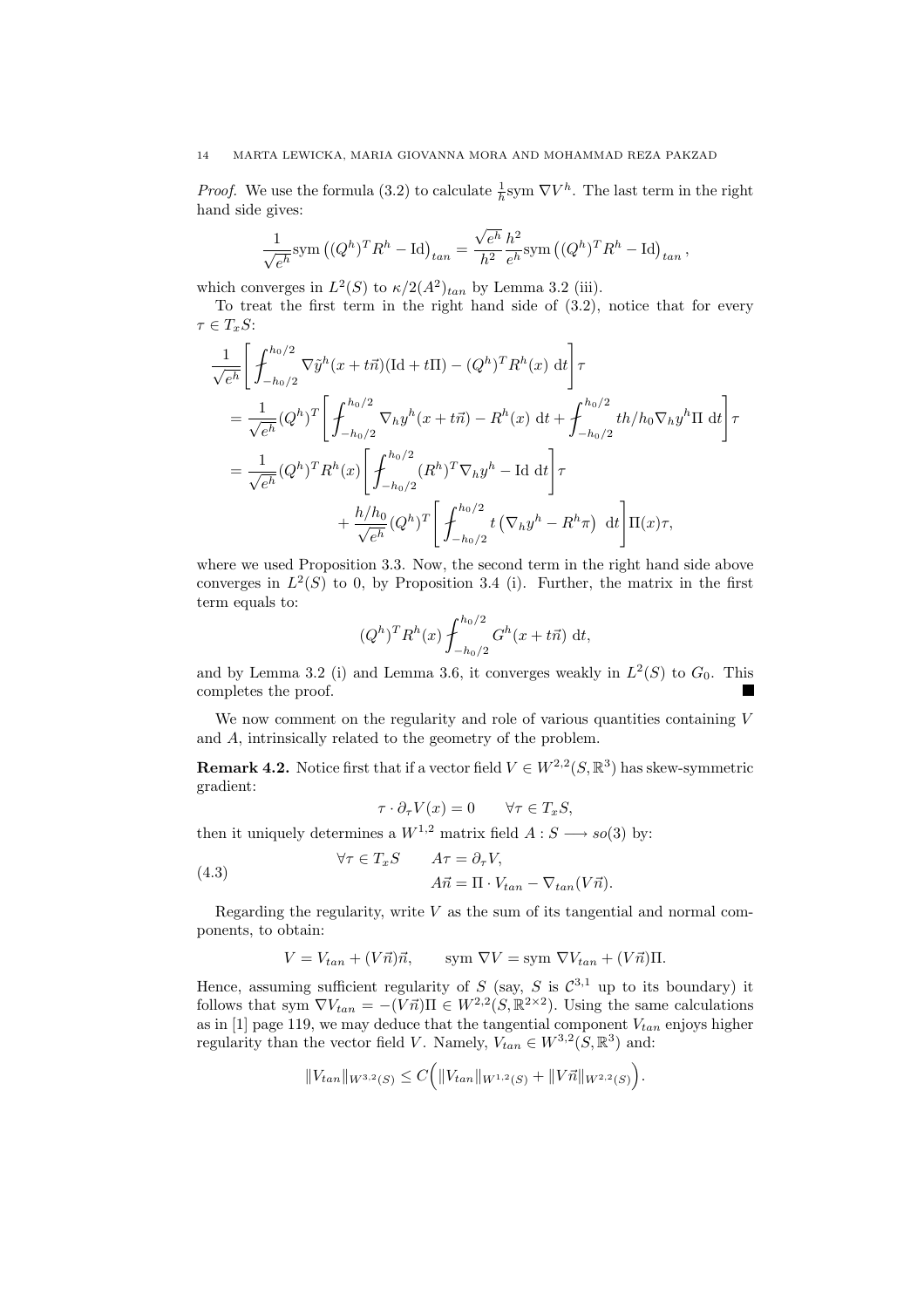*Proof.* We use the formula (3.2) to calculate $\frac{1}{h}\mathrm{sym}\,\nabla V^h$. The last term in the right hand side gives:

$$\frac{1}{\sqrt{e^h}}\mathrm{sym}\left((Q^h)^T R^h - \mathrm{Id}\right)_{tan} = \frac{\sqrt{e^h}}{h^2}\frac{h^2}{e^h}\mathrm{sym}\left((Q^h)^T R^h - \mathrm{Id}\right)_{tan},$$

which converges in $L^2(S)$ to $\kappa/2(A^2)_{tan}$ by Lemma 3.2 (iii).

To treat the first term in the right hand side of (3.2), notice that for every $\tau \in T_x S$:

$$\begin{aligned}
&\frac{1}{\sqrt{e^h}}\left[\fint_{-h_0/2}^{h_0/2} \nabla \tilde{y}^h(x+t\vec{n})(\mathrm{Id}+t\Pi) - (Q^h)^T R^h(x)\ \mathrm{d}t\right]\tau \\
&= \frac{1}{\sqrt{e^h}}(Q^h)^T\left[\fint_{-h_0/2}^{h_0/2} \nabla_h y^h(x+t\vec{n}) - R^h(x)\ \mathrm{d}t + \fint_{-h_0/2}^{h_0/2} th/h_0 \nabla_h y^h \Pi\ \mathrm{d}t\right]\tau \\
&= \frac{1}{\sqrt{e^h}}(Q^h)^T R^h(x)\left[\fint_{-h_0/2}^{h_0/2} (R^h)^T \nabla_h y^h - \mathrm{Id}\ \mathrm{d}t\right]\tau \\
&\qquad\qquad + \frac{h/h_0}{\sqrt{e^h}}(Q^h)^T\left[\fint_{-h_0/2}^{h_0/2} t\left(\nabla_h y^h - R^h\pi\right)\ \mathrm{d}t\right]\Pi(x)\tau,
\end{aligned}$$

where we used Proposition 3.3. Now, the second term in the right hand side above converges in $L^2(S)$ to 0, by Proposition 3.4 (i). Further, the matrix in the first term equals to:

$$(Q^h)^T R^h(x)\fint_{-h_0/2}^{h_0/2} G^h(x+t\vec{n})\ \mathrm{d}t,$$

and by Lemma 3.2 (i) and Lemma 3.6, it converges weakly in $L^2(S)$ to $G_0$. This completes the proof. ∎

We now comment on the regularity and role of various quantities containing $V$ and $A$, intrinsically related to the geometry of the problem.

**Remark 4.2.** Notice first that if a vector field $V \in W^{2,2}(S, \mathbb{R}^3)$ has skew-symmetric gradient:

$$\tau \cdot \partial_\tau V(x) = 0 \qquad \forall \tau \in T_x S,$$

then it uniquely determines a $W^{1,2}$ matrix field $A : S \longrightarrow so(3)$ by:

$$\begin{aligned}
\forall \tau \in T_x S \qquad & A\tau = \partial_\tau V, \\
& A\vec{n} = \Pi \cdot V_{tan} - \nabla_{tan}(V\vec{n}).
\end{aligned} \tag{4.3}$$

Regarding the regularity, write $V$ as the sum of its tangential and normal components, to obtain:

$$V = V_{tan} + (V\vec{n})\vec{n}, \qquad \mathrm{sym}\ \nabla V = \mathrm{sym}\ \nabla V_{tan} + (V\vec{n})\Pi.$$

Hence, assuming sufficient regularity of $S$ (say, $S$ is $\mathcal{C}^{3,1}$ up to its boundary) it follows that $\mathrm{sym}\ \nabla V_{tan} = -(V\vec{n})\Pi \in W^{2,2}(S, \mathbb{R}^{2\times 2})$. Using the same calculations as in [1] page 119, we may deduce that the tangential component $V_{tan}$ enjoys higher regularity than the vector field $V$. Namely, $V_{tan} \in W^{3,2}(S, \mathbb{R}^3)$ and:

$$\|V_{tan}\|_{W^{3,2}(S)} \leq C\Big(\|V_{tan}\|_{W^{1,2}(S)} + \|V\vec{n}\|_{W^{2,2}(S)}\Big).$$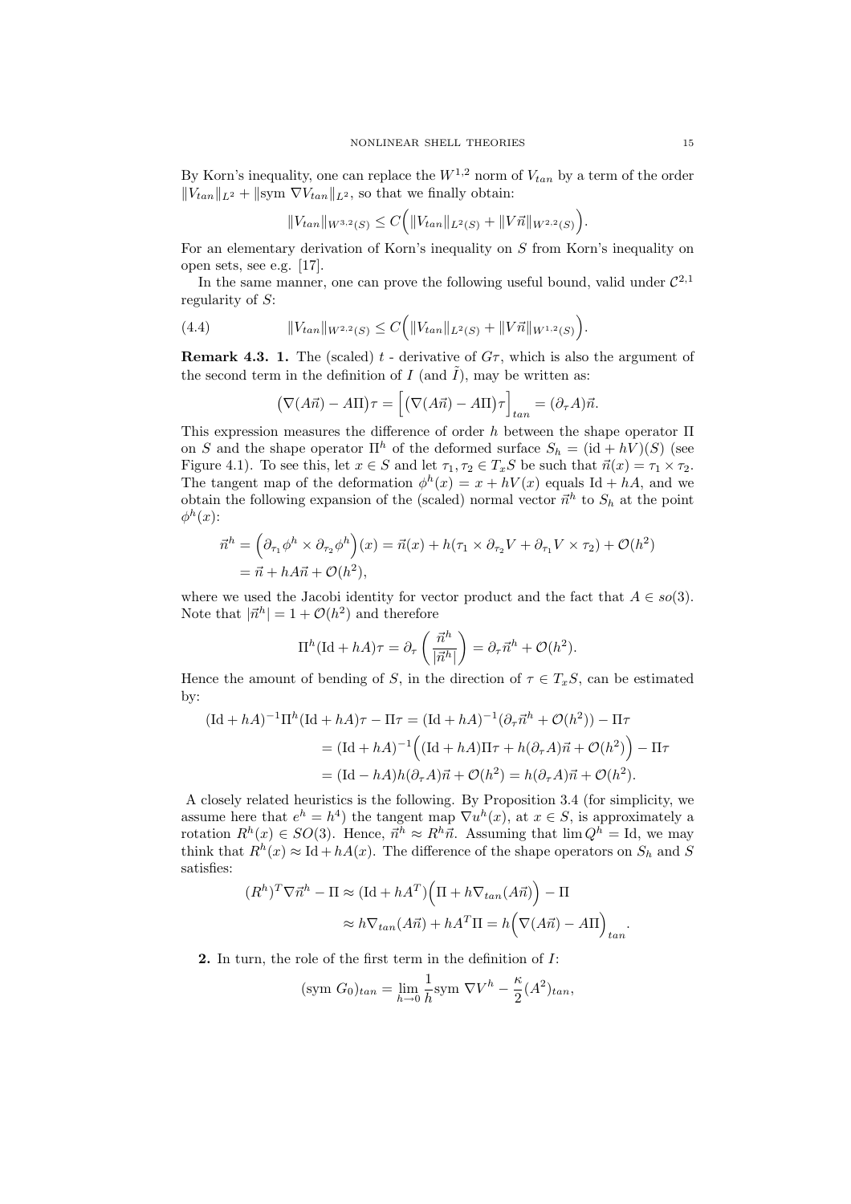By Korn's inequality, one can replace the $W^{1,2}$ norm of $V_{tan}$ by a term of the order $\|V_{tan}\|_{L^2} + \|\mathrm{sym}\ \nabla V_{tan}\|_{L^2}$, so that we finally obtain:

$$\|V_{tan}\|_{W^{3,2}(S)} \leq C\Big(\|V_{tan}\|_{L^2(S)} + \|V\vec{n}\|_{W^{2,2}(S)}\Big).$$

For an elementary derivation of Korn's inequality on $S$ from Korn's inequality on open sets, see e.g. [17].

In the same manner, one can prove the following useful bound, valid under $\mathcal{C}^{2,1}$ regularity of $S$:

$$\|V_{tan}\|_{W^{2,2}(S)} \leq C\Big(\|V_{tan}\|_{L^2(S)} + \|V\vec{n}\|_{W^{1,2}(S)}\Big). \tag{4.4}$$

**Remark 4.3. 1.** The (scaled) $t$ - derivative of $G\tau$, which is also the argument of the second term in the definition of $I$ (and $\tilde{I}$), may be written as:

$$\big(\nabla(A\vec{n}) - A\Pi\big)\tau = \Big[\big(\nabla(A\vec{n}) - A\Pi\big)\tau\Big]_{tan} = (\partial_\tau A)\vec{n}.$$

This expression measures the difference of order $h$ between the shape operator $\Pi$ on $S$ and the shape operator $\Pi^h$ of the deformed surface $S_h = (\mathrm{id} + hV)(S)$ (see Figure 4.1). To see this, let $x \in S$ and let $\tau_1, \tau_2 \in T_xS$ be such that $\vec{n}(x) = \tau_1 \times \tau_2$. The tangent map of the deformation $\phi^h(x) = x + hV(x)$ equals $\mathrm{Id} + hA$, and we obtain the following expansion of the (scaled) normal vector $\vec{n}^h$ to $S_h$ at the point $\phi^h(x)$:

$$\begin{aligned}\vec{n}^h &= \Big(\partial_{\tau_1}\phi^h \times \partial_{\tau_2}\phi^h\Big)(x) = \vec{n}(x) + h(\tau_1 \times \partial_{\tau_2} V + \partial_{\tau_1} V \times \tau_2) + \mathcal{O}(h^2) \\ &= \vec{n} + hA\vec{n} + \mathcal{O}(h^2),\end{aligned}$$

where we used the Jacobi identity for vector product and the fact that $A \in so(3)$. Note that $|\vec{n}^h| = 1 + \mathcal{O}(h^2)$ and therefore

$$\Pi^h(\mathrm{Id} + hA)\tau = \partial_\tau\left(\frac{\vec{n}^h}{|\vec{n}^h|}\right) = \partial_\tau \vec{n}^h + \mathcal{O}(h^2).$$

Hence the amount of bending of $S$, in the direction of $\tau \in T_xS$, can be estimated by:

$$\begin{aligned}(\mathrm{Id} + hA)^{-1}\Pi^h(\mathrm{Id} + hA)\tau - \Pi\tau &= (\mathrm{Id} + hA)^{-1}(\partial_\tau \vec{n}^h + \mathcal{O}(h^2)) - \Pi\tau \\ &= (\mathrm{Id} + hA)^{-1}\Big((\mathrm{Id} + hA)\Pi\tau + h(\partial_\tau A)\vec{n} + \mathcal{O}(h^2)\Big) - \Pi\tau \\ &= (\mathrm{Id} - hA)h(\partial_\tau A)\vec{n} + \mathcal{O}(h^2) = h(\partial_\tau A)\vec{n} + \mathcal{O}(h^2).\end{aligned}$$

A closely related heuristics is the following. By Proposition 3.4 (for simplicity, we assume here that $e^h = h^4$) the tangent map $\nabla u^h(x)$, at $x \in S$, is approximately a rotation $R^h(x) \in SO(3)$. Hence, $\vec{n}^h \approx R^h\vec{n}$. Assuming that $\lim Q^h = \mathrm{Id}$, we may think that $R^h(x) \approx \mathrm{Id} + hA(x)$. The difference of the shape operators on $S_h$ and $S$ satisfies:

$$\begin{aligned}(R^h)^T\nabla\vec{n}^h - \Pi &\approx (\mathrm{Id} + hA^T)\Big(\Pi + h\nabla_{tan}(A\vec{n})\Big) - \Pi \\ &\approx h\nabla_{tan}(A\vec{n}) + hA^T\Pi = h\Big(\nabla(A\vec{n}) - A\Pi\Big)_{tan}.\end{aligned}$$

**2.** In turn, the role of the first term in the definition of $I$:

$$(\mathrm{sym}\ G_0)_{tan} = \lim_{h\to 0}\frac{1}{h}\mathrm{sym}\ \nabla V^h - \frac{\kappa}{2}(A^2)_{tan},$$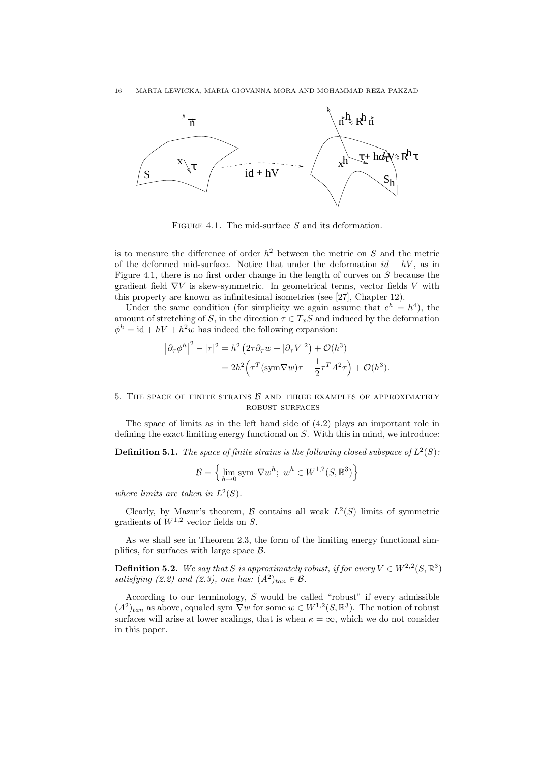FIGURE 4.1. The mid-surface $S$ and its deformation.

is to measure the difference of order $h^2$ between the metric on $S$ and the metric of the deformed mid-surface. Notice that under the deformation $id + hV$, as in Figure 4.1, there is no first order change in the length of curves on $S$ because the gradient field $\nabla V$ is skew-symmetric. In geometrical terms, vector fields $V$ with this property are known as infinitesimal isometries (see [27], Chapter 12).

Under the same condition (for simplicity we again assume that $e^h = h^4$), the amount of stretching of $S$, in the direction $\tau \in T_xS$ and induced by the deformation $\phi^h = \mathrm{id} + hV + h^2 w$ has indeed the following expansion:

$$
\begin{aligned}
\left|\partial_\tau \phi^h\right|^2 - |\tau|^2 &= h^2 \left(2\tau\partial_\tau w + |\partial_\tau V|^2\right) + \mathcal{O}(h^3) \\
&= 2h^2 \Big(\tau^T (\mathrm{sym}\nabla w)\tau - \frac{1}{2}\tau^T A^2 \tau\Big) + \mathcal{O}(h^3).
\end{aligned}
$$

## 5. The space of finite strains $\mathcal{B}$ and three examples of approximately robust surfaces

The space of limits as in the left hand side of (4.2) plays an important role in defining the exact limiting energy functional on $S$. With this in mind, we introduce:

**Definition 5.1.** *The space of finite strains is the following closed subspace of $L^2(S)$:*

$$
\mathcal{B} = \Big\{ \lim_{h\to 0} \mathrm{sym}\ \nabla w^h;\ w^h \in W^{1,2}(S, \mathbb{R}^3) \Big\}
$$

*where limits are taken in $L^2(S)$.*

Clearly, by Mazur's theorem, $\mathcal{B}$ contains all weak $L^2(S)$ limits of symmetric gradients of $W^{1,2}$ vector fields on $S$.

As we shall see in Theorem 2.3, the form of the limiting energy functional simplifies, for surfaces with large space $\mathcal{B}$.

**Definition 5.2.** *We say that $S$ is approximately robust, if for every $V \in W^{2,2}(S, \mathbb{R}^3)$ satisfying (2.2) and (2.3), one has: $(A^2)_{tan} \in \mathcal{B}$.*

According to our terminology, $S$ would be called "robust" if every admissible $(A^2)_{tan}$ as above, equaled sym $\nabla w$ for some $w \in W^{1,2}(S, \mathbb{R}^3)$. The notion of robust surfaces will arise at lower scalings, that is when $\kappa = \infty$, which we do not consider in this paper.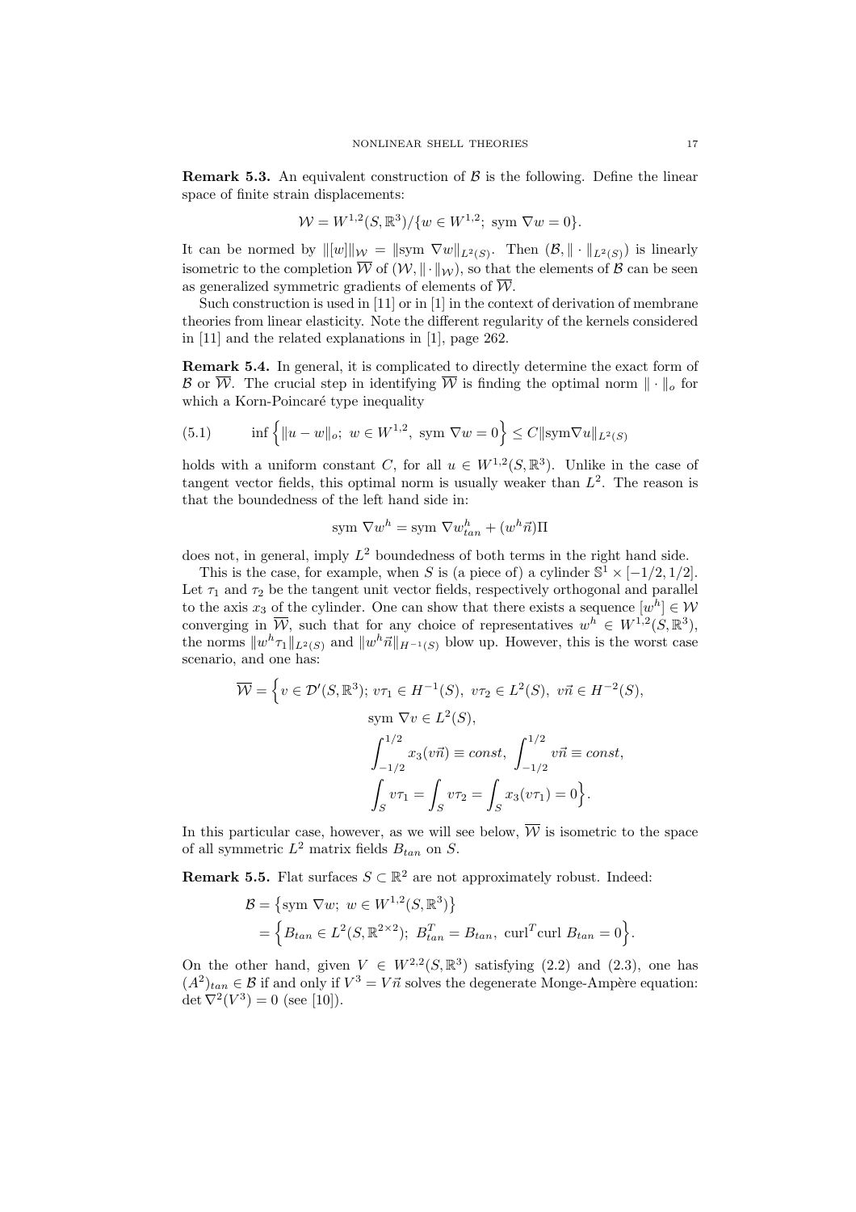**Remark 5.3.** An equivalent construction of $\mathcal{B}$ is the following. Define the linear space of finite strain displacements:

$$\mathcal{W} = W^{1,2}(S, \mathbb{R}^3)/\{w \in W^{1,2};\ \text{sym } \nabla w = 0\}.$$

It can be normed by $\|[w]\|_{\mathcal{W}} = \|\text{sym } \nabla w\|_{L^2(S)}$. Then $(\mathcal{B}, \|\cdot\|_{L^2(S)})$ is linearly isometric to the completion $\overline{\mathcal{W}}$ of $(\mathcal{W}, \|\cdot\|_{\mathcal{W}})$, so that the elements of $\mathcal{B}$ can be seen as generalized symmetric gradients of elements of $\overline{\mathcal{W}}$.

Such construction is used in [11] or in [1] in the context of derivation of membrane theories from linear elasticity. Note the different regularity of the kernels considered in [11] and the related explanations in [1], page 262.

**Remark 5.4.** In general, it is complicated to directly determine the exact form of $\mathcal{B}$ or $\overline{\mathcal{W}}$. The crucial step in identifying $\overline{\mathcal{W}}$ is finding the optimal norm $\|\cdot\|_o$ for which a Korn-Poincaré type inequality

$$\inf\Big\{\|u - w\|_o;\ w \in W^{1,2},\ \text{sym } \nabla w = 0\Big\} \leq C\|\text{sym}\nabla u\|_{L^2(S)} \tag{5.1}$$

holds with a uniform constant $C$, for all $u \in W^{1,2}(S, \mathbb{R}^3)$. Unlike in the case of tangent vector fields, this optimal norm is usually weaker than $L^2$. The reason is that the boundedness of the left hand side in:

$$\text{sym } \nabla w^h = \text{sym } \nabla w^h_{tan} + (w^h \vec{n})\Pi$$

does not, in general, imply $L^2$ boundedness of both terms in the right hand side.

This is the case, for example, when $S$ is (a piece of) a cylinder $\mathbb{S}^1 \times [-1/2, 1/2]$. Let $\tau_1$ and $\tau_2$ be the tangent unit vector fields, respectively orthogonal and parallel to the axis $x_3$ of the cylinder. One can show that there exists a sequence $[w^h] \in \mathcal{W}$ converging in $\overline{\mathcal{W}}$, such that for any choice of representatives $w^h \in W^{1,2}(S, \mathbb{R}^3)$, the norms $\|w^h\tau_1\|_{L^2(S)}$ and $\|w^h\vec{n}\|_{H^{-1}(S)}$ blow up. However, this is the worst case scenario, and one has:

$$\begin{aligned}\overline{\mathcal{W}} = \Big\{v \in \mathcal{D}'(S, \mathbb{R}^3);\ & v\tau_1 \in H^{-1}(S),\ v\tau_2 \in L^2(S),\ v\vec{n} \in H^{-2}(S),\\ & \text{sym } \nabla v \in L^2(S),\\ & \int_{-1/2}^{1/2} x_3(v\vec{n}) \equiv const,\ \int_{-1/2}^{1/2} v\vec{n} \equiv const,\\ & \int_S v\tau_1 = \int_S v\tau_2 = \int_S x_3(v\tau_1) = 0\Big\}.\end{aligned}$$

In this particular case, however, as we will see below, $\overline{\mathcal{W}}$ is isometric to the space of all symmetric $L^2$ matrix fields $B_{tan}$ on $S$.

**Remark 5.5.** Flat surfaces $S \subset \mathbb{R}^2$ are not approximately robust. Indeed:

$$\begin{aligned}\mathcal{B} &= \big\{\text{sym } \nabla w;\ w \in W^{1,2}(S, \mathbb{R}^3)\big\}\\ &= \Big\{B_{tan} \in L^2(S, \mathbb{R}^{2\times 2});\ B_{tan}^T = B_{tan},\ \text{curl}^T\text{curl } B_{tan} = 0\Big\}.\end{aligned}$$

On the other hand, given $V \in W^{2,2}(S, \mathbb{R}^3)$ satisfying (2.2) and (2.3), one has $(A^2)_{tan} \in \mathcal{B}$ if and only if $V^3 = V\vec{n}$ solves the degenerate Monge-Ampère equation: $\det \nabla^2(V^3) = 0$ (see [10]).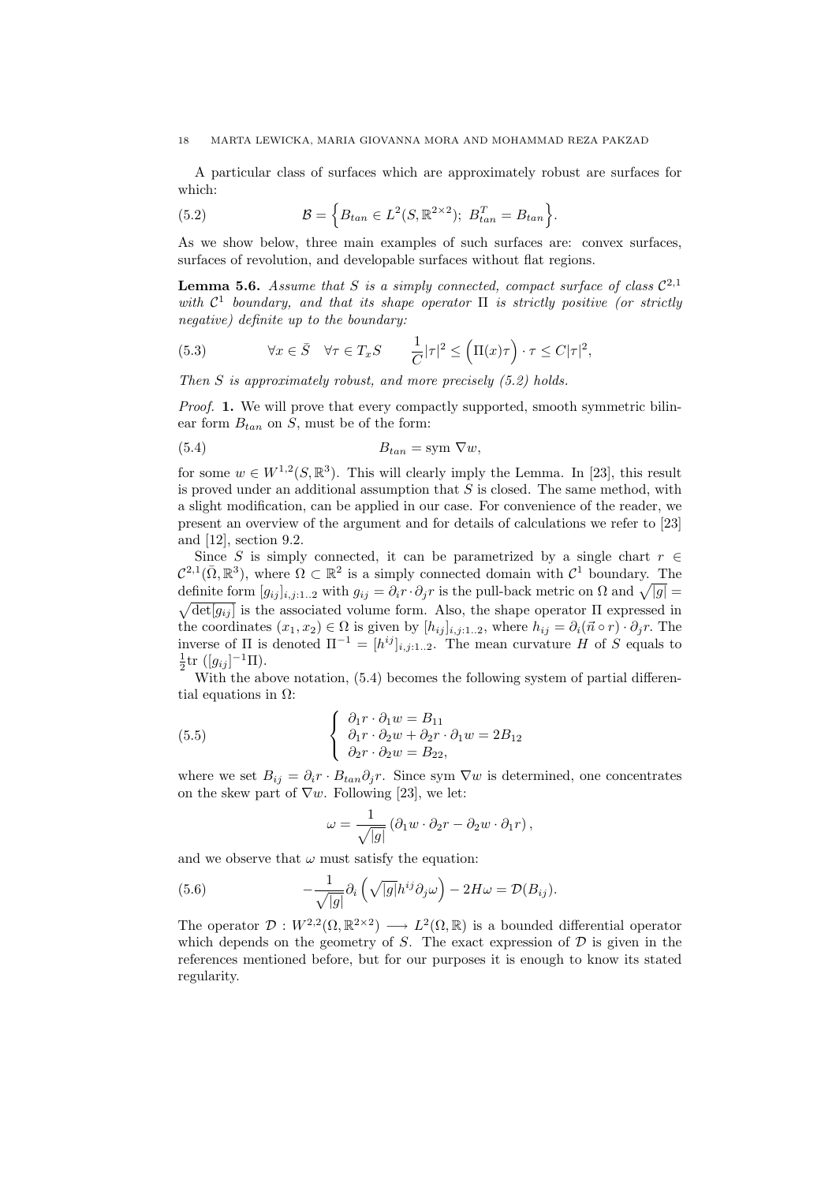A particular class of surfaces which are approximately robust are surfaces for which:

$$\mathcal{B} = \Big\{ B_{tan} \in L^2(S, \mathbb{R}^{2\times 2});\ B_{tan}^T = B_{tan} \Big\}. \tag{5.2}$$

As we show below, three main examples of such surfaces are: convex surfaces, surfaces of revolution, and developable surfaces without flat regions.

**Lemma 5.6.** *Assume that $S$ is a simply connected, compact surface of class $\mathcal{C}^{2,1}$ with $\mathcal{C}^1$ boundary, and that its shape operator $\Pi$ is strictly positive (or strictly negative) definite up to the boundary:*

$$\forall x \in \bar{S} \quad \forall \tau \in T_x S \qquad \frac{1}{C}|\tau|^2 \leq \Big(\Pi(x)\tau\Big)\cdot\tau \leq C|\tau|^2, \tag{5.3}$$

*Then $S$ is approximately robust, and more precisely (5.2) holds.*

*Proof.* **1.** We will prove that every compactly supported, smooth symmetric bilinear form $B_{tan}$ on $S$, must be of the form:

$$B_{tan} = \text{sym } \nabla w, \tag{5.4}$$

for some $w \in W^{1,2}(S, \mathbb{R}^3)$. This will clearly imply the Lemma. In [23], this result is proved under an additional assumption that $S$ is closed. The same method, with a slight modification, can be applied in our case. For convenience of the reader, we present an overview of the argument and for details of calculations we refer to [23] and [12], section 9.2.

Since $S$ is simply connected, it can be parametrized by a single chart $r \in \mathcal{C}^{2,1}(\bar{\Omega}, \mathbb{R}^3)$, where $\Omega \subset \mathbb{R}^2$ is a simply connected domain with $\mathcal{C}^1$ boundary. The definite form $[g_{ij}]_{i,j:1..2}$ with $g_{ij} = \partial_i r \cdot \partial_j r$ is the pull-back metric on $\Omega$ and $\sqrt{|g|} = \sqrt{\det[g_{ij}]}$ is the associated volume form. Also, the shape operator $\Pi$ expressed in the coordinates $(x_1, x_2) \in \Omega$ is given by $[h_{ij}]_{i,j:1..2}$, where $h_{ij} = \partial_i(\vec{n} \circ r)\cdot\partial_j r$. The inverse of $\Pi$ is denoted $\Pi^{-1} = [h^{ij}]_{i,j:1..2}$. The mean curvature $H$ of $S$ equals to $\frac{1}{2}\text{tr }([g_{ij}]^{-1}\Pi)$.

With the above notation, (5.4) becomes the following system of partial differential equations in $\Omega$:

$$\left\{ \begin{array}{l} \partial_1 r \cdot \partial_1 w = B_{11} \\ \partial_1 r \cdot \partial_2 w + \partial_2 r \cdot \partial_1 w = 2B_{12} \\ \partial_2 r \cdot \partial_2 w = B_{22}, \end{array} \right. \tag{5.5}$$

where we set $B_{ij} = \partial_i r \cdot B_{tan} \partial_j r$. Since sym $\nabla w$ is determined, one concentrates on the skew part of $\nabla w$. Following [23], we let:

$$\omega = \frac{1}{\sqrt{|g|}}\left(\partial_1 w \cdot \partial_2 r - \partial_2 w \cdot \partial_1 r\right),$$

and we observe that $\omega$ must satisfy the equation:

$$-\frac{1}{\sqrt{|g|}}\partial_i\left(\sqrt{|g|}h^{ij}\partial_j\omega\right) - 2H\omega = \mathcal{D}(B_{ij}). \tag{5.6}$$

The operator $\mathcal{D} : W^{2,2}(\Omega, \mathbb{R}^{2\times 2}) \longrightarrow L^2(\Omega, \mathbb{R})$ is a bounded differential operator which depends on the geometry of $S$. The exact expression of $\mathcal{D}$ is given in the references mentioned before, but for our purposes it is enough to know its stated regularity.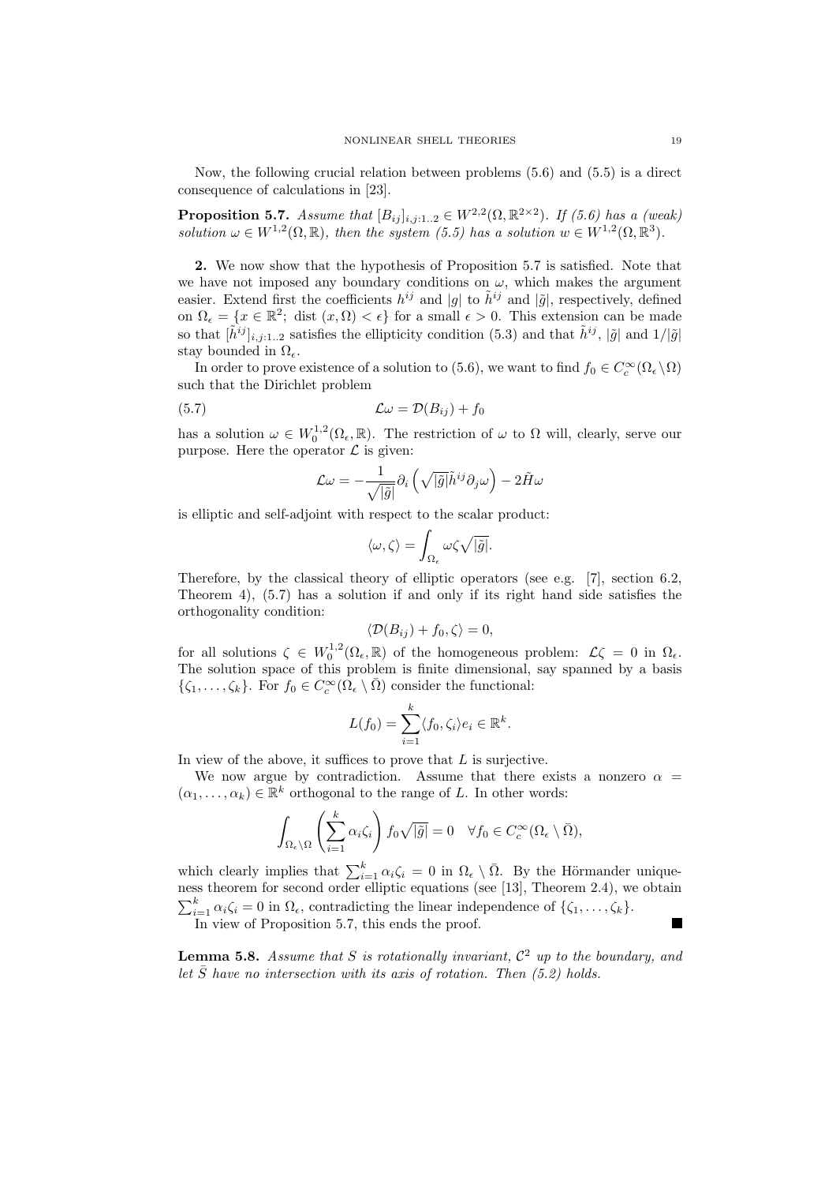Now, the following crucial relation between problems (5.6) and (5.5) is a direct consequence of calculations in [23].

**Proposition 5.7.** *Assume that $[B_{ij}]_{i,j:1..2} \in W^{2,2}(\Omega, \mathbb{R}^{2\times 2})$. If (5.6) has a (weak) solution $\omega \in W^{1,2}(\Omega, \mathbb{R})$, then the system (5.5) has a solution $w \in W^{1,2}(\Omega, \mathbb{R}^3)$.*

**2.** We now show that the hypothesis of Proposition 5.7 is satisfied. Note that we have not imposed any boundary conditions on $\omega$, which makes the argument easier. Extend first the coefficients $h^{ij}$ and $|g|$ to $\tilde{h}^{ij}$ and $|\tilde{g}|$, respectively, defined on $\Omega_\epsilon = \{x \in \mathbb{R}^2;\ \mathrm{dist}\ (x, \Omega) < \epsilon\}$ for a small $\epsilon > 0$. This extension can be made so that $[\tilde{h}^{ij}]_{i,j:1..2}$ satisfies the ellipticity condition (5.3) and that $\tilde{h}^{ij}$, $|\tilde{g}|$ and $1/|\tilde{g}|$ stay bounded in $\Omega_\epsilon$.

In order to prove existence of a solution to (5.6), we want to find $f_0 \in C_c^\infty(\Omega_\epsilon \setminus \Omega)$ such that the Dirichlet problem

$$\mathcal{L}\omega = \mathcal{D}(B_{ij}) + f_0 \tag{5.7}$$

has a solution $\omega \in W_0^{1,2}(\Omega_\epsilon, \mathbb{R})$. The restriction of $\omega$ to $\Omega$ will, clearly, serve our purpose. Here the operator $\mathcal{L}$ is given:

$$\mathcal{L}\omega = -\frac{1}{\sqrt{|\tilde{g}|}}\partial_i \left(\sqrt{|\tilde{g}|}\tilde{h}^{ij}\partial_j \omega\right) - 2\tilde{H}\omega$$

is elliptic and self-adjoint with respect to the scalar product:

$$\langle \omega, \zeta \rangle = \int_{\Omega_\epsilon} \omega\zeta\sqrt{|\tilde{g}|}.$$

Therefore, by the classical theory of elliptic operators (see e.g. [7], section 6.2, Theorem 4), (5.7) has a solution if and only if its right hand side satisfies the orthogonality condition:

$$\langle \mathcal{D}(B_{ij}) + f_0, \zeta \rangle = 0,$$

for all solutions $\zeta \in W_0^{1,2}(\Omega_\epsilon, \mathbb{R})$ of the homogeneous problem: $\mathcal{L}\zeta = 0$ in $\Omega_\epsilon$. The solution space of this problem is finite dimensional, say spanned by a basis $\{\zeta_1, \ldots, \zeta_k\}$. For $f_0 \in C_c^\infty(\Omega_\epsilon \setminus \bar{\Omega})$ consider the functional:

$$L(f_0) = \sum_{i=1}^k \langle f_0, \zeta_i \rangle e_i \in \mathbb{R}^k.$$

In view of the above, it suffices to prove that $L$ is surjective.

We now argue by contradiction. Assume that there exists a nonzero $\alpha = (\alpha_1, \ldots, \alpha_k) \in \mathbb{R}^k$ orthogonal to the range of $L$. In other words:

$$\int_{\Omega_\epsilon \setminus \Omega} \left(\sum_{i=1}^k \alpha_i\zeta_i\right) f_0\sqrt{|\tilde{g}|} = 0 \quad \forall f_0 \in C_c^\infty(\Omega_\epsilon \setminus \bar{\Omega}),$$

which clearly implies that $\sum_{i=1}^k \alpha_i\zeta_i = 0$ in $\Omega_\epsilon \setminus \bar{\Omega}$. By the Hörmander uniqueness theorem for second order elliptic equations (see [13], Theorem 2.4), we obtain $\sum_{i=1}^k \alpha_i\zeta_i = 0$ in $\Omega_\epsilon$, contradicting the linear independence of $\{\zeta_1, \ldots, \zeta_k\}$.

In view of Proposition 5.7, this ends the proof. ∎

**Lemma 5.8.** *Assume that $S$ is rotationally invariant, $\mathcal{C}^2$ up to the boundary, and let $\bar{S}$ have no intersection with its axis of rotation. Then (5.2) holds.*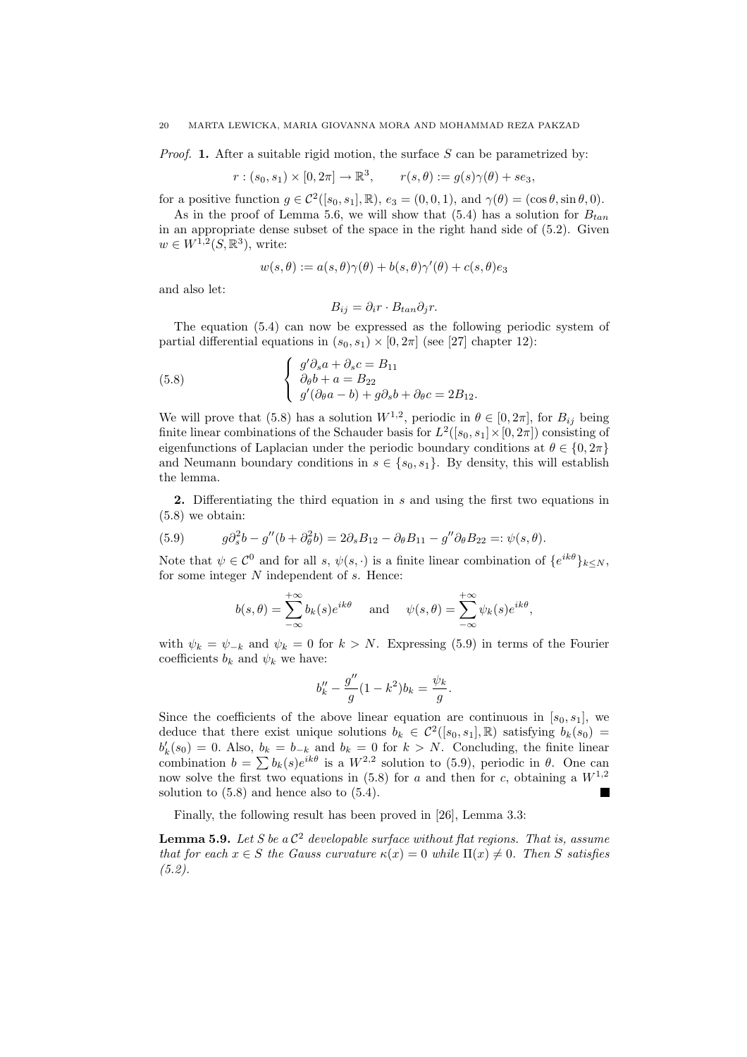*Proof.* **1.** After a suitable rigid motion, the surface $S$ can be parametrized by:

$$r : (s_0, s_1) \times [0, 2\pi] \to \mathbb{R}^3, \qquad r(s, \theta) := g(s)\gamma(\theta) + se_3,$$

for a positive function $g \in \mathcal{C}^2([s_0, s_1], \mathbb{R})$, $e_3 = (0, 0, 1)$, and $\gamma(\theta) = (\cos\theta, \sin\theta, 0)$.

As in the proof of Lemma 5.6, we will show that (5.4) has a solution for $B_{tan}$ in an appropriate dense subset of the space in the right hand side of (5.2). Given $w \in W^{1,2}(S, \mathbb{R}^3)$, write:

$$w(s, \theta) := a(s, \theta)\gamma(\theta) + b(s, \theta)\gamma'(\theta) + c(s, \theta)e_3$$

and also let:

$$B_{ij} = \partial_i r \cdot B_{tan} \partial_j r.$$

The equation (5.4) can now be expressed as the following periodic system of partial differential equations in $(s_0, s_1) \times [0, 2\pi]$ (see [27] chapter 12):

$$\left\{ \begin{array}{l} g'\partial_s a + \partial_s c = B_{11} \\ \partial_\theta b + a = B_{22} \\ g'(\partial_\theta a - b) + g\partial_s b + \partial_\theta c = 2B_{12}. \end{array} \right. \tag{5.8}$$

We will prove that (5.8) has a solution $W^{1,2}$, periodic in $\theta \in [0, 2\pi]$, for $B_{ij}$ being finite linear combinations of the Schauder basis for $L^2([s_0, s_1] \times [0, 2\pi])$ consisting of eigenfunctions of Laplacian under the periodic boundary conditions at $\theta \in \{0, 2\pi\}$ and Neumann boundary conditions in $s \in \{s_0, s_1\}$. By density, this will establish the lemma.

**2.** Differentiating the third equation in $s$ and using the first two equations in (5.8) we obtain:

$$g\partial_s^2 b - g''(b + \partial_\theta^2 b) = 2\partial_s B_{12} - \partial_\theta B_{11} - g''\partial_\theta B_{22} =: \psi(s, \theta). \tag{5.9}$$

Note that $\psi \in \mathcal{C}^0$ and for all $s$, $\psi(s, \cdot)$ is a finite linear combination of $\{e^{ik\theta}\}_{k \leq N}$, for some integer $N$ independent of $s$. Hence:

$$b(s, \theta) = \sum_{-\infty}^{+\infty} b_k(s) e^{ik\theta} \quad \text{ and } \quad \psi(s, \theta) = \sum_{-\infty}^{+\infty} \psi_k(s) e^{ik\theta},$$

with $\psi_k = \psi_{-k}$ and $\psi_k = 0$ for $k > N$. Expressing (5.9) in terms of the Fourier coefficients $b_k$ and $\psi_k$ we have:

$$b_k'' - \frac{g''}{g}(1 - k^2) b_k = \frac{\psi_k}{g}.$$

Since the coefficients of the above linear equation are continuous in $[s_0, s_1]$, we deduce that there exist unique solutions $b_k \in \mathcal{C}^2([s_0, s_1], \mathbb{R})$ satisfying $b_k(s_0) = b_k'(s_0) = 0$. Also, $b_k = b_{-k}$ and $b_k = 0$ for $k > N$. Concluding, the finite linear combination $b = \sum b_k(s) e^{ik\theta}$ is a $W^{2,2}$ solution to (5.9), periodic in $\theta$. One can now solve the first two equations in (5.8) for $a$ and then for $c$, obtaining a $W^{1,2}$ solution to (5.8) and hence also to (5.4). ■

Finally, the following result has been proved in [26], Lemma 3.3:

**Lemma 5.9.** *Let $S$ be a $\mathcal{C}^2$ developable surface without flat regions. That is, assume that for each $x \in S$ the Gauss curvature $\kappa(x) = 0$ while $\Pi(x) \neq 0$. Then $S$ satisfies (5.2).*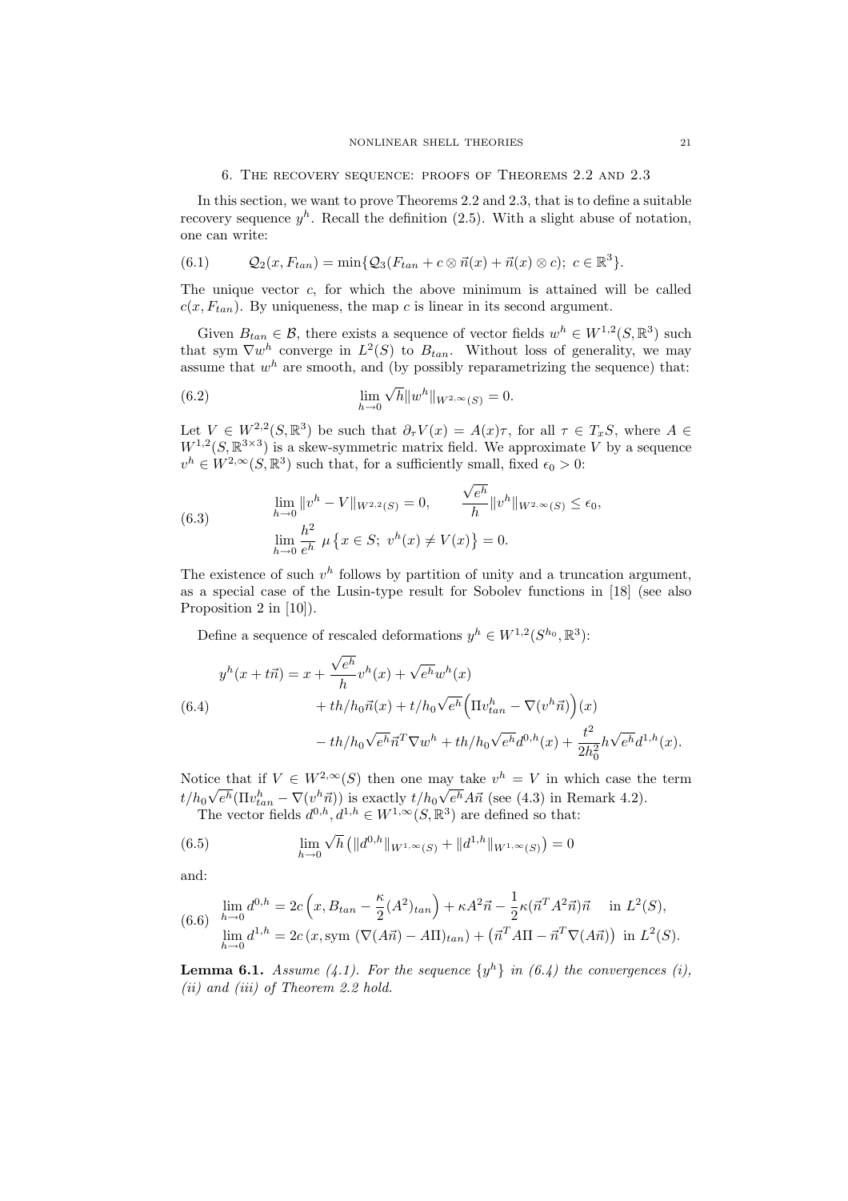## 6. The recovery sequence: proofs of Theorems 2.2 and 2.3

In this section, we want to prove Theorems 2.2 and 2.3, that is to define a suitable recovery sequence $y^h$. Recall the definition (2.5). With a slight abuse of notation, one can write:

$$\mathcal{Q}_2(x, F_{tan}) = \min\{\mathcal{Q}_3(F_{tan} + c \otimes \vec{n}(x) + \vec{n}(x) \otimes c);\ c \in \mathbb{R}^3\}. \tag{6.1}$$

The unique vector $c$, for which the above minimum is attained will be called $c(x, F_{tan})$. By uniqueness, the map $c$ is linear in its second argument.

Given $B_{tan} \in \mathcal{B}$, there exists a sequence of vector fields $w^h \in W^{1,2}(S, \mathbb{R}^3)$ such that sym $\nabla w^h$ converge in $L^2(S)$ to $B_{tan}$. Without loss of generality, we may assume that $w^h$ are smooth, and (by possibly reparametrizing the sequence) that:

$$\lim_{h\to 0} \sqrt{h}\|w^h\|_{W^{2,\infty}(S)} = 0. \tag{6.2}$$

Let $V \in W^{2,2}(S, \mathbb{R}^3)$ be such that $\partial_\tau V(x) = A(x)\tau$, for all $\tau \in T_xS$, where $A \in W^{1,2}(S, \mathbb{R}^{3\times 3})$ is a skew-symmetric matrix field. We approximate $V$ by a sequence $v^h \in W^{2,\infty}(S, \mathbb{R}^3)$ such that, for a sufficiently small, fixed $\epsilon_0 > 0$:

$$\begin{aligned}
&\lim_{h\to 0} \|v^h - V\|_{W^{2,2}(S)} = 0, \qquad \frac{\sqrt{e^h}}{h}\|v^h\|_{W^{2,\infty}(S)} \le \epsilon_0,\\
&\lim_{h\to 0} \frac{h^2}{e^h}\ \mu\left\{x \in S;\ v^h(x) \neq V(x)\right\} = 0.
\end{aligned} \tag{6.3}$$

The existence of such $v^h$ follows by partition of unity and a truncation argument, as a special case of the Lusin-type result for Sobolev functions in [18] (see also Proposition 2 in [10]).

Define a sequence of rescaled deformations $y^h \in W^{1,2}(S^{h_0}, \mathbb{R}^3)$:

$$\begin{aligned}
y^h(x + t\vec{n}) = x &+ \frac{\sqrt{e^h}}{h} v^h(x) + \sqrt{e^h} w^h(x)\\
&+ th/h_0 \vec{n}(x) + t/h_0\sqrt{e^h}\Big(\Pi v^h_{tan} - \nabla(v^h\vec{n})\Big)(x)\\
&- th/h_0\sqrt{e^h}\vec{n}^T\nabla w^h + th/h_0\sqrt{e^h} d^{0,h}(x) + \frac{t^2}{2h_0^2}h\sqrt{e^h} d^{1,h}(x).
\end{aligned} \tag{6.4}$$

Notice that if $V \in W^{2,\infty}(S)$ then one may take $v^h = V$ in which case the term $t/h_0\sqrt{e^h}(\Pi v^h_{tan} - \nabla(v^h\vec{n}))$ is exactly $t/h_0\sqrt{e^h}A\vec{n}$ (see (4.3) in Remark 4.2).

The vector fields $d^{0,h}, d^{1,h} \in W^{1,\infty}(S, \mathbb{R}^3)$ are defined so that:

$$\lim_{h\to 0} \sqrt{h}\left(\|d^{0,h}\|_{W^{1,\infty}(S)} + \|d^{1,h}\|_{W^{1,\infty}(S)}\right) = 0 \tag{6.5}$$

and:

$$\begin{aligned}
&\lim_{h\to 0} d^{0,h} = 2c\left(x, B_{tan} - \frac{\kappa}{2}(A^2)_{tan}\right) + \kappa A^2\vec{n} - \frac{1}{2}\kappa(\vec{n}^T A^2\vec{n})\vec{n} \quad \text{in } L^2(S),\\
&\lim_{h\to 0} d^{1,h} = 2c\left(x, \text{sym}\ (\nabla(A\vec{n}) - A\Pi)_{tan}\right) + \left(\vec{n}^T A\Pi - \vec{n}^T\nabla(A\vec{n})\right) \text{ in } L^2(S).
\end{aligned} \tag{6.6}$$

**Lemma 6.1.** *Assume (4.1). For the sequence $\{y^h\}$ in (6.4) the convergences (i), (ii) and (iii) of Theorem 2.2 hold.*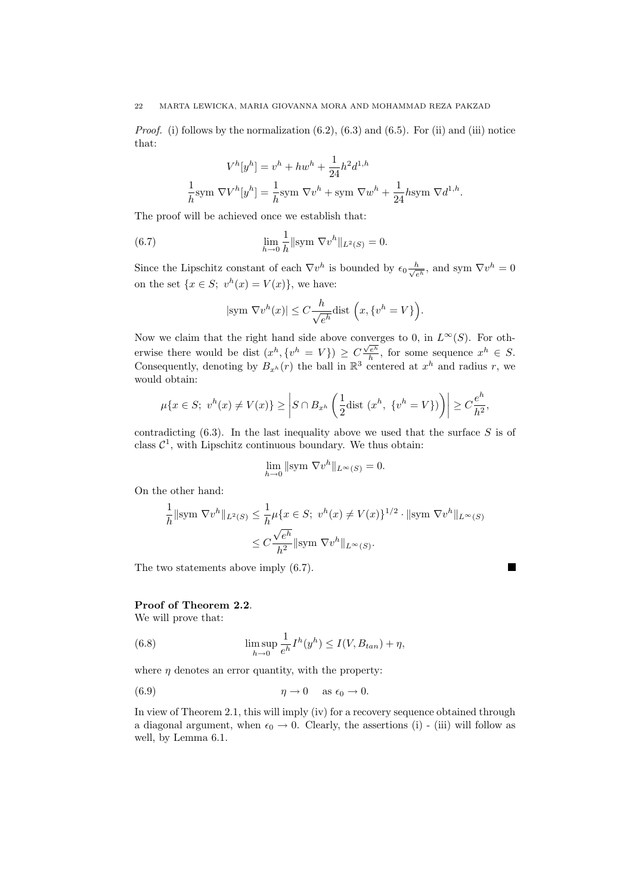*Proof.* (i) follows by the normalization (6.2), (6.3) and (6.5). For (ii) and (iii) notice that:

$$V^h[y^h] = v^h + hw^h + \frac{1}{24}h^2 d^{1,h}$$
$$\frac{1}{h}\mathrm{sym}\ \nabla V^h[y^h] = \frac{1}{h}\mathrm{sym}\ \nabla v^h + \mathrm{sym}\ \nabla w^h + \frac{1}{24}h\mathrm{sym}\ \nabla d^{1,h}.$$

The proof will be achieved once we establish that:

$$\lim_{h\to 0}\frac{1}{h}\|\mathrm{sym}\ \nabla v^h\|_{L^2(S)} = 0. \tag{6.7}$$

Since the Lipschitz constant of each $\nabla v^h$ is bounded by $\epsilon_0 \frac{h}{\sqrt{e^h}}$, and $\mathrm{sym}\ \nabla v^h = 0$ on the set $\{x \in S;\ v^h(x) = V(x)\}$, we have:

$$|\mathrm{sym}\ \nabla v^h(x)| \leq C\frac{h}{\sqrt{e^h}}\mathrm{dist}\ \Big(x, \{v^h = V\}\Big).$$

Now we claim that the right hand side above converges to 0, in $L^\infty(S)$. For otherwise there would be $\mathrm{dist}\ (x^h, \{v^h = V\}) \geq C\frac{\sqrt{e^h}}{h}$, for some sequence $x^h \in S$. Consequently, denoting by $B_{x^h}(r)$ the ball in $\mathbb{R}^3$ centered at $x^h$ and radius $r$, we would obtain:

$$\mu\{x \in S;\ v^h(x) \neq V(x)\} \geq \left|S \cap B_{x^h}\left(\frac{1}{2}\mathrm{dist}\ (x^h,\ \{v^h = V\})\right)\right| \geq C\frac{e^h}{h^2},$$

contradicting (6.3). In the last inequality above we used that the surface $S$ is of class $\mathcal{C}^1$, with Lipschitz continuous boundary. We thus obtain:

$$\lim_{h\to 0}\|\mathrm{sym}\ \nabla v^h\|_{L^\infty(S)} = 0.$$

On the other hand:

$$\begin{aligned}\frac{1}{h}\|\mathrm{sym}\ \nabla v^h\|_{L^2(S)} &\leq \frac{1}{h}\mu\{x \in S;\ v^h(x) \neq V(x)\}^{1/2}\cdot\|\mathrm{sym}\ \nabla v^h\|_{L^\infty(S)}\\ &\leq C\frac{\sqrt{e^h}}{h^2}\|\mathrm{sym}\ \nabla v^h\|_{L^\infty(S)}.\end{aligned}$$

The two statements above imply (6.7). ∎

**Proof of Theorem 2.2**.
We will prove that:

$$\limsup_{h\to 0}\frac{1}{e^h}I^h(y^h) \leq I(V, B_{tan}) + \eta, \tag{6.8}$$

where $\eta$ denotes an error quantity, with the property:

$$\eta \to 0 \quad \text{as } \epsilon_0 \to 0. \tag{6.9}$$

In view of Theorem 2.1, this will imply (iv) for a recovery sequence obtained through a diagonal argument, when $\epsilon_0 \to 0$. Clearly, the assertions (i) - (iii) will follow as well, by Lemma 6.1.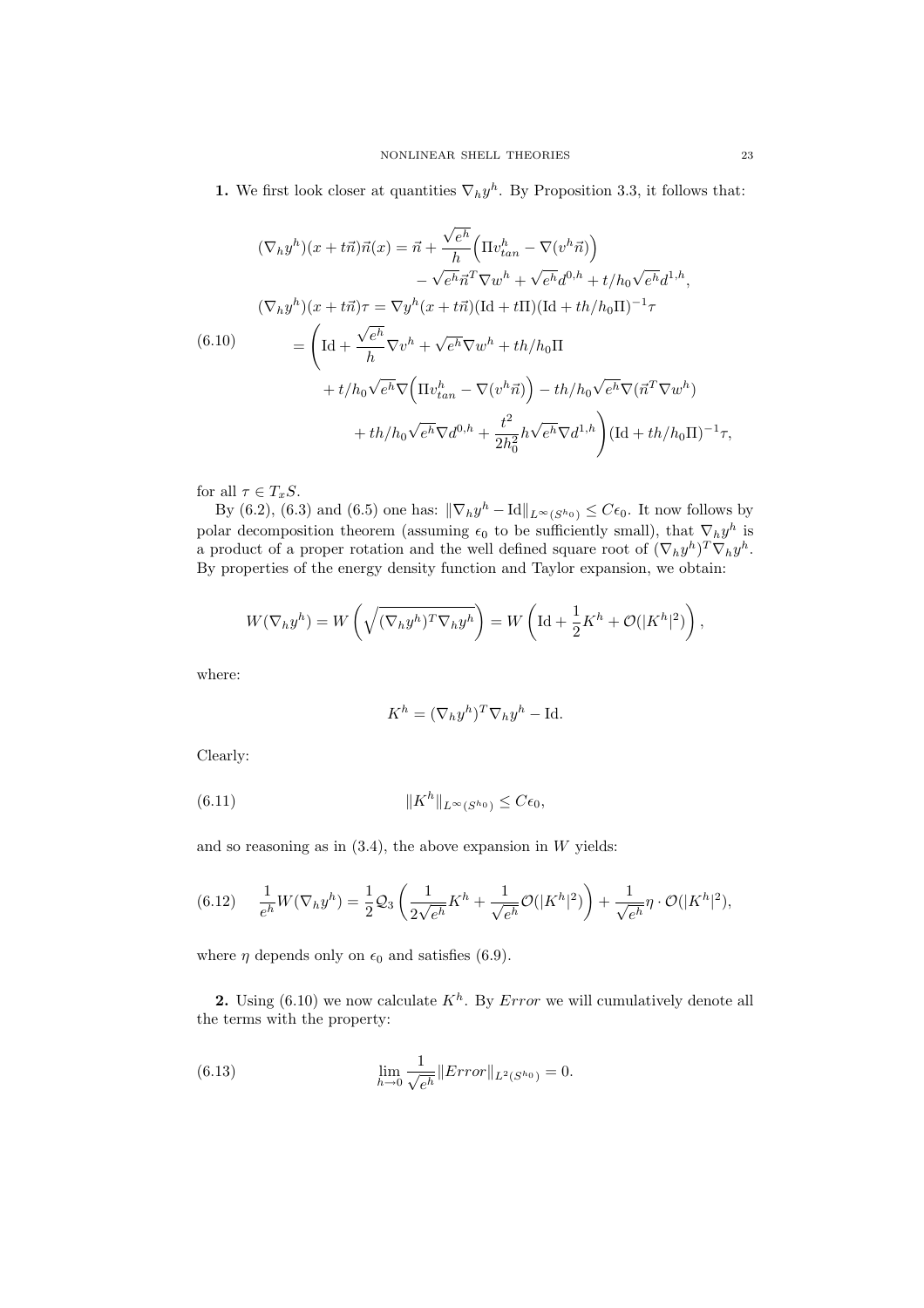**1.** We first look closer at quantities $\nabla_h y^h$. By Proposition 3.3, it follows that:

$$
\begin{aligned}
(\nabla_h y^h)(x + t\vec{n})\vec{n}(x) &= \vec{n} + \frac{\sqrt{e^h}}{h}\Big(\Pi v^h_{tan} - \nabla(v^h\vec{n})\Big) \\
&\qquad - \sqrt{e^h}\vec{n}^T\nabla w^h + \sqrt{e^h}d^{0,h} + t/h_0\sqrt{e^h}d^{1,h}, \\
(\nabla_h y^h)(x + t\vec{n})\tau &= \nabla y^h(x + t\vec{n})(\mathrm{Id} + t\Pi)(\mathrm{Id} + th/h_0\Pi)^{-1}\tau \\
&= \Bigg(\mathrm{Id} + \frac{\sqrt{e^h}}{h}\nabla v^h + \sqrt{e^h}\nabla w^h + th/h_0\Pi \\
&\qquad + t/h_0\sqrt{e^h}\nabla\Big(\Pi v^h_{tan} - \nabla(v^h\vec{n})\Big) - th/h_0\sqrt{e^h}\nabla(\vec{n}^T\nabla w^h) \\
&\qquad + th/h_0\sqrt{e^h}\nabla d^{0,h} + \frac{t^2}{2h_0^2}h\sqrt{e^h}\nabla d^{1,h}\Bigg)(\mathrm{Id} + th/h_0\Pi)^{-1}\tau,
\end{aligned}
\tag{6.10}
$$

for all $\tau \in T_xS$.

By (6.2), (6.3) and (6.5) one has: $\|\nabla_h y^h - \mathrm{Id}\|_{L^\infty(S^{h_0})} \leq C\epsilon_0$. It now follows by polar decomposition theorem (assuming $\epsilon_0$ to be sufficiently small), that $\nabla_h y^h$ is a product of a proper rotation and the well defined square root of $(\nabla_h y^h)^T\nabla_h y^h$. By properties of the energy density function and Taylor expansion, we obtain:

$$
W(\nabla_h y^h) = W\left(\sqrt{(\nabla_h y^h)^T\nabla_h y^h}\right) = W\left(\mathrm{Id} + \frac{1}{2}K^h + \mathcal{O}(|K^h|^2)\right),
$$

where:

$$
K^h = (\nabla_h y^h)^T\nabla_h y^h - \mathrm{Id}.
$$

Clearly:

$$
\|K^h\|_{L^\infty(S^{h_0})} \leq C\epsilon_0, \tag{6.11}
$$

and so reasoning as in (3.4), the above expansion in $W$ yields:

$$
\frac{1}{e^h}W(\nabla_h y^h) = \frac{1}{2}\mathcal{Q}_3\left(\frac{1}{2\sqrt{e^h}}K^h + \frac{1}{\sqrt{e^h}}\mathcal{O}(|K^h|^2)\right) + \frac{1}{\sqrt{e^h}}\eta\cdot\mathcal{O}(|K^h|^2), \tag{6.12}
$$

where $\eta$ depends only on $\epsilon_0$ and satisfies (6.9).

**2.** Using (6.10) we now calculate $K^h$. By *Error* we will cumulatively denote all the terms with the property:

$$
\lim_{h\to 0}\frac{1}{\sqrt{e^h}}\|Error\|_{L^2(S^{h_0})} = 0. \tag{6.13}
$$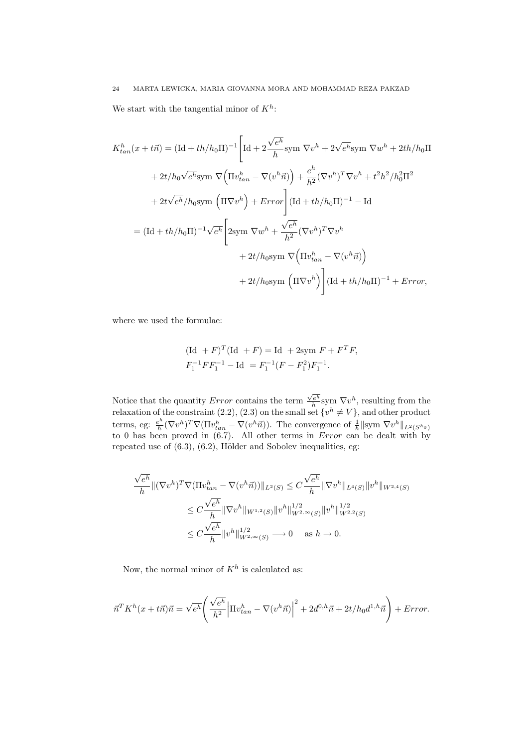We start with the tangential minor of $K^h$:

$$
\begin{aligned}
K^h_{tan}(x+t\vec n) &= (\mathrm{Id} + th/h_0\Pi)^{-1}\Bigg[\mathrm{Id} + 2\frac{\sqrt{e^h}}{h}\mathrm{sym}\ \nabla v^h + 2\sqrt{e^h}\mathrm{sym}\ \nabla w^h + 2th/h_0\Pi \\
&\quad + 2t/h_0\sqrt{e^h}\mathrm{sym}\ \nabla\Big(\Pi v^h_{tan} - \nabla(v^h\vec n)\Big) + \frac{e^h}{h^2}(\nabla v^h)^T\nabla v^h + t^2h^2/h_0^2\Pi^2 \\
&\quad + 2t\sqrt{e^h}/h_0\mathrm{sym}\ \Big(\Pi\nabla v^h\Big) + Error\Bigg](\mathrm{Id} + th/h_0\Pi)^{-1} - \mathrm{Id} \\
&= (\mathrm{Id} + th/h_0\Pi)^{-1}\sqrt{e^h}\Bigg[2\mathrm{sym}\ \nabla w^h + \frac{\sqrt{e^h}}{h^2}(\nabla v^h)^T\nabla v^h \\
&\qquad + 2t/h_0\mathrm{sym}\ \nabla\Big(\Pi v^h_{tan} - \nabla(v^h\vec n)\Big) \\
&\qquad + 2t/h_0\mathrm{sym}\ \Big(\Pi\nabla v^h\Big)\Bigg](\mathrm{Id} + th/h_0\Pi)^{-1} + Error,
\end{aligned}
$$

where we used the formulae:

$$
\begin{aligned}
&(\mathrm{Id}\ + F)^T(\mathrm{Id}\ + F) = \mathrm{Id}\ + 2\mathrm{sym}\ F + F^TF, \\
&F_1^{-1}FF_1^{-1} - \mathrm{Id}\ = F_1^{-1}(F - F_1^2)F_1^{-1}.
\end{aligned}
$$

Notice that the quantity $Error$ contains the term $\frac{\sqrt{e^h}}{h}\mathrm{sym}\ \nabla v^h$, resulting from the relaxation of the constraint (2.2), (2.3) on the small set $\{v^h \neq V\}$, and other product terms, eg: $\frac{e^h}{h}(\nabla v^h)^T\nabla(\Pi v^h_{tan} - \nabla(v^h\vec n))$. The convergence of $\frac{1}{h}\|\mathrm{sym}\ \nabla v^h\|_{L^2(S^{h_0})}$ to 0 has been proved in (6.7). All other terms in $Error$ can be dealt with by repeated use of (6.3), (6.2), Hölder and Sobolev inequalities, eg:

$$
\begin{aligned}
\frac{\sqrt{e^h}}{h}\|(\nabla v^h)^T\nabla(\Pi v^h_{tan} - \nabla(v^h\vec n))\|_{L^2(S)} &\leq C\frac{\sqrt{e^h}}{h}\|\nabla v^h\|_{L^4(S)}\|v^h\|_{W^{2,4}(S)} \\
&\leq C\frac{\sqrt{e^h}}{h}\|\nabla v^h\|_{W^{1,2}(S)}\|v^h\|^{1/2}_{W^{2,\infty}(S)}\|v^h\|^{1/2}_{W^{2,2}(S)} \\
&\leq C\frac{\sqrt{e^h}}{h}\|v^h\|^{1/2}_{W^{2,\infty}(S)} \longrightarrow 0 \quad \text{as } h \to 0.
\end{aligned}
$$

Now, the normal minor of $K^h$ is calculated as:

$$
\vec n^TK^h(x+t\vec n)\vec n = \sqrt{e^h}\Bigg(\frac{\sqrt{e^h}}{h^2}\Big|\Pi v^h_{tan} - \nabla(v^h\vec n)\Big|^2 + 2d^{0,h}\vec n + 2t/h_0d^{1,h}\vec n\Bigg) + Error.
$$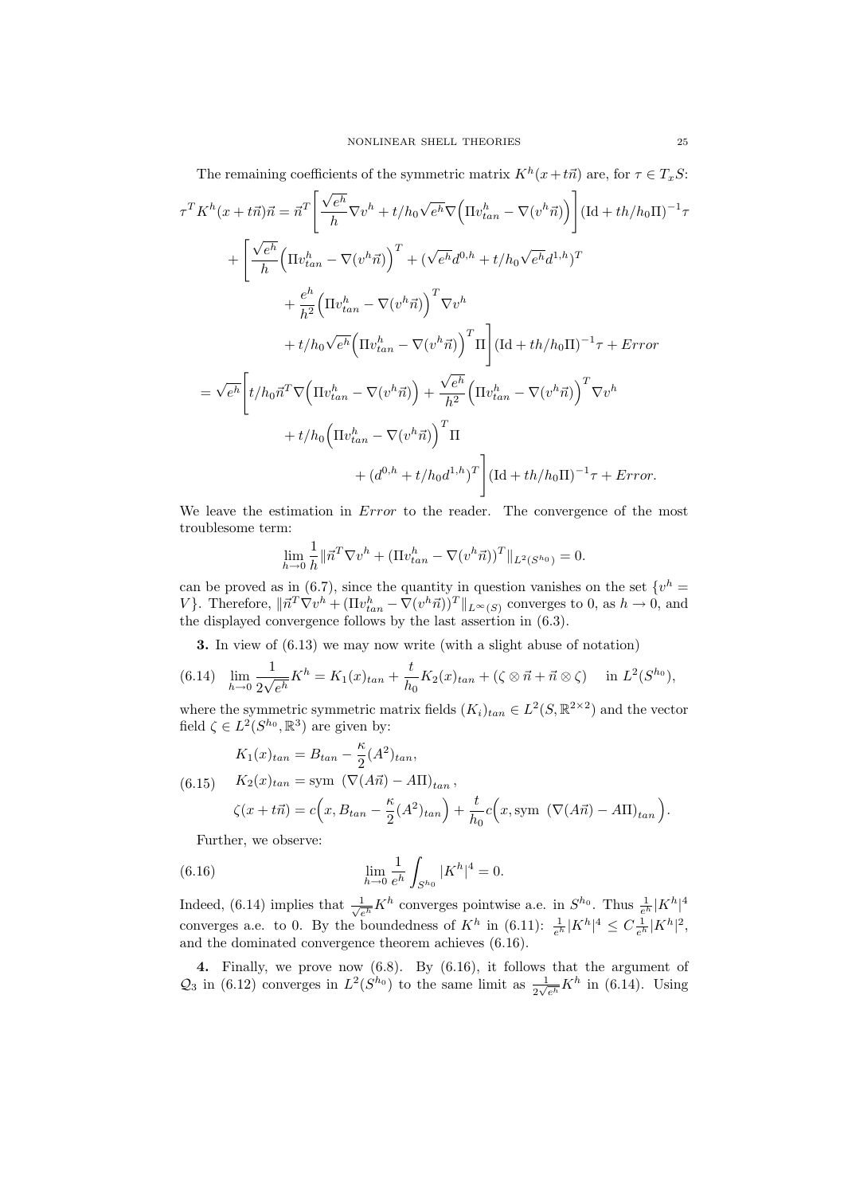The remaining coefficients of the symmetric matrix $K^h(x+t\vec{n})$ are, for $\tau \in T_xS$:

$$
\begin{aligned}
\tau^T K^h(x+t\vec{n})\vec{n} &= \vec{n}^T\left[\frac{\sqrt{e^h}}{h}\nabla v^h + t/h_0\sqrt{e^h}\nabla\Big(\Pi v^h_{tan} - \nabla(v^h\vec{n})\Big)\right](\mathrm{Id} + th/h_0\Pi)^{-1}\tau \\
&\quad + \left[\frac{\sqrt{e^h}}{h}\Big(\Pi v^h_{tan} - \nabla(v^h\vec{n})\Big)^T + (\sqrt{e^h}d^{0,h} + t/h_0\sqrt{e^h}d^{1,h})^T \right.\\
&\qquad + \frac{e^h}{h^2}\Big(\Pi v^h_{tan} - \nabla(v^h\vec{n})\Big)^T\nabla v^h \\
&\qquad \left. + t/h_0\sqrt{e^h}\Big(\Pi v^h_{tan} - \nabla(v^h\vec{n})\Big)^T\Pi\right](\mathrm{Id} + th/h_0\Pi)^{-1}\tau + Error \\
&= \sqrt{e^h}\left[t/h_0\vec{n}^T\nabla\Big(\Pi v^h_{tan} - \nabla(v^h\vec{n})\Big) + \frac{\sqrt{e^h}}{h^2}\Big(\Pi v^h_{tan} - \nabla(v^h\vec{n})\Big)^T\nabla v^h\right. \\
&\qquad + t/h_0\Big(\Pi v^h_{tan} - \nabla(v^h\vec{n})\Big)^T\Pi \\
&\qquad\qquad \left. + (d^{0,h} + t/h_0 d^{1,h})^T\right](\mathrm{Id} + th/h_0\Pi)^{-1}\tau + Error.
\end{aligned}
$$

We leave the estimation in *Error* to the reader. The convergence of the most troublesome term:

$$
\lim_{h\to 0}\frac{1}{h}\|\vec{n}^T\nabla v^h + (\Pi v^h_{tan} - \nabla(v^h\vec{n}))^T\|_{L^2(S^{h_0})} = 0.
$$

can be proved as in (6.7), since the quantity in question vanishes on the set $\{v^h = V\}$. Therefore, $\|\vec{n}^T\nabla v^h + (\Pi v^h_{tan} - \nabla(v^h\vec{n}))^T\|_{L^\infty(S)}$ converges to 0, as $h\to 0$, and the displayed convergence follows by the last assertion in (6.3).

**3.** In view of (6.13) we may now write (with a slight abuse of notation)

$$
\lim_{h\to 0}\frac{1}{2\sqrt{e^h}}K^h = K_1(x)_{tan} + \frac{t}{h_0}K_2(x)_{tan} + (\zeta\otimes\vec{n} + \vec{n}\otimes\zeta) \quad \text{in } L^2(S^{h_0}), \tag{6.14}
$$

where the symmetric symmetric matrix fields $(K_i)_{tan} \in L^2(S, \mathbb{R}^{2\times 2})$ and the vector field $\zeta \in L^2(S^{h_0}, \mathbb{R}^3)$ are given by:

$$
\begin{aligned}
&K_1(x)_{tan} = B_{tan} - \frac{\kappa}{2}(A^2)_{tan}, \\
&K_2(x)_{tan} = \mathrm{sym}\ (\nabla(A\vec{n}) - A\Pi)_{tan}, \\
&\zeta(x+t\vec{n}) = c\Big(x, B_{tan} - \frac{\kappa}{2}(A^2)_{tan}\Big) + \frac{t}{h_0}c\Big(x, \mathrm{sym}\ (\nabla(A\vec{n}) - A\Pi)_{tan}\Big).
\end{aligned}
\tag{6.15}
$$

Further, we observe:

$$
\lim_{h\to 0}\frac{1}{e^h}\int_{S^{h_0}}|K^h|^4 = 0. \tag{6.16}
$$

Indeed, (6.14) implies that $\frac{1}{\sqrt{e^h}}K^h$ converges pointwise a.e. in $S^{h_0}$. Thus $\frac{1}{e^h}|K^h|^4$ converges a.e. to 0. By the boundedness of $K^h$ in (6.11): $\frac{1}{e^h}|K^h|^4 \leq C\frac{1}{e^h}|K^h|^2$, and the dominated convergence theorem achieves (6.16).

**4.** Finally, we prove now (6.8). By (6.16), it follows that the argument of $\mathcal{Q}_3$ in (6.12) converges in $L^2(S^{h_0})$ to the same limit as $\frac{1}{2\sqrt{e^h}}K^h$ in (6.14). Using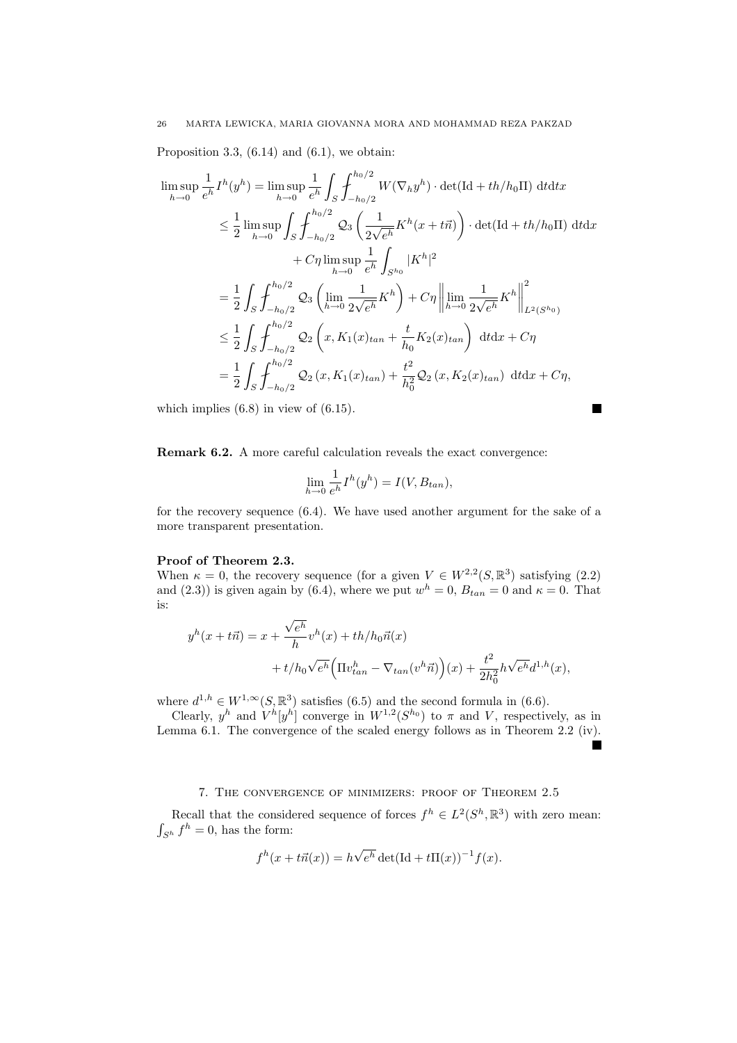Proposition 3.3, (6.14) and (6.1), we obtain:

$$
\begin{aligned}
\limsup_{h\to 0} \frac{1}{e^h} I^h(y^h) &= \limsup_{h\to 0} \frac{1}{e^h} \int_S \fint_{-h_0/2}^{h_0/2} W(\nabla_h y^h) \cdot \det(\mathrm{Id} + th/h_0 \Pi) \ \mathrm{d}t\mathrm{d}x \\
&\leq \frac{1}{2} \limsup_{h\to 0} \int_S \fint_{-h_0/2}^{h_0/2} \mathcal{Q}_3 \left( \frac{1}{2\sqrt{e^h}} K^h(x + t\vec{n}) \right) \cdot \det(\mathrm{Id} + th/h_0 \Pi) \ \mathrm{d}t\mathrm{d}x \\
&\qquad + C\eta \limsup_{h\to 0} \frac{1}{e^h} \int_{S^{h_0}} |K^h|^2 \\
&= \frac{1}{2} \int_S \fint_{-h_0/2}^{h_0/2} \mathcal{Q}_3 \left( \lim_{h\to 0} \frac{1}{2\sqrt{e^h}} K^h \right) + C\eta \left\| \lim_{h\to 0} \frac{1}{2\sqrt{e^h}} K^h \right\|^2_{L^2(S^{h_0})} \\
&\leq \frac{1}{2} \int_S \fint_{-h_0/2}^{h_0/2} \mathcal{Q}_2 \left( x, K_1(x)_{tan} + \frac{t}{h_0} K_2(x)_{tan} \right) \ \mathrm{d}t\mathrm{d}x + C\eta \\
&= \frac{1}{2} \int_S \fint_{-h_0/2}^{h_0/2} \mathcal{Q}_2 \left( x, K_1(x)_{tan} \right) + \frac{t^2}{h_0^2} \mathcal{Q}_2 \left( x, K_2(x)_{tan} \right) \ \mathrm{d}t\mathrm{d}x + C\eta,
\end{aligned}
$$

which implies (6.8) in view of (6.15). ■

**Remark 6.2.** A more careful calculation reveals the exact convergence:

$$
\lim_{h\to 0} \frac{1}{e^h} I^h(y^h) = I(V, B_{tan}),
$$

for the recovery sequence (6.4). We have used another argument for the sake of a more transparent presentation.

**Proof of Theorem 2.3.**
When $\kappa = 0$, the recovery sequence (for a given $V \in W^{2,2}(S, \mathbb{R}^3)$ satisfying (2.2) and (2.3)) is given again by (6.4), where we put $w^h = 0$, $B_{tan} = 0$ and $\kappa = 0$. That is:

$$
\begin{aligned}
y^h(x + t\vec{n}) &= x + \frac{\sqrt{e^h}}{h} v^h(x) + th/h_0 \vec{n}(x) \\
&\qquad + t/h_0 \sqrt{e^h} \Big( \Pi v^h_{tan} - \nabla_{tan}(v^h \vec{n}) \Big)(x) + \frac{t^2}{2h_0^2} h\sqrt{e^h} d^{1,h}(x),
\end{aligned}
$$

where $d^{1,h} \in W^{1,\infty}(S, \mathbb{R}^3)$ satisfies (6.5) and the second formula in (6.6).

Clearly, $y^h$ and $V^h[y^h]$ converge in $W^{1,2}(S^{h_0})$ to $\pi$ and $V$, respectively, as in Lemma 6.1. The convergence of the scaled energy follows as in Theorem 2.2 (iv). ■

## 7. The convergence of minimizers: proof of Theorem 2.5

Recall that the considered sequence of forces $f^h \in L^2(S^h, \mathbb{R}^3)$ with zero mean: $\int_{S^h} f^h = 0$, has the form:

$$
f^h(x + t\vec{n}(x)) = h\sqrt{e^h} \det(\mathrm{Id} + t\Pi(x))^{-1} f(x).
$$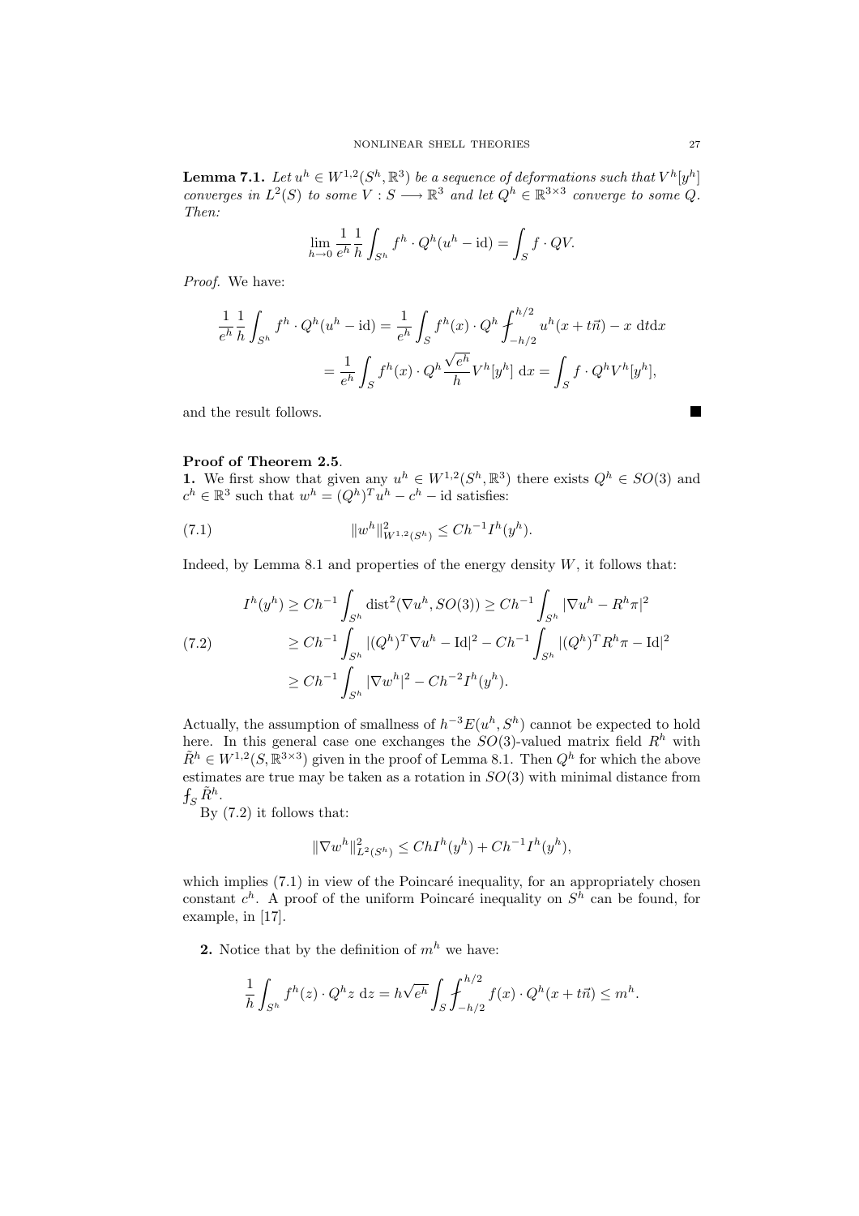**Lemma 7.1.** *Let $u^h \in W^{1,2}(S^h, \mathbb{R}^3)$ be a sequence of deformations such that $V^h[y^h]$ converges in $L^2(S)$ to some $V : S \longrightarrow \mathbb{R}^3$ and let $Q^h \in \mathbb{R}^{3\times 3}$ converge to some $Q$. Then:*

$$\lim_{h\to 0} \frac{1}{e^h}\frac{1}{h}\int_{S^h} f^h \cdot Q^h(u^h - \mathrm{id}) = \int_S f \cdot QV.$$

*Proof.* We have:

$$\begin{aligned}
\frac{1}{e^h}\frac{1}{h}\int_{S^h} f^h \cdot Q^h(u^h - \mathrm{id}) &= \frac{1}{e^h}\int_S f^h(x) \cdot Q^h \fint_{-h/2}^{h/2} u^h(x + t\vec{n}) - x \,\mathrm{d}t\mathrm{d}x \\
&= \frac{1}{e^h}\int_S f^h(x) \cdot Q^h \frac{\sqrt{e^h}}{h} V^h[y^h] \,\mathrm{d}x = \int_S f \cdot Q^h V^h[y^h],
\end{aligned}$$

and the result follows. ■

**Proof of Theorem 2.5**.

**1.** We first show that given any $u^h \in W^{1,2}(S^h, \mathbb{R}^3)$ there exists $Q^h \in SO(3)$ and $c^h \in \mathbb{R}^3$ such that $w^h = (Q^h)^T u^h - c^h - \mathrm{id}$ satisfies:

$$\|w^h\|^2_{W^{1,2}(S^h)} \leq Ch^{-1} I^h(y^h). \tag{7.1}$$

Indeed, by Lemma 8.1 and properties of the energy density $W$, it follows that:

$$\begin{aligned}
I^h(y^h) &\geq Ch^{-1}\int_{S^h} \mathrm{dist}^2(\nabla u^h, SO(3)) \geq Ch^{-1}\int_{S^h} |\nabla u^h - R^h\pi|^2 \\
&\geq Ch^{-1}\int_{S^h} |(Q^h)^T\nabla u^h - \mathrm{Id}|^2 - Ch^{-1}\int_{S^h} |(Q^h)^T R^h\pi - \mathrm{Id}|^2 \\
&\geq Ch^{-1}\int_{S^h} |\nabla w^h|^2 - Ch^{-2} I^h(y^h).
\end{aligned} \tag{7.2}$$

Actually, the assumption of smallness of $h^{-3}E(u^h, S^h)$ cannot be expected to hold here. In this general case one exchanges the $SO(3)$-valued matrix field $R^h$ with $\tilde{R}^h \in W^{1,2}(S, \mathbb{R}^{3\times 3})$ given in the proof of Lemma 8.1. Then $Q^h$ for which the above estimates are true may be taken as a rotation in $SO(3)$ with minimal distance from $\fint_S \tilde{R}^h$.

By (7.2) it follows that:

$$\|\nabla w^h\|^2_{L^2(S^h)} \leq ChI^h(y^h) + Ch^{-1}I^h(y^h),$$

which implies (7.1) in view of the Poincaré inequality, for an appropriately chosen constant $c^h$. A proof of the uniform Poincaré inequality on $S^h$ can be found, for example, in [17].

**2.** Notice that by the definition of $m^h$ we have:

$$\frac{1}{h}\int_{S^h} f^h(z) \cdot Q^h z \,\mathrm{d}z = h\sqrt{e^h}\int_S \fint_{-h/2}^{h/2} f(x) \cdot Q^h(x + t\vec{n}) \leq m^h.$$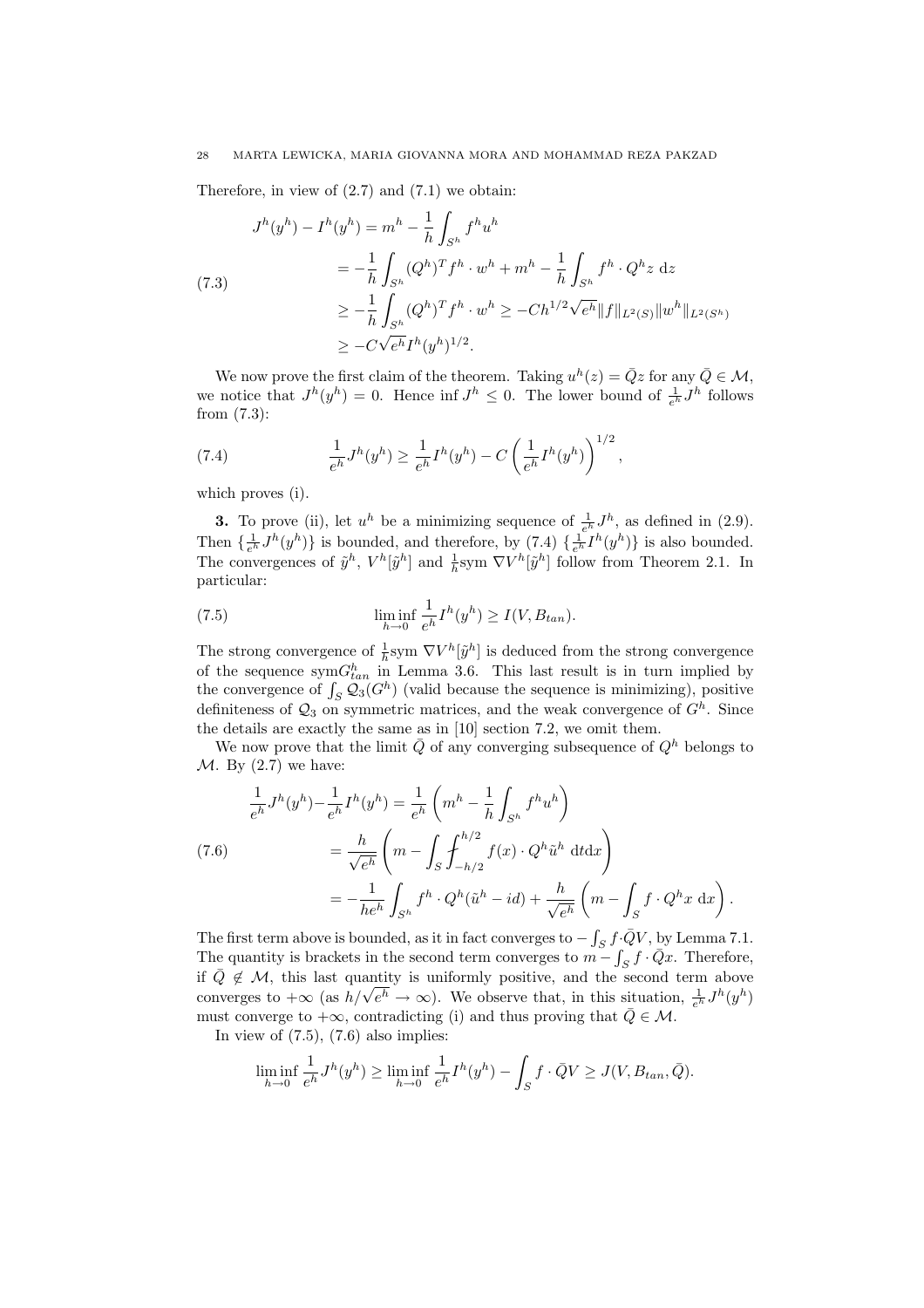Therefore, in view of (2.7) and (7.1) we obtain:

$$
\begin{aligned}
J^h(y^h) - I^h(y^h) &= m^h - \frac{1}{h}\int_{S^h} f^h u^h \\
&= -\frac{1}{h}\int_{S^h} (Q^h)^T f^h \cdot w^h + m^h - \frac{1}{h}\int_{S^h} f^h \cdot Q^h z \, \mathrm{d}z \\
&\geq -\frac{1}{h}\int_{S^h} (Q^h)^T f^h \cdot w^h \geq -Ch^{1/2}\sqrt{e^h}\|f\|_{L^2(S)}\|w^h\|_{L^2(S^h)} \\
&\geq -C\sqrt{e^h} I^h(y^h)^{1/2}.
\end{aligned}
\tag{7.3}
$$

We now prove the first claim of the theorem. Taking $u^h(z) = \bar{Q}z$ for any $\bar{Q} \in \mathcal{M}$, we notice that $J^h(y^h) = 0$. Hence $\inf J^h \leq 0$. The lower bound of $\frac{1}{e^h}J^h$ follows from (7.3):

$$
\frac{1}{e^h}J^h(y^h) \geq \frac{1}{e^h}I^h(y^h) - C\left(\frac{1}{e^h}I^h(y^h)\right)^{1/2}, \tag{7.4}
$$

which proves (i).

**3.** To prove (ii), let $u^h$ be a minimizing sequence of $\frac{1}{e^h}J^h$, as defined in (2.9). Then $\{\frac{1}{e^h}J^h(y^h)\}$ is bounded, and therefore, by (7.4) $\{\frac{1}{e^h}I^h(y^h)\}$ is also bounded. The convergences of $\tilde{y}^h$, $V^h[\tilde{y}^h]$ and $\frac{1}{h}\mathrm{sym}\,\nabla V^h[\tilde{y}^h]$ follow from Theorem 2.1. In particular:

$$
\liminf_{h\to 0} \frac{1}{e^h}I^h(y^h) \geq I(V, B_{tan}). \tag{7.5}
$$

The strong convergence of $\frac{1}{h}\mathrm{sym}\,\nabla V^h[\tilde{y}^h]$ is deduced from the strong convergence of the sequence $\mathrm{sym} G^h_{tan}$ in Lemma 3.6. This last result is in turn implied by the convergence of $\int_S \mathcal{Q}_3(G^h)$ (valid because the sequence is minimizing), positive definiteness of $\mathcal{Q}_3$ on symmetric matrices, and the weak convergence of $G^h$. Since the details are exactly the same as in [10] section 7.2, we omit them.

We now prove that the limit $\bar{Q}$ of any converging subsequence of $Q^h$ belongs to $\mathcal{M}$. By (2.7) we have:

$$
\begin{aligned}
\frac{1}{e^h}J^h(y^h) - \frac{1}{e^h}I^h(y^h) &= \frac{1}{e^h}\left(m^h - \frac{1}{h}\int_{S^h} f^h u^h\right) \\
&= \frac{h}{\sqrt{e^h}}\left(m - \int_S \fint_{-h/2}^{h/2} f(x)\cdot Q^h \tilde{u}^h \, \mathrm{d}t\mathrm{d}x\right) \\
&= -\frac{1}{he^h}\int_{S^h} f^h \cdot Q^h(\tilde{u}^h - id) + \frac{h}{\sqrt{e^h}}\left(m - \int_S f\cdot Q^h x \, \mathrm{d}x\right).
\end{aligned}
\tag{7.6}
$$

The first term above is bounded, as it in fact converges to $-\int_S f\cdot \bar{Q}V$, by Lemma 7.1. The quantity is brackets in the second term converges to $m - \int_S f\cdot \bar{Q}x$. Therefore, if $\bar{Q} \notin \mathcal{M}$, this last quantity is uniformly positive, and the second term above converges to $+\infty$ (as $h/\sqrt{e^h} \to \infty$). We observe that, in this situation, $\frac{1}{e^h}J^h(y^h)$ must converge to $+\infty$, contradicting (i) and thus proving that $\bar{Q} \in \mathcal{M}$.

In view of (7.5), (7.6) also implies:

$$
\liminf_{h\to 0}\frac{1}{e^h}J^h(y^h) \geq \liminf_{h\to 0}\frac{1}{e^h}I^h(y^h) - \int_S f\cdot \bar{Q}V \geq J(V, B_{tan}, \bar{Q}).
$$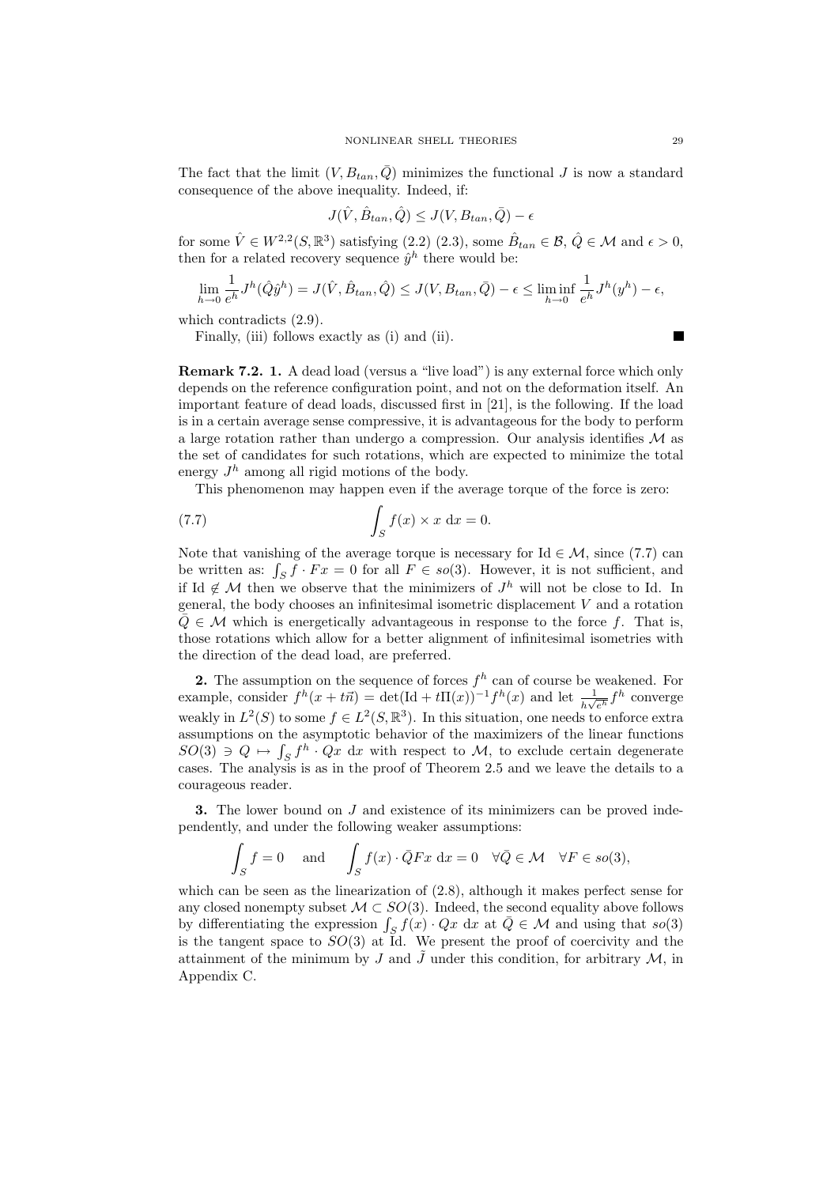The fact that the limit $(V, B_{tan}, \bar{Q})$ minimizes the functional $J$ is now a standard consequence of the above inequality. Indeed, if:

$$J(\hat{V}, \hat{B}_{tan}, \hat{Q}) \leq J(V, B_{tan}, \bar{Q}) - \epsilon$$

for some $\hat{V} \in W^{2,2}(S, \mathbb{R}^3)$ satisfying (2.2) (2.3), some $\hat{B}_{tan} \in \mathcal{B}$, $\hat{Q} \in \mathcal{M}$ and $\epsilon > 0$, then for a related recovery sequence $\hat{y}^h$ there would be:

$$\lim_{h\to 0} \frac{1}{e^h} J^h(\hat{Q}\hat{y}^h) = J(\hat{V}, \hat{B}_{tan}, \hat{Q}) \leq J(V, B_{tan}, \bar{Q}) - \epsilon \leq \liminf_{h\to 0} \frac{1}{e^h} J^h(y^h) - \epsilon,$$

which contradicts (2.9).

Finally, (iii) follows exactly as (i) and (ii). ∎

**Remark 7.2. 1.** A dead load (versus a "live load") is any external force which only depends on the reference configuration point, and not on the deformation itself. An important feature of dead loads, discussed first in [21], is the following. If the load is in a certain average sense compressive, it is advantageous for the body to perform a large rotation rather than undergo a compression. Our analysis identifies $\mathcal{M}$ as the set of candidates for such rotations, which are expected to minimize the total energy $J^h$ among all rigid motions of the body.

This phenomenon may happen even if the average torque of the force is zero:

$$\int_S f(x) \times x \, \mathrm{d}x = 0. \tag{7.7}$$

Note that vanishing of the average torque is necessary for $\mathrm{Id} \in \mathcal{M}$, since (7.7) can be written as: $\int_S f \cdot Fx = 0$ for all $F \in so(3)$. However, it is not sufficient, and if $\mathrm{Id} \notin \mathcal{M}$ then we observe that the minimizers of $J^h$ will not be close to Id. In general, the body chooses an infinitesimal isometric displacement $V$ and a rotation $\bar{Q} \in \mathcal{M}$ which is energetically advantageous in response to the force $f$. That is, those rotations which allow for a better alignment of infinitesimal isometries with the direction of the dead load, are preferred.

**2.** The assumption on the sequence of forces $f^h$ can of course be weakened. For example, consider $f^h(x + t\vec{n}) = \det(\mathrm{Id} + t\Pi(x))^{-1} f^h(x)$ and let $\frac{1}{h\sqrt{e^h}} f^h$ converge weakly in $L^2(S)$ to some $f \in L^2(S, \mathbb{R}^3)$. In this situation, one needs to enforce extra assumptions on the asymptotic behavior of the maximizers of the linear functions $SO(3) \ni Q \mapsto \int_S f^h \cdot Qx \, \mathrm{d}x$ with respect to $\mathcal{M}$, to exclude certain degenerate cases. The analysis is as in the proof of Theorem 2.5 and we leave the details to a courageous reader.

**3.** The lower bound on $J$ and existence of its minimizers can be proved independently, and under the following weaker assumptions:

$$\int_S f = 0 \quad \text{and} \quad \int_S f(x) \cdot \bar{Q}Fx \, \mathrm{d}x = 0 \quad \forall \bar{Q} \in \mathcal{M} \quad \forall F \in so(3),$$

which can be seen as the linearization of (2.8), although it makes perfect sense for any closed nonempty subset $\mathcal{M} \subset SO(3)$. Indeed, the second equality above follows by differentiating the expression $\int_S f(x) \cdot Qx \, \mathrm{d}x$ at $\bar{Q} \in \mathcal{M}$ and using that $so(3)$ is the tangent space to $SO(3)$ at Id. We present the proof of coercivity and the attainment of the minimum by $J$ and $\tilde{J}$ under this condition, for arbitrary $\mathcal{M}$, in Appendix C.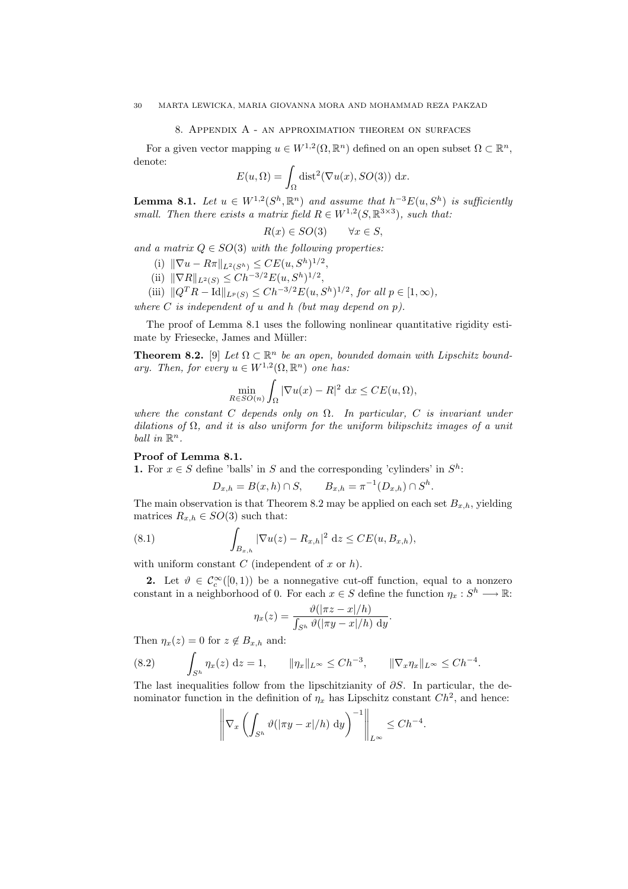## 8. Appendix A - an approximation theorem on surfaces

For a given vector mapping $u \in W^{1,2}(\Omega, \mathbb{R}^n)$ defined on an open subset $\Omega \subset \mathbb{R}^n$, denote:

$$E(u, \Omega) = \int_\Omega \operatorname{dist}^2(\nabla u(x), SO(3))\ \mathrm{d}x.$$

**Lemma 8.1.** *Let $u \in W^{1,2}(S^h, \mathbb{R}^n)$ and assume that $h^{-3}E(u, S^h)$ is sufficiently small. Then there exists a matrix field $R \in W^{1,2}(S, \mathbb{R}^{3\times 3})$, such that:*

$$R(x) \in SO(3) \qquad \forall x \in S,$$

*and a matrix $Q \in SO(3)$ with the following properties:*

(i) $\|\nabla u - R\pi\|_{L^2(S^h)} \leq CE(u, S^h)^{1/2}$,

(ii) $\|\nabla R\|_{L^2(S)} \leq Ch^{-3/2}E(u, S^h)^{1/2}$,

(iii) $\|Q^T R - \mathrm{Id}\|_{L^p(S)} \leq Ch^{-3/2}E(u, S^h)^{1/2}$, *for all $p \in [1, \infty)$,*

*where $C$ is independent of $u$ and $h$ (but may depend on $p$).*

The proof of Lemma 8.1 uses the following nonlinear quantitative rigidity estimate by Friesecke, James and Müller:

**Theorem 8.2.** [9] *Let $\Omega \subset \mathbb{R}^n$ be an open, bounded domain with Lipschitz boundary. Then, for every $u \in W^{1,2}(\Omega, \mathbb{R}^n)$ one has:*

$$\min_{R \in SO(n)} \int_\Omega |\nabla u(x) - R|^2\ \mathrm{d}x \leq CE(u, \Omega),$$

*where the constant $C$ depends only on $\Omega$. In particular, $C$ is invariant under dilations of $\Omega$, and it is also uniform for the uniform bilipschitz images of a unit ball in $\mathbb{R}^n$.*

**Proof of Lemma 8.1.**

**1.** For $x \in S$ define 'balls' in $S$ and the corresponding 'cylinders' in $S^h$:

$$D_{x,h} = B(x, h) \cap S, \qquad B_{x,h} = \pi^{-1}(D_{x,h}) \cap S^h.$$

The main observation is that Theorem 8.2 may be applied on each set $B_{x,h}$, yielding matrices $R_{x,h} \in SO(3)$ such that:

$$\int_{B_{x,h}} |\nabla u(z) - R_{x,h}|^2\ \mathrm{d}z \leq CE(u, B_{x,h}), \tag{8.1}$$

with uniform constant $C$ (independent of $x$ or $h$).

**2.** Let $\vartheta \in \mathcal{C}_c^\infty([0, 1))$ be a nonnegative cut-off function, equal to a nonzero constant in a neighborhood of 0. For each $x \in S$ define the function $\eta_x : S^h \longrightarrow \mathbb{R}$:

$$\eta_x(z) = \frac{\vartheta(|\pi z - x|/h)}{\int_{S^h} \vartheta(|\pi y - x|/h)\ \mathrm{d}y}.$$

Then $\eta_x(z) = 0$ for $z \notin B_{x,h}$ and:

$$\int_{S^h} \eta_x(z)\ \mathrm{d}z = 1, \qquad \|\eta_x\|_{L^\infty} \leq Ch^{-3}, \qquad \|\nabla_x \eta_x\|_{L^\infty} \leq Ch^{-4}. \tag{8.2}$$

The last inequalities follow from the lipschitzianity of $\partial S$. In particular, the denominator function in the definition of $\eta_x$ has Lipschitz constant $Ch^2$, and hence:

$$\left\| \nabla_x \left( \int_{S^h} \vartheta(|\pi y - x|/h)\ \mathrm{d}y \right)^{-1} \right\|_{L^\infty} \leq Ch^{-4}.$$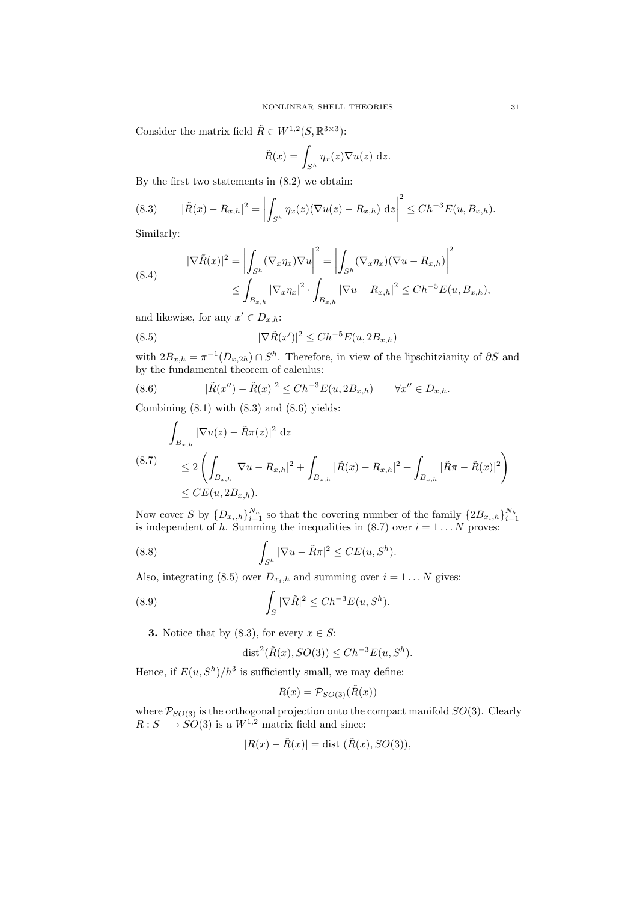Consider the matrix field $\tilde{R} \in W^{1,2}(S, \mathbb{R}^{3\times 3})$:

$$\tilde{R}(x) = \int_{S^h} \eta_x(z) \nabla u(z) \, \mathrm{d}z.$$

By the first two statements in (8.2) we obtain:

$$|\tilde{R}(x) - R_{x,h}|^2 = \left| \int_{S^h} \eta_x(z)(\nabla u(z) - R_{x,h}) \, \mathrm{d}z \right|^2 \leq Ch^{-3} E(u, B_{x,h}). \tag{8.3}$$

Similarly:

$$\begin{aligned} |\nabla \tilde{R}(x)|^2 &= \left| \int_{S^h} (\nabla_x \eta_x) \nabla u \right|^2 = \left| \int_{S^h} (\nabla_x \eta_x)(\nabla u - R_{x,h}) \right|^2 \\ &\leq \int_{B_{x,h}} |\nabla_x \eta_x|^2 \cdot \int_{B_{x,h}} |\nabla u - R_{x,h}|^2 \leq Ch^{-5} E(u, B_{x,h}), \end{aligned} \tag{8.4}$$

and likewise, for any $x' \in D_{x,h}$:

$$|\nabla \tilde{R}(x')|^2 \leq Ch^{-5} E(u, 2B_{x,h}) \tag{8.5}$$

with $2B_{x,h} = \pi^{-1}(D_{x,2h}) \cap S^h$. Therefore, in view of the lipschitzianity of $\partial S$ and by the fundamental theorem of calculus:

$$|\tilde{R}(x'') - \tilde{R}(x)|^2 \leq Ch^{-3} E(u, 2B_{x,h}) \qquad \forall x'' \in D_{x,h}. \tag{8.6}$$

Combining (8.1) with (8.3) and (8.6) yields:

$$\begin{aligned} &\int_{B_{x,h}} |\nabla u(z) - \tilde{R}\pi(z)|^2 \, \mathrm{d}z \\ &\quad \leq 2 \left( \int_{B_{x,h}} |\nabla u - R_{x,h}|^2 + \int_{B_{x,h}} |\tilde{R}(x) - R_{x,h}|^2 + \int_{B_{x,h}} |\tilde{R}\pi - \tilde{R}(x)|^2 \right) \\ &\quad \leq C E(u, 2B_{x,h}). \end{aligned} \tag{8.7}$$

Now cover $S$ by $\{D_{x_i,h}\}_{i=1}^{N_h}$ so that the covering number of the family $\{2B_{x_i,h}\}_{i=1}^{N_h}$ is independent of $h$. Summing the inequalities in (8.7) over $i = 1 \dots N$ proves:

$$\int_{S^h} |\nabla u - \tilde{R}\pi|^2 \leq C E(u, S^h). \tag{8.8}$$

Also, integrating (8.5) over $D_{x_i,h}$ and summing over $i = 1 \dots N$ gives:

$$\int_S |\nabla \tilde{R}|^2 \leq Ch^{-3} E(u, S^h). \tag{8.9}$$

**3.** Notice that by (8.3), for every $x \in S$:

$$\mathrm{dist}^2(\tilde{R}(x), SO(3)) \leq Ch^{-3} E(u, S^h).$$

Hence, if $E(u, S^h)/h^3$ is sufficiently small, we may define:

$$R(x) = \mathcal{P}_{SO(3)}(\tilde{R}(x))$$

where $\mathcal{P}_{SO(3)}$ is the orthogonal projection onto the compact manifold $SO(3)$. Clearly $R : S \longrightarrow SO(3)$ is a $W^{1,2}$ matrix field and since:

$$|R(x) - \tilde{R}(x)| = \mathrm{dist}\ (\tilde{R}(x), SO(3)),$$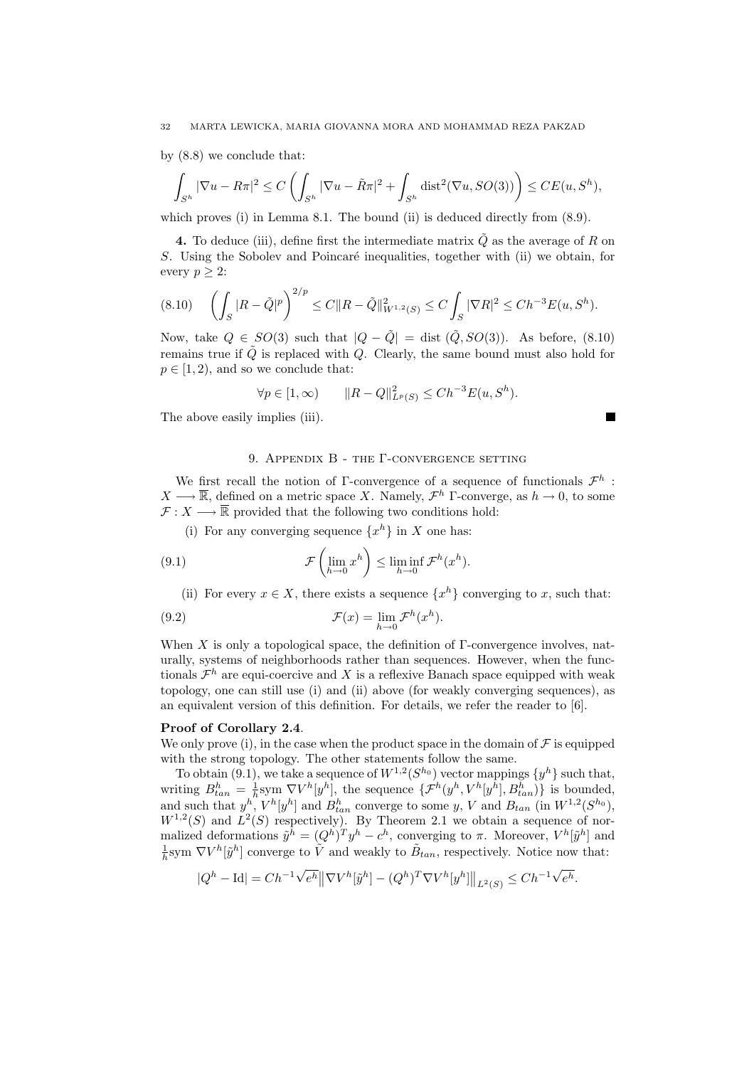by (8.8) we conclude that:

$$\int_{S^h} |\nabla u - R\pi|^2 \leq C \left( \int_{S^h} |\nabla u - \tilde{R}\pi|^2 + \int_{S^h} \operatorname{dist}^2(\nabla u, SO(3)) \right) \leq CE(u, S^h),$$

which proves (i) in Lemma 8.1. The bound (ii) is deduced directly from (8.9).

**4.** To deduce (iii), define first the intermediate matrix $\tilde{Q}$ as the average of $R$ on $S$. Using the Sobolev and Poincaré inequalities, together with (ii) we obtain, for every $p \geq 2$:

$$\left( \int_S |R - \tilde{Q}|^p \right)^{2/p} \leq C \|R - \tilde{Q}\|^2_{W^{1,2}(S)} \leq C \int_S |\nabla R|^2 \leq Ch^{-3} E(u, S^h). \tag{8.10}$$

Now, take $Q \in SO(3)$ such that $|Q - \tilde{Q}| = \operatorname{dist}(\tilde{Q}, SO(3))$. As before, (8.10) remains true if $\tilde{Q}$ is replaced with $Q$. Clearly, the same bound must also hold for $p \in [1, 2)$, and so we conclude that:

$$\forall p \in [1, \infty) \qquad \|R - Q\|^2_{L^p(S)} \leq Ch^{-3} E(u, S^h).$$

The above easily implies (iii). ■

## 9. Appendix B - the Γ-convergence setting

We first recall the notion of Γ-convergence of a sequence of functionals $\mathcal{F}^h : X \longrightarrow \overline{\mathbb{R}}$, defined on a metric space $X$. Namely, $\mathcal{F}^h$ Γ-converge, as $h \to 0$, to some $\mathcal{F} : X \longrightarrow \overline{\mathbb{R}}$ provided that the following two conditions hold:

(i) For any converging sequence $\{x^h\}$ in $X$ one has:

$$\mathcal{F}\left( \lim_{h \to 0} x^h \right) \leq \liminf_{h \to 0} \mathcal{F}^h(x^h). \tag{9.1}$$

(ii) For every $x \in X$, there exists a sequence $\{x^h\}$ converging to $x$, such that:

$$\mathcal{F}(x) = \lim_{h \to 0} \mathcal{F}^h(x^h). \tag{9.2}$$

When $X$ is only a topological space, the definition of Γ-convergence involves, naturally, systems of neighborhoods rather than sequences. However, when the functionals $\mathcal{F}^h$ are equi-coercive and $X$ is a reflexive Banach space equipped with weak topology, one can still use (i) and (ii) above (for weakly converging sequences), as an equivalent version of this definition. For details, we refer the reader to [6].

**Proof of Corollary 2.4**.
We only prove (i), in the case when the product space in the domain of $\mathcal{F}$ is equipped with the strong topology. The other statements follow the same.

To obtain (9.1), we take a sequence of $W^{1,2}(S^{h_0})$ vector mappings $\{y^h\}$ such that, writing $B^h_{tan} = \frac{1}{h} \operatorname{sym} \nabla V^h[y^h]$, the sequence $\{\mathcal{F}^h(y^h, V^h[y^h], B^h_{tan})\}$ is bounded, and such that $y^h$, $V^h[y^h]$ and $B^h_{tan}$ converge to some $y$, $V$ and $B_{tan}$ (in $W^{1,2}(S^{h_0})$, $W^{1,2}(S)$ and $L^2(S)$ respectively). By Theorem 2.1 we obtain a sequence of normalized deformations $\tilde{y}^h = (Q^h)^T y^h - c^h$, converging to $\pi$. Moreover, $V^h[\tilde{y}^h]$ and $\frac{1}{h} \operatorname{sym} \nabla V^h[\tilde{y}^h]$ converge to $\tilde{V}$ and weakly to $\tilde{B}_{tan}$, respectively. Notice now that:

$$|Q^h - \operatorname{Id}| = Ch^{-1}\sqrt{e^h} \big\| \nabla V^h[\tilde{y}^h] - (Q^h)^T \nabla V^h[y^h] \big\|_{L^2(S)} \leq Ch^{-1}\sqrt{e^h}.$$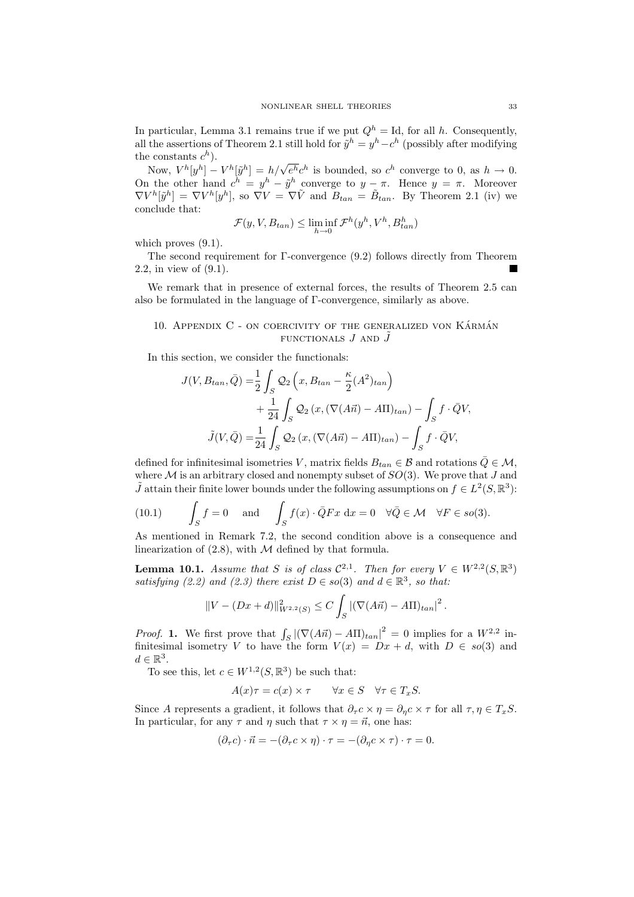In particular, Lemma 3.1 remains true if we put $Q^h = \mathrm{Id}$, for all $h$. Consequently, all the assertions of Theorem 2.1 still hold for $\tilde{y}^h = y^h - c^h$ (possibly after modifying the constants $c^h$).

Now, $V^h[y^h] - V^h[\tilde{y}^h] = h/\sqrt{e^h} c^h$ is bounded, so $c^h$ converge to 0, as $h \to 0$. On the other hand $c^h = y^h - \tilde{y}^h$ converge to $y - \pi$. Hence $y = \pi$. Moreover $\nabla V^h[\tilde{y}^h] = \nabla V^h[y^h]$, so $\nabla V = \nabla \tilde{V}$ and $B_{tan} = \tilde{B}_{tan}$. By Theorem 2.1 (iv) we conclude that:

$$\mathcal{F}(y, V, B_{tan}) \leq \liminf_{h \to 0} \mathcal{F}^h(y^h, V^h, B^h_{tan})$$

which proves (9.1).

The second requirement for Γ-convergence (9.2) follows directly from Theorem 2.2, in view of (9.1). ∎

We remark that in presence of external forces, the results of Theorem 2.5 can also be formulated in the language of Γ-convergence, similarly as above.

## 10. Appendix C - on coercivity of the generalized von Kármán functionals $J$ and $\tilde{J}$

In this section, we consider the functionals:

$$\begin{aligned} J(V, B_{tan}, \bar{Q}) =& \frac{1}{2} \int_S \mathcal{Q}_2 \left( x, B_{tan} - \frac{\kappa}{2} (A^2)_{tan} \right) \\ &+ \frac{1}{24} \int_S \mathcal{Q}_2 \left( x, (\nabla(A\vec{n}) - A\Pi)_{tan} \right) - \int_S f \cdot \bar{Q} V, \\ \tilde{J}(V, \bar{Q}) =& \frac{1}{24} \int_S \mathcal{Q}_2 \left( x, (\nabla(A\vec{n}) - A\Pi)_{tan} \right) - \int_S f \cdot \bar{Q} V, \end{aligned}$$

defined for infinitesimal isometries $V$, matrix fields $B_{tan} \in \mathcal{B}$ and rotations $\bar{Q} \in \mathcal{M}$, where $\mathcal{M}$ is an arbitrary closed and nonempty subset of $SO(3)$. We prove that $J$ and $\tilde{J}$ attain their finite lower bounds under the following assumptions on $f \in L^2(S, \mathbb{R}^3)$:

$$\int_S f = 0 \quad \text{and} \quad \int_S f(x) \cdot \bar{Q} F x \ \mathrm{d}x = 0 \quad \forall \bar{Q} \in \mathcal{M} \quad \forall F \in so(3). \tag{10.1}$$

As mentioned in Remark 7.2, the second condition above is a consequence and linearization of (2.8), with $\mathcal{M}$ defined by that formula.

**Lemma 10.1.** *Assume that $S$ is of class $\mathcal{C}^{2,1}$. Then for every $V \in W^{2,2}(S, \mathbb{R}^3)$ satisfying (2.2) and (2.3) there exist $D \in so(3)$ and $d \in \mathbb{R}^3$, so that:*

$$\|V - (Dx + d)\|^2_{W^{2,2}(S)} \leq C \int_S |(\nabla(A\vec{n}) - A\Pi)_{tan}|^2.$$

*Proof.* **1.** We first prove that $\int_S |(\nabla(A\vec{n}) - A\Pi)_{tan}|^2 = 0$ implies for a $W^{2,2}$ infinitesimal isometry $V$ to have the form $V(x) = Dx + d$, with $D \in so(3)$ and $d \in \mathbb{R}^3$.

To see this, let $c \in W^{1,2}(S, \mathbb{R}^3)$ be such that:

$$A(x)\tau = c(x) \times \tau \qquad \forall x \in S \quad \forall \tau \in T_x S.$$

Since $A$ represents a gradient, it follows that $\partial_\tau c \times \eta = \partial_\eta c \times \tau$ for all $\tau, \eta \in T_x S$. In particular, for any $\tau$ and $\eta$ such that $\tau \times \eta = \vec{n}$, one has:

$$(\partial_\tau c) \cdot \vec{n} = -(\partial_\tau c \times \eta) \cdot \tau = -(\partial_\eta c \times \tau) \cdot \tau = 0.$$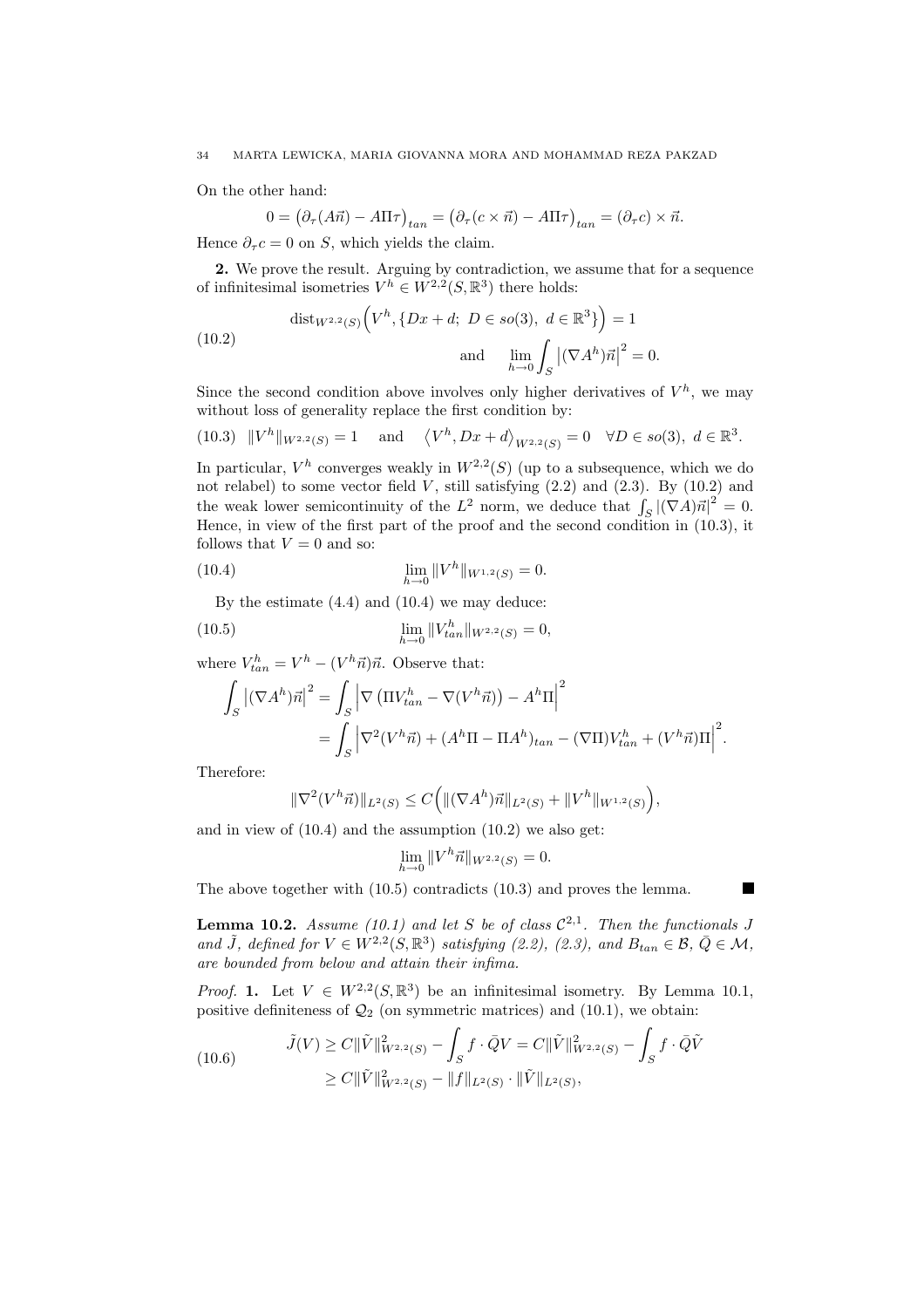On the other hand:

$$0 = \big(\partial_\tau(A\vec{n}) - A\Pi\tau\big)_{tan} = \big(\partial_\tau(c \times \vec{n}) - A\Pi\tau\big)_{tan} = (\partial_\tau c) \times \vec{n}.$$

Hence $\partial_\tau c = 0$ on $S$, which yields the claim.

**2.** We prove the result. Arguing by contradiction, we assume that for a sequence of infinitesimal isometries $V^h \in W^{2,2}(S, \mathbb{R}^3)$ there holds:

$$\text{dist}_{W^{2,2}(S)}\Big(V^h, \{Dx + d;\ D \in so(3),\ d \in \mathbb{R}^3\}\Big) = 1 \qquad \text{and} \qquad \lim_{h\to 0} \int_S \big|(\nabla A^h)\vec{n}\big|^2 = 0. \tag{10.2}$$

Since the second condition above involves only higher derivatives of $V^h$, we may without loss of generality replace the first condition by:

$$\|V^h\|_{W^{2,2}(S)} = 1 \quad \text{and} \quad \big\langle V^h, Dx + d\big\rangle_{W^{2,2}(S)} = 0 \quad \forall D \in so(3),\ d \in \mathbb{R}^3. \tag{10.3}$$

In particular, $V^h$ converges weakly in $W^{2,2}(S)$ (up to a subsequence, which we do not relabel) to some vector field $V$, still satisfying (2.2) and (2.3). By (10.2) and the weak lower semicontinuity of the $L^2$ norm, we deduce that $\int_S |(\nabla A)\vec{n}|^2 = 0$. Hence, in view of the first part of the proof and the second condition in (10.3), it follows that $V = 0$ and so:

$$\lim_{h\to 0} \|V^h\|_{W^{1,2}(S)} = 0. \tag{10.4}$$

By the estimate (4.4) and (10.4) we may deduce:

$$\lim_{h\to 0} \|V^h_{tan}\|_{W^{2,2}(S)} = 0, \tag{10.5}$$

where $V^h_{tan} = V^h - (V^h\vec{n})\vec{n}$. Observe that:

$$\begin{aligned}
\int_S \big|(\nabla A^h)\vec{n}\big|^2 &= \int_S \Big|\nabla\big(\Pi V^h_{tan} - \nabla(V^h\vec{n})\big) - A^h\Pi\Big|^2 \\
&= \int_S \Big|\nabla^2(V^h\vec{n}) + (A^h\Pi - \Pi A^h)_{tan} - (\nabla\Pi)V^h_{tan} + (V^h\vec{n})\Pi\Big|^2.
\end{aligned}$$

Therefore:

$$\|\nabla^2(V^h\vec{n})\|_{L^2(S)} \leq C\Big(\|(\nabla A^h)\vec{n}\|_{L^2(S)} + \|V^h\|_{W^{1,2}(S)}\Big),$$

and in view of (10.4) and the assumption (10.2) we also get:

$$\lim_{h\to 0} \|V^h\vec{n}\|_{W^{2,2}(S)} = 0.$$

The above together with (10.5) contradicts (10.3) and proves the lemma. ■

**Lemma 10.2.** *Assume (10.1) and let $S$ be of class $\mathcal{C}^{2,1}$. Then the functionals $J$ and $\tilde{J}$, defined for $V \in W^{2,2}(S, \mathbb{R}^3)$ satisfying (2.2), (2.3), and $B_{tan} \in \mathcal{B}$, $\bar{Q} \in \mathcal{M}$, are bounded from below and attain their infima.*

*Proof.* **1.** Let $V \in W^{2,2}(S, \mathbb{R}^3)$ be an infinitesimal isometry. By Lemma 10.1, positive definiteness of $\mathcal{Q}_2$ (on symmetric matrices) and (10.1), we obtain:

$$\begin{aligned}
\tilde{J}(V) &\geq C\|\tilde{V}\|^2_{W^{2,2}(S)} - \int_S f \cdot \bar{Q}V = C\|\tilde{V}\|^2_{W^{2,2}(S)} - \int_S f \cdot \bar{Q}\tilde{V} \\
&\geq C\|\tilde{V}\|^2_{W^{2,2}(S)} - \|f\|_{L^2(S)} \cdot \|\tilde{V}\|_{L^2(S)},
\end{aligned} \tag{10.6}$$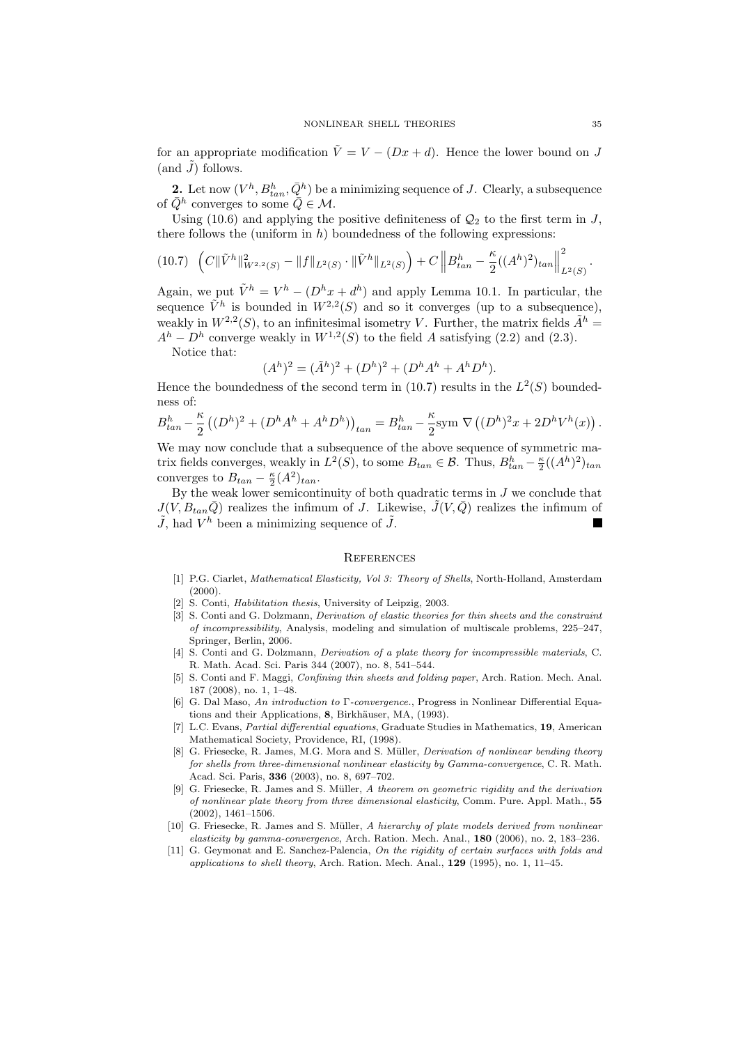for an appropriate modification $\tilde{V} = V - (Dx + d)$. Hence the lower bound on $J$ (and $\tilde{J}$) follows.

**2.** Let now $(V^h, B^h_{tan}, \bar{Q}^h)$ be a minimizing sequence of $J$. Clearly, a subsequence of $\bar{Q}^h$ converges to some $\bar{Q} \in \mathcal{M}$.

Using (10.6) and applying the positive definiteness of $\mathcal{Q}_2$ to the first term in $J$, there follows the (uniform in $h$) boundedness of the following expressions:

$$\text{(10.7)} \quad \left( C\|\tilde{V}^h\|^2_{W^{2,2}(S)} - \|f\|_{L^2(S)} \cdot \|\tilde{V}^h\|_{L^2(S)} \right) + C \left\| B^h_{tan} - \frac{\kappa}{2}((A^h)^2)_{tan} \right\|^2_{L^2(S)}.$$

Again, we put $\tilde{V}^h = V^h - (D^h x + d^h)$ and apply Lemma 10.1. In particular, the sequence $\tilde{V}^h$ is bounded in $W^{2,2}(S)$ and so it converges (up to a subsequence), weakly in $W^{2,2}(S)$, to an infinitesimal isometry $V$. Further, the matrix fields $\tilde{A}^h = A^h - D^h$ converge weakly in $W^{1,2}(S)$ to the field $A$ satisfying (2.2) and (2.3).

Notice that:

$$(A^h)^2 = (\tilde{A}^h)^2 + (D^h)^2 + (D^h A^h + A^h D^h).$$

Hence the boundedness of the second term in (10.7) results in the $L^2(S)$ boundedness of:

$$B^h_{tan} - \frac{\kappa}{2}\left((D^h)^2 + (D^h A^h + A^h D^h)\right)_{tan} = B^h_{tan} - \frac{\kappa}{2}\mathrm{sym}\ \nabla\left((D^h)^2 x + 2D^h V^h(x)\right).$$

We may now conclude that a subsequence of the above sequence of symmetric matrix fields converges, weakly in $L^2(S)$, to some $B_{tan} \in \mathcal{B}$. Thus, $B^h_{tan} - \frac{\kappa}{2}((A^h)^2)_{tan}$ converges to $B_{tan} - \frac{\kappa}{2}(A^2)_{tan}$.

By the weak lower semicontinuity of both quadratic terms in $J$ we conclude that $J(V, B_{tan}\bar{Q})$ realizes the infimum of $J$. Likewise, $\tilde{J}(V, \bar{Q})$ realizes the infimum of $\tilde{J}$, had $V^h$ been a minimizing sequence of $\tilde{J}$. ∎

## References

[1] P.G. Ciarlet, *Mathematical Elasticity, Vol 3: Theory of Shells*, North-Holland, Amsterdam (2000).

[2] S. Conti, *Habilitation thesis*, University of Leipzig, 2003.

[3] S. Conti and G. Dolzmann, *Derivation of elastic theories for thin sheets and the constraint of incompressibility*, Analysis, modeling and simulation of multiscale problems, 225–247, Springer, Berlin, 2006.

[4] S. Conti and G. Dolzmann, *Derivation of a plate theory for incompressible materials*, C. R. Math. Acad. Sci. Paris 344 (2007), no. 8, 541–544.

[5] S. Conti and F. Maggi, *Confining thin sheets and folding paper*, Arch. Ration. Mech. Anal. 187 (2008), no. 1, 1–48.

[6] G. Dal Maso, *An introduction to Γ-convergence.*, Progress in Nonlinear Differential Equations and their Applications, **8**, Birkhäuser, MA, (1993).

[7] L.C. Evans, *Partial differential equations*, Graduate Studies in Mathematics, **19**, American Mathematical Society, Providence, RI, (1998).

[8] G. Friesecke, R. James, M.G. Mora and S. Müller, *Derivation of nonlinear bending theory for shells from three-dimensional nonlinear elasticity by Gamma-convergence*, C. R. Math. Acad. Sci. Paris, **336** (2003), no. 8, 697–702.

[9] G. Friesecke, R. James and S. Müller, *A theorem on geometric rigidity and the derivation of nonlinear plate theory from three dimensional elasticity*, Comm. Pure. Appl. Math., **55** (2002), 1461–1506.

[10] G. Friesecke, R. James and S. Müller, *A hierarchy of plate models derived from nonlinear elasticity by gamma-convergence*, Arch. Ration. Mech. Anal., **180** (2006), no. 2, 183–236.

[11] G. Geymonat and E. Sanchez-Palencia, *On the rigidity of certain surfaces with folds and applications to shell theory*, Arch. Ration. Mech. Anal., **129** (1995), no. 1, 11–45.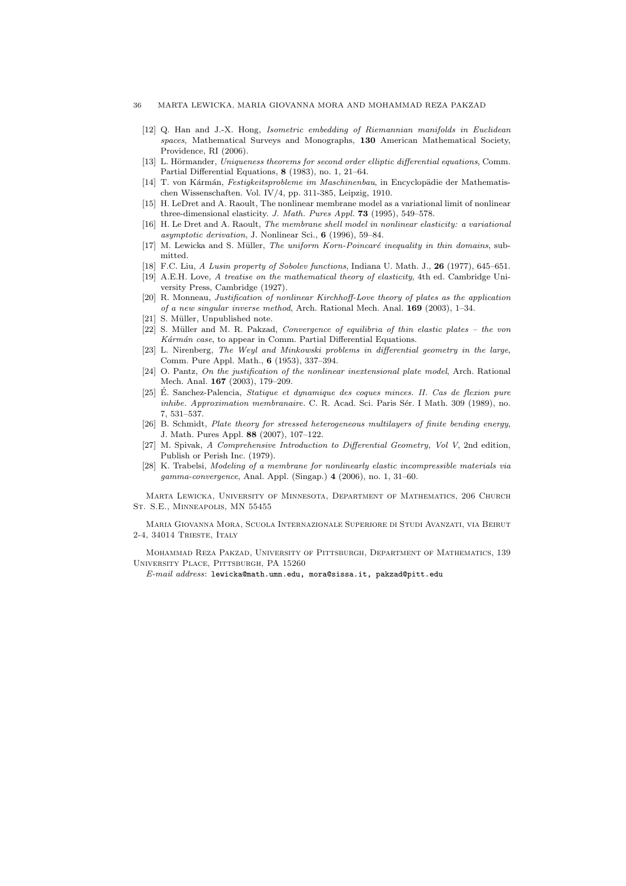[12] Q. Han and J.-X. Hong, *Isometric embedding of Riemannian manifolds in Euclidean spaces*, Mathematical Surveys and Monographs, **130** American Mathematical Society, Providence, RI (2006).

[13] L. Hörmander, *Uniqueness theorems for second order elliptic differential equations*, Comm. Partial Differential Equations, **8** (1983), no. 1, 21–64.

[14] T. von Kármán, *Festigkeitsprobleme im Maschinenbau*, in Encyclopädie der Mathematischen Wissenschaften. Vol. IV/4, pp. 311-385, Leipzig, 1910.

[15] H. LeDret and A. Raoult, The nonlinear membrane model as a variational limit of nonlinear three-dimensional elasticity. *J. Math. Pures Appl.* **73** (1995), 549–578.

[16] H. Le Dret and A. Raoult, *The membrane shell model in nonlinear elasticity: a variational asymptotic derivation*, J. Nonlinear Sci., **6** (1996), 59–84.

[17] M. Lewicka and S. Müller, *The uniform Korn-Poincaré inequality in thin domains*, submitted.

[18] F.C. Liu, *A Lusin property of Sobolev functions*, Indiana U. Math. J., **26** (1977), 645–651.

[19] A.E.H. Love, *A treatise on the mathematical theory of elasticity*, 4th ed. Cambridge University Press, Cambridge (1927).

[20] R. Monneau, *Justification of nonlinear Kirchhoff-Love theory of plates as the application of a new singular inverse method*, Arch. Rational Mech. Anal. **169** (2003), 1–34.

[21] S. Müller, Unpublished note.

[22] S. Müller and M. R. Pakzad, *Convergence of equilibria of thin elastic plates – the von Kármán case*, to appear in Comm. Partial Differential Equations.

[23] L. Nirenberg, *The Weyl and Minkowski problems in differential geometry in the large*, Comm. Pure Appl. Math., **6** (1953), 337–394.

[24] O. Pantz, *On the justification of the nonlinear inextensional plate model*, Arch. Rational Mech. Anal. **167** (2003), 179–209.

[25] É. Sanchez-Palencia, *Statique et dynamique des coques minces. II. Cas de flexion pure inhibe. Approximation membranaire.* C. R. Acad. Sci. Paris Sér. I Math. 309 (1989), no. 7, 531–537.

[26] B. Schmidt, *Plate theory for stressed heterogeneous multilayers of finite bending energy*, J. Math. Pures Appl. **88** (2007), 107–122.

[27] M. Spivak, *A Comprehensive Introduction to Differential Geometry, Vol V*, 2nd edition, Publish or Perish Inc. (1979).

[28] K. Trabelsi, *Modeling of a membrane for nonlinearly elastic incompressible materials via gamma-convergence*, Anal. Appl. (Singap.) **4** (2006), no. 1, 31–60.

Marta Lewicka, University of Minnesota, Department of Mathematics, 206 Church St. S.E., Minneapolis, MN 55455

Maria Giovanna Mora, Scuola Internazionale Superiore di Studi Avanzati, via Beirut 2-4, 34014 Trieste, Italy

Mohammad Reza Pakzad, University of Pittsburgh, Department of Mathematics, 139 University Place, Pittsburgh, PA 15260

*E-mail address*: lewicka@math.umn.edu, mora@sissa.it, pakzad@pitt.edu